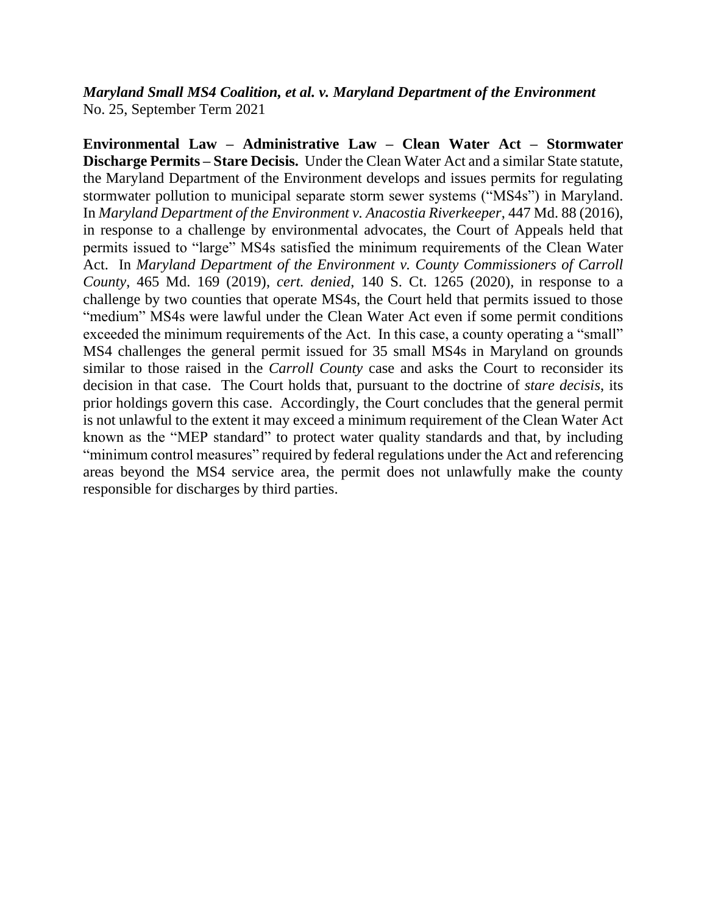***Maryland Small MS4 Coalition, et al. v. Maryland Department of the Environment***
No. 25, September Term 2021

**Environmental Law – Administrative Law – Clean Water Act – Stormwater Discharge Permits – Stare Decisis.** Under the Clean Water Act and a similar State statute, the Maryland Department of the Environment develops and issues permits for regulating stormwater pollution to municipal separate storm sewer systems ("MS4s") in Maryland. In *Maryland Department of the Environment v. Anacostia Riverkeeper*, 447 Md. 88 (2016), in response to a challenge by environmental advocates, the Court of Appeals held that permits issued to "large" MS4s satisfied the minimum requirements of the Clean Water Act. In *Maryland Department of the Environment v. County Commissioners of Carroll County*, 465 Md. 169 (2019), *cert. denied*, 140 S. Ct. 1265 (2020), in response to a challenge by two counties that operate MS4s, the Court held that permits issued to those "medium" MS4s were lawful under the Clean Water Act even if some permit conditions exceeded the minimum requirements of the Act. In this case, a county operating a "small" MS4 challenges the general permit issued for 35 small MS4s in Maryland on grounds similar to those raised in the *Carroll County* case and asks the Court to reconsider its decision in that case. The Court holds that, pursuant to the doctrine of *stare decisis*, its prior holdings govern this case. Accordingly, the Court concludes that the general permit is not unlawful to the extent it may exceed a minimum requirement of the Clean Water Act known as the "MEP standard" to protect water quality standards and that, by including "minimum control measures" required by federal regulations under the Act and referencing areas beyond the MS4 service area, the permit does not unlawfully make the county responsible for discharges by third parties.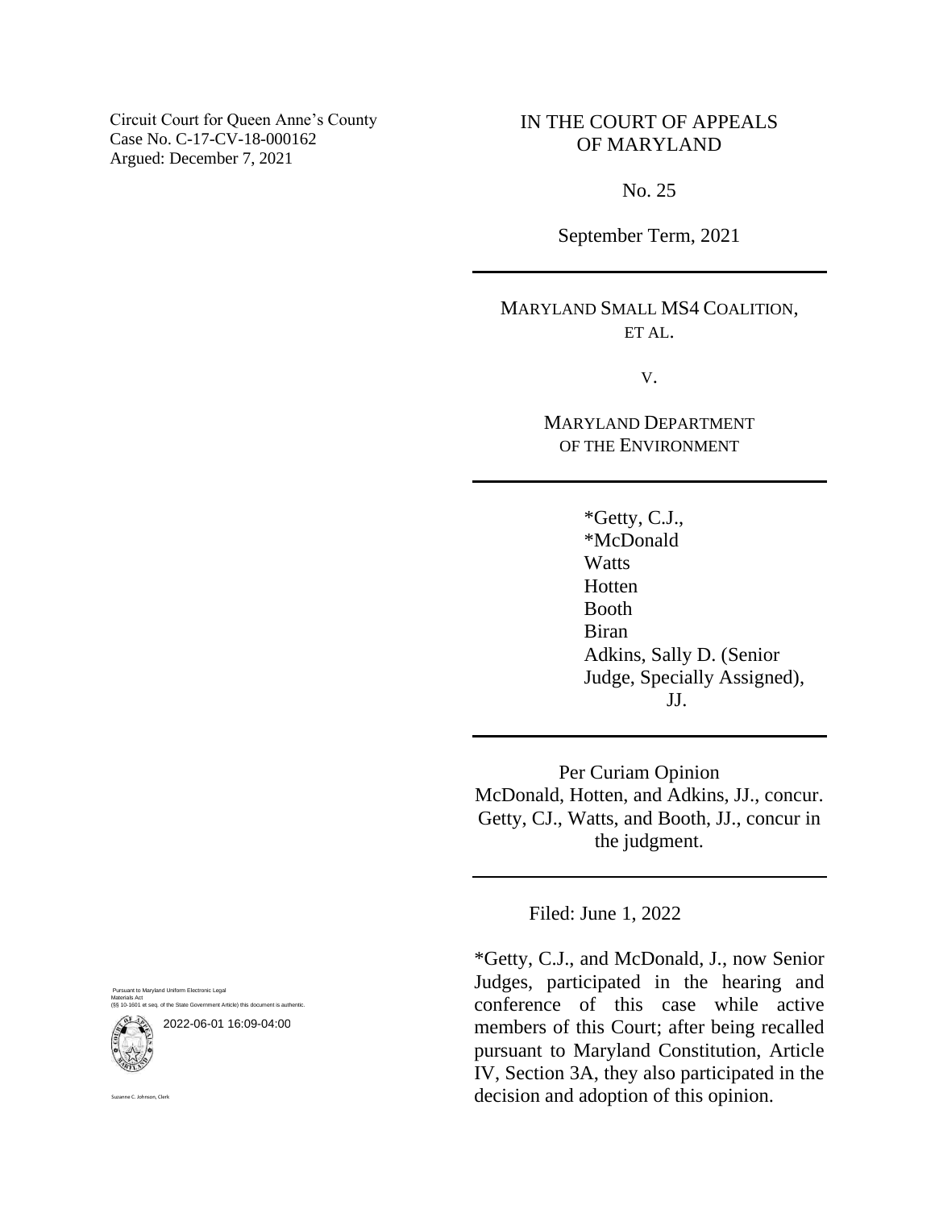Circuit Court for Queen Anne's County
Case No. C-17-CV-18-000162
Argued: December 7, 2021

IN THE COURT OF APPEALS
OF MARYLAND

No. 25

September Term, 2021

---

MARYLAND SMALL MS4 COALITION,
ET AL.

v.

MARYLAND DEPARTMENT
OF THE ENVIRONMENT

---

*Getty, C.J.,
*McDonald
Watts
Hotten
Booth
Biran
Adkins, Sally D. (Senior
Judge, Specially Assigned),
JJ.

---

Per Curiam Opinion
McDonald, Hotten, and Adkins, JJ., concur.
Getty, CJ., Watts, and Booth, JJ., concur in
the judgment.

---

Filed: June 1, 2022

*Getty, C.J., and McDonald, J., now Senior Judges, participated in the hearing and conference of this case while active members of this Court; after being recalled pursuant to Maryland Constitution, Article IV, Section 3A, they also participated in the decision and adoption of this opinion.

Pursuant to Maryland Uniform Electronic Legal Materials Act
(§§ 10-1601 et seq. of the State Government Article) this document is authentic.

2022-06-01 16:09-04:00

Suzanne C. Johnson, Clerk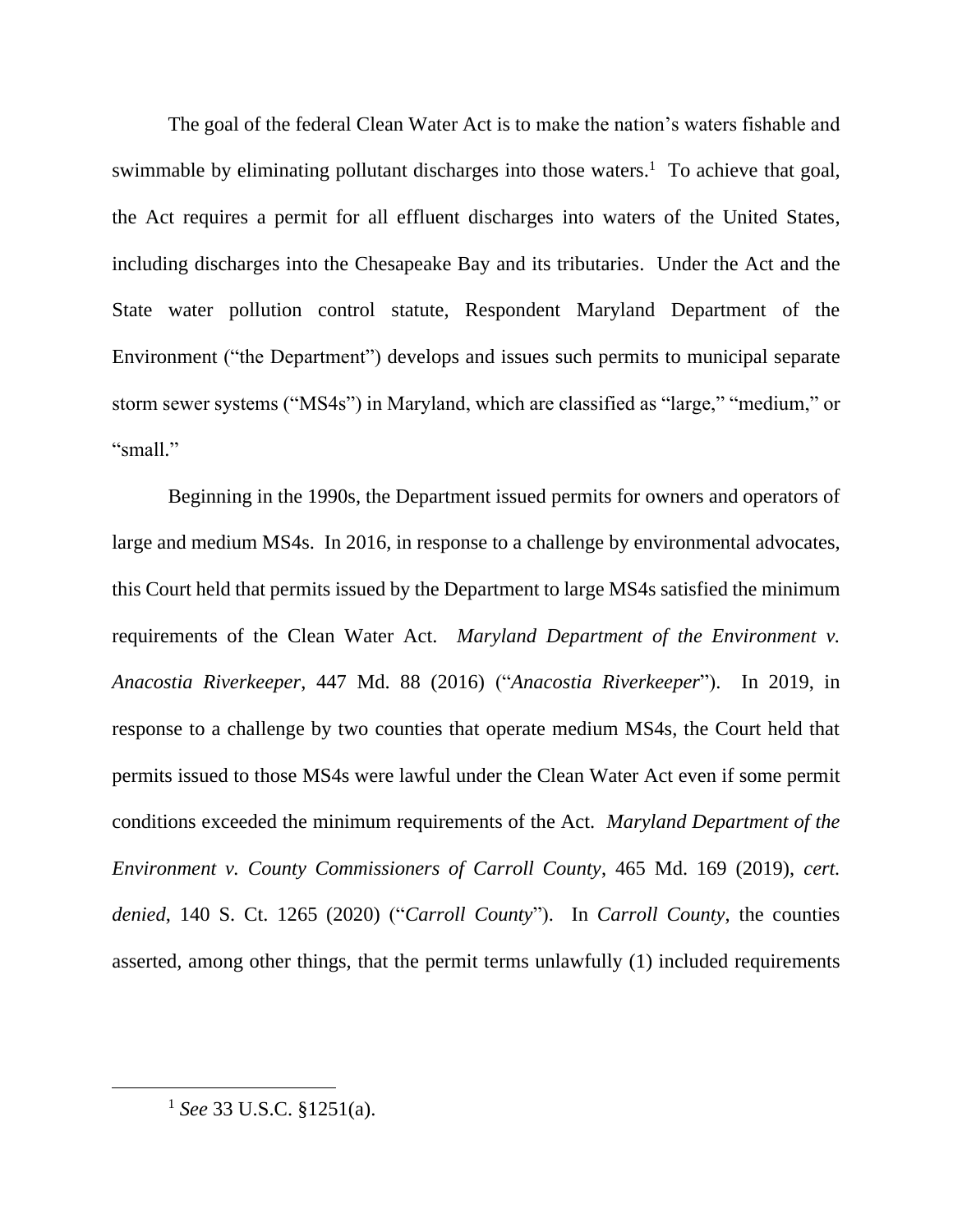The goal of the federal Clean Water Act is to make the nation's waters fishable and swimmable by eliminating pollutant discharges into those waters.[1] To achieve that goal, the Act requires a permit for all effluent discharges into waters of the United States, including discharges into the Chesapeake Bay and its tributaries. Under the Act and the State water pollution control statute, Respondent Maryland Department of the Environment ("the Department") develops and issues such permits to municipal separate storm sewer systems ("MS4s") in Maryland, which are classified as "large," "medium," or "small."

Beginning in the 1990s, the Department issued permits for owners and operators of large and medium MS4s. In 2016, in response to a challenge by environmental advocates, this Court held that permits issued by the Department to large MS4s satisfied the minimum requirements of the Clean Water Act. *Maryland Department of the Environment v. Anacostia Riverkeeper*, 447 Md. 88 (2016) ("*Anacostia Riverkeeper*"). In 2019, in response to a challenge by two counties that operate medium MS4s, the Court held that permits issued to those MS4s were lawful under the Clean Water Act even if some permit conditions exceeded the minimum requirements of the Act. *Maryland Department of the Environment v. County Commissioners of Carroll County*, 465 Md. 169 (2019), *cert. denied*, 140 S. Ct. 1265 (2020) ("*Carroll County*"). In *Carroll County*, the counties asserted, among other things, that the permit terms unlawfully (1) included requirements

[1] *See* 33 U.S.C. §1251(a).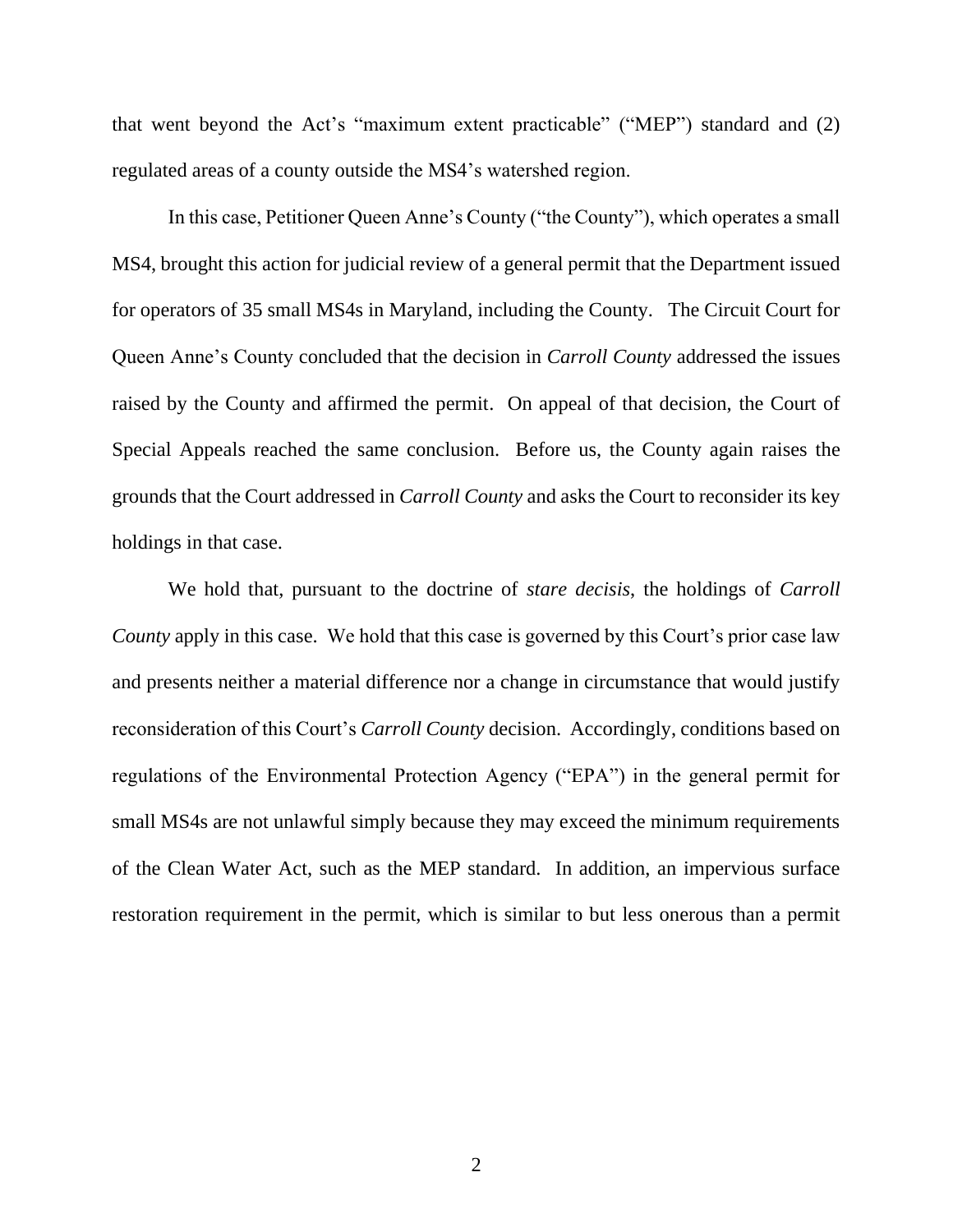that went beyond the Act's "maximum extent practicable" ("MEP") standard and (2) regulated areas of a county outside the MS4's watershed region.

In this case, Petitioner Queen Anne's County ("the County"), which operates a small MS4, brought this action for judicial review of a general permit that the Department issued for operators of 35 small MS4s in Maryland, including the County. The Circuit Court for Queen Anne's County concluded that the decision in *Carroll County* addressed the issues raised by the County and affirmed the permit. On appeal of that decision, the Court of Special Appeals reached the same conclusion. Before us, the County again raises the grounds that the Court addressed in *Carroll County* and asks the Court to reconsider its key holdings in that case.

We hold that, pursuant to the doctrine of *stare decisis*, the holdings of *Carroll County* apply in this case. We hold that this case is governed by this Court's prior case law and presents neither a material difference nor a change in circumstance that would justify reconsideration of this Court's *Carroll County* decision. Accordingly, conditions based on regulations of the Environmental Protection Agency ("EPA") in the general permit for small MS4s are not unlawful simply because they may exceed the minimum requirements of the Clean Water Act, such as the MEP standard. In addition, an impervious surface restoration requirement in the permit, which is similar to but less onerous than a permit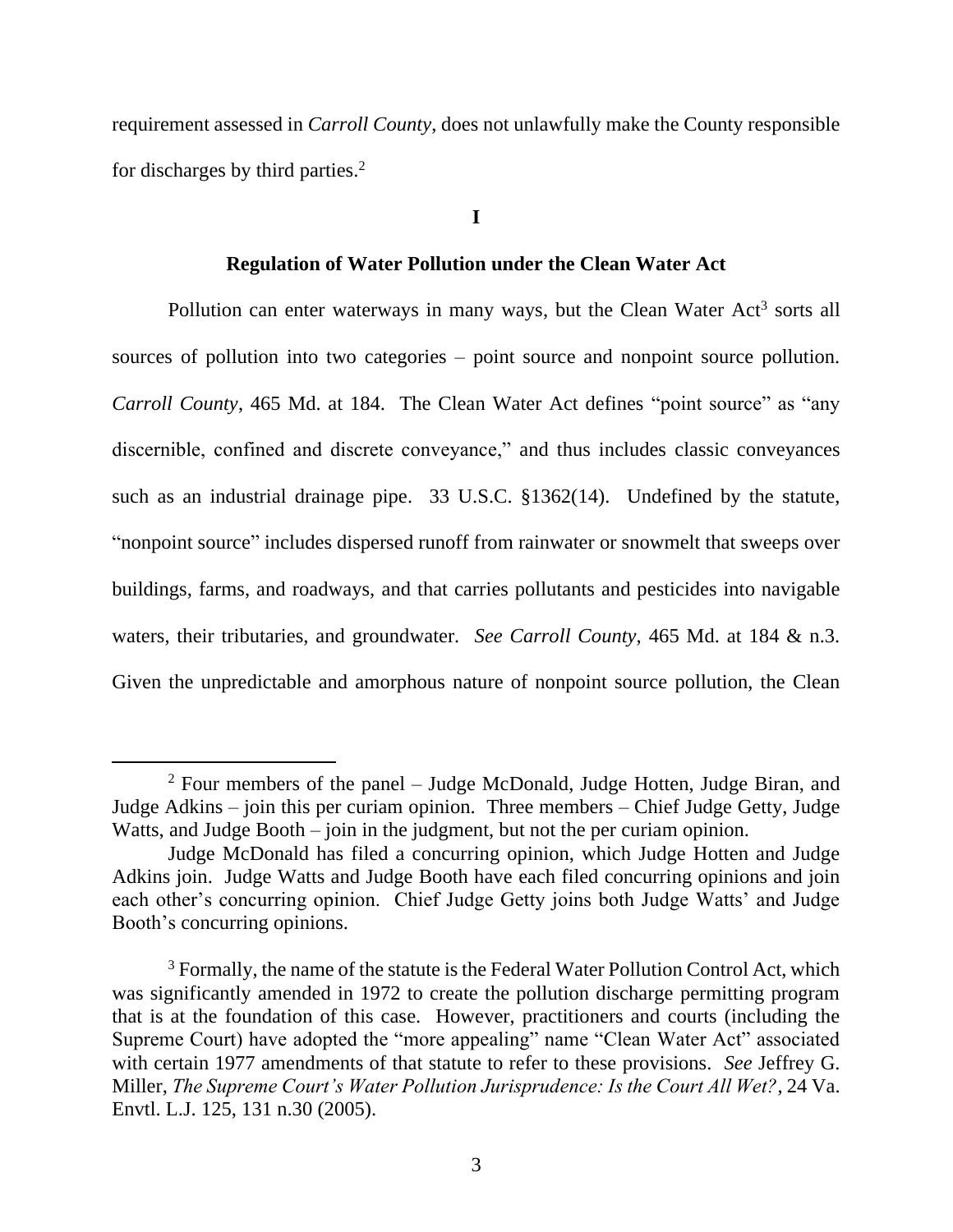requirement assessed in *Carroll County*, does not unlawfully make the County responsible for discharges by third parties.[2]

**I**

**Regulation of Water Pollution under the Clean Water Act**

Pollution can enter waterways in many ways, but the Clean Water Act[3] sorts all sources of pollution into two categories – point source and nonpoint source pollution. *Carroll County*, 465 Md. at 184. The Clean Water Act defines "point source" as "any discernible, confined and discrete conveyance," and thus includes classic conveyances such as an industrial drainage pipe. 33 U.S.C. §1362(14). Undefined by the statute, "nonpoint source" includes dispersed runoff from rainwater or snowmelt that sweeps over buildings, farms, and roadways, and that carries pollutants and pesticides into navigable waters, their tributaries, and groundwater. *See Carroll County*, 465 Md. at 184 & n.3. Given the unpredictable and amorphous nature of nonpoint source pollution, the Clean

---

[2] Four members of the panel – Judge McDonald, Judge Hotten, Judge Biran, and Judge Adkins – join this per curiam opinion. Three members – Chief Judge Getty, Judge Watts, and Judge Booth – join in the judgment, but not the per curiam opinion.

Judge McDonald has filed a concurring opinion, which Judge Hotten and Judge Adkins join. Judge Watts and Judge Booth have each filed concurring opinions and join each other's concurring opinion. Chief Judge Getty joins both Judge Watts' and Judge Booth's concurring opinions.

[3] Formally, the name of the statute is the Federal Water Pollution Control Act, which was significantly amended in 1972 to create the pollution discharge permitting program that is at the foundation of this case. However, practitioners and courts (including the Supreme Court) have adopted the "more appealing" name "Clean Water Act" associated with certain 1977 amendments of that statute to refer to these provisions. *See* Jeffrey G. Miller, *The Supreme Court's Water Pollution Jurisprudence: Is the Court All Wet?*, 24 Va. Envtl. L.J. 125, 131 n.30 (2005).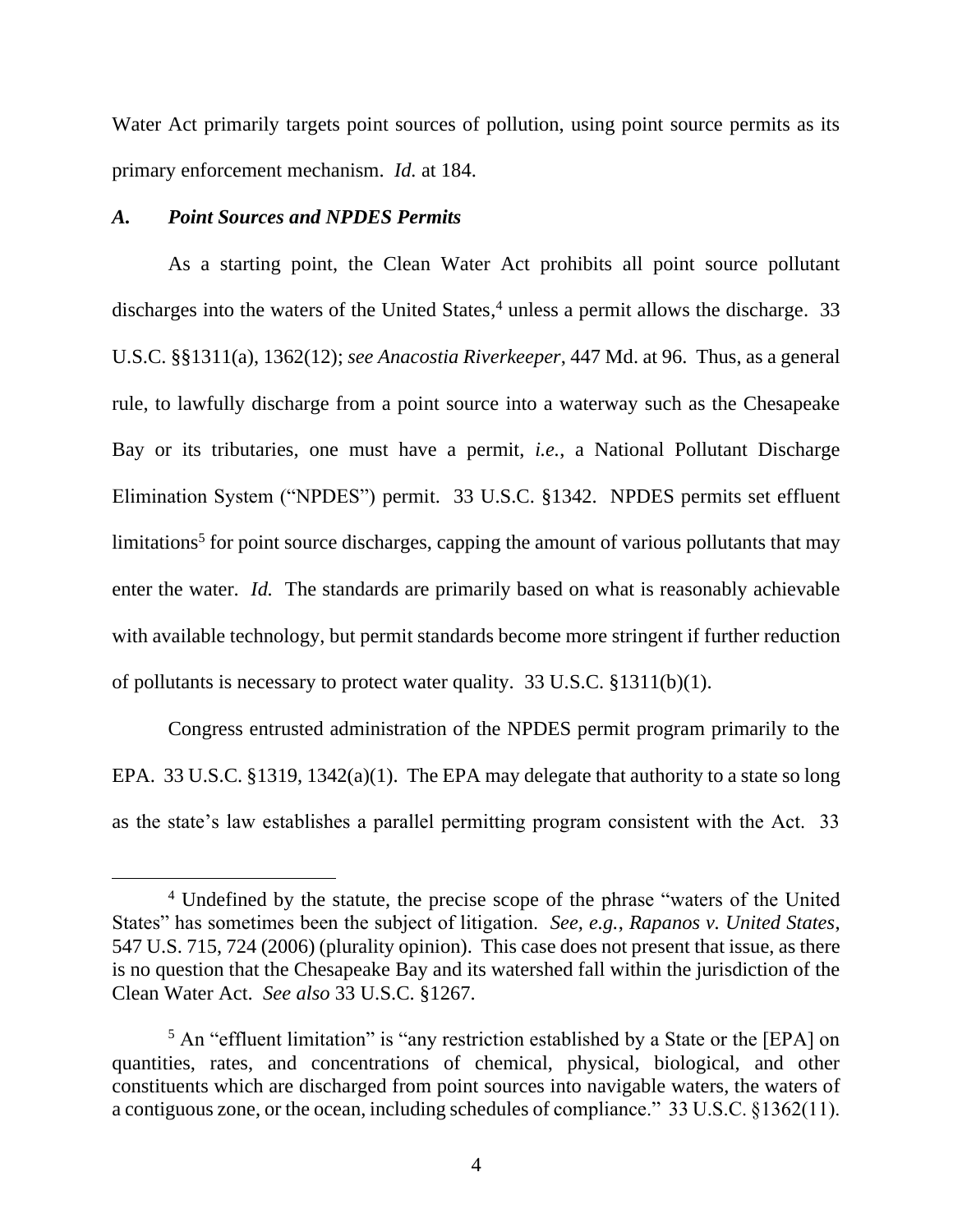Water Act primarily targets point sources of pollution, using point source permits as its primary enforcement mechanism. *Id.* at 184.

### *A. Point Sources and NPDES Permits*

As a starting point, the Clean Water Act prohibits all point source pollutant discharges into the waters of the United States,[4] unless a permit allows the discharge. 33 U.S.C. §§1311(a), 1362(12); *see Anacostia Riverkeeper*, 447 Md. at 96. Thus, as a general rule, to lawfully discharge from a point source into a waterway such as the Chesapeake Bay or its tributaries, one must have a permit, *i.e.*, a National Pollutant Discharge Elimination System ("NPDES") permit. 33 U.S.C. §1342. NPDES permits set effluent limitations[5] for point source discharges, capping the amount of various pollutants that may enter the water. *Id.* The standards are primarily based on what is reasonably achievable with available technology, but permit standards become more stringent if further reduction of pollutants is necessary to protect water quality. 33 U.S.C. §1311(b)(1).

Congress entrusted administration of the NPDES permit program primarily to the EPA. 33 U.S.C. §1319, 1342(a)(1). The EPA may delegate that authority to a state so long as the state's law establishes a parallel permitting program consistent with the Act. 33

---

[4] Undefined by the statute, the precise scope of the phrase "waters of the United States" has sometimes been the subject of litigation. *See, e.g.*, *Rapanos v. United States*, 547 U.S. 715, 724 (2006) (plurality opinion). This case does not present that issue, as there is no question that the Chesapeake Bay and its watershed fall within the jurisdiction of the Clean Water Act. *See also* 33 U.S.C. §1267.

[5] An "effluent limitation" is "any restriction established by a State or the [EPA] on quantities, rates, and concentrations of chemical, physical, biological, and other constituents which are discharged from point sources into navigable waters, the waters of a contiguous zone, or the ocean, including schedules of compliance." 33 U.S.C. §1362(11).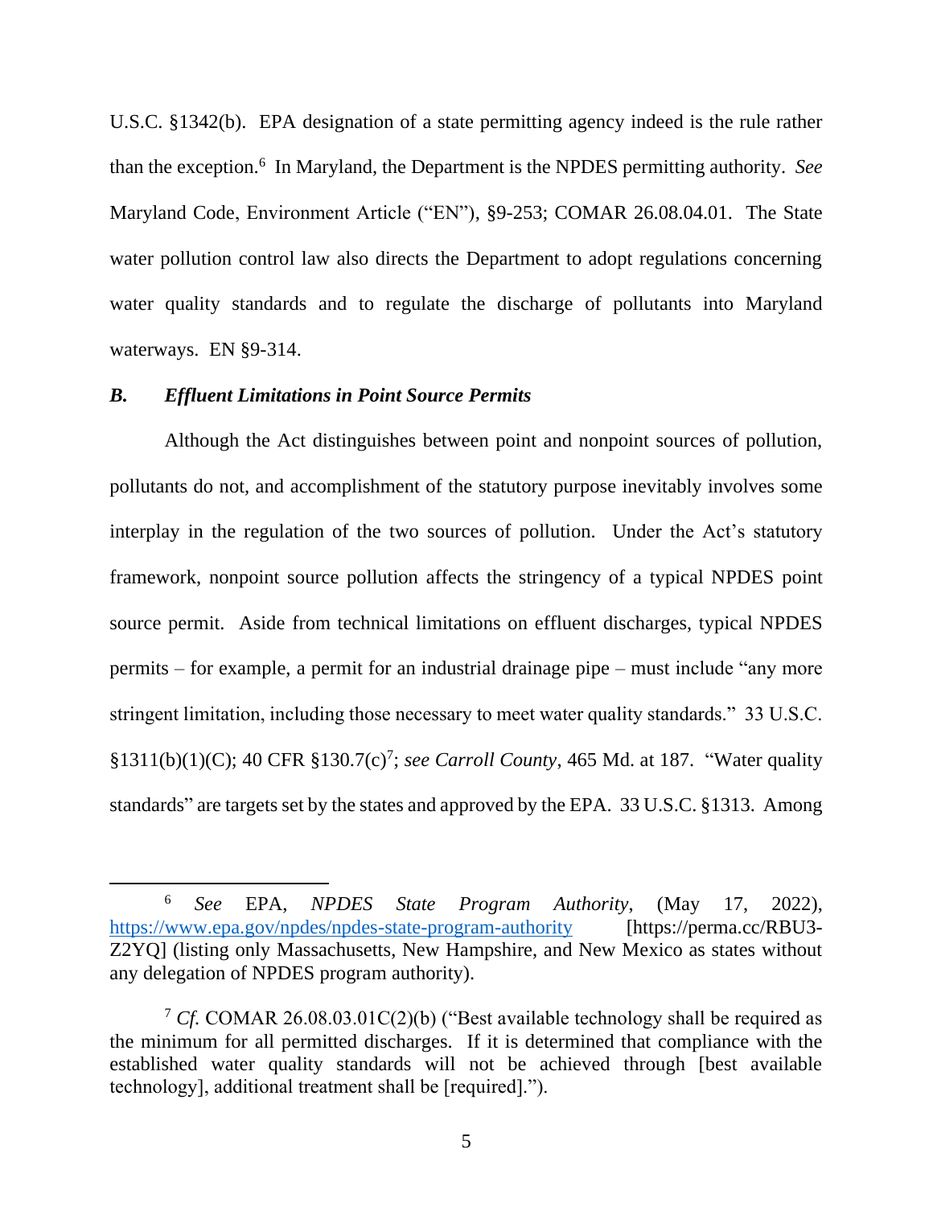U.S.C. §1342(b). EPA designation of a state permitting agency indeed is the rule rather than the exception.[6] In Maryland, the Department is the NPDES permitting authority. *See* Maryland Code, Environment Article ("EN"), §9-253; COMAR 26.08.04.01. The State water pollution control law also directs the Department to adopt regulations concerning water quality standards and to regulate the discharge of pollutants into Maryland waterways. EN §9-314.

### *B. Effluent Limitations in Point Source Permits*

Although the Act distinguishes between point and nonpoint sources of pollution, pollutants do not, and accomplishment of the statutory purpose inevitably involves some interplay in the regulation of the two sources of pollution. Under the Act's statutory framework, nonpoint source pollution affects the stringency of a typical NPDES point source permit. Aside from technical limitations on effluent discharges, typical NPDES permits – for example, a permit for an industrial drainage pipe – must include "any more stringent limitation, including those necessary to meet water quality standards." 33 U.S.C. §1311(b)(1)(C); 40 CFR §130.7(c)[7]; *see Carroll County*, 465 Md. at 187. "Water quality standards" are targets set by the states and approved by the EPA. 33 U.S.C. §1313. Among

---

[6] *See* EPA, *NPDES State Program Authority*, (May 17, 2022), https://www.epa.gov/npdes/npdes-state-program-authority [https://perma.cc/RBU3-Z2YQ] (listing only Massachusetts, New Hampshire, and New Mexico as states without any delegation of NPDES program authority).

[7] *Cf.* COMAR 26.08.03.01C(2)(b) ("Best available technology shall be required as the minimum for all permitted discharges. If it is determined that compliance with the established water quality standards will not be achieved through [best available technology], additional treatment shall be [required].").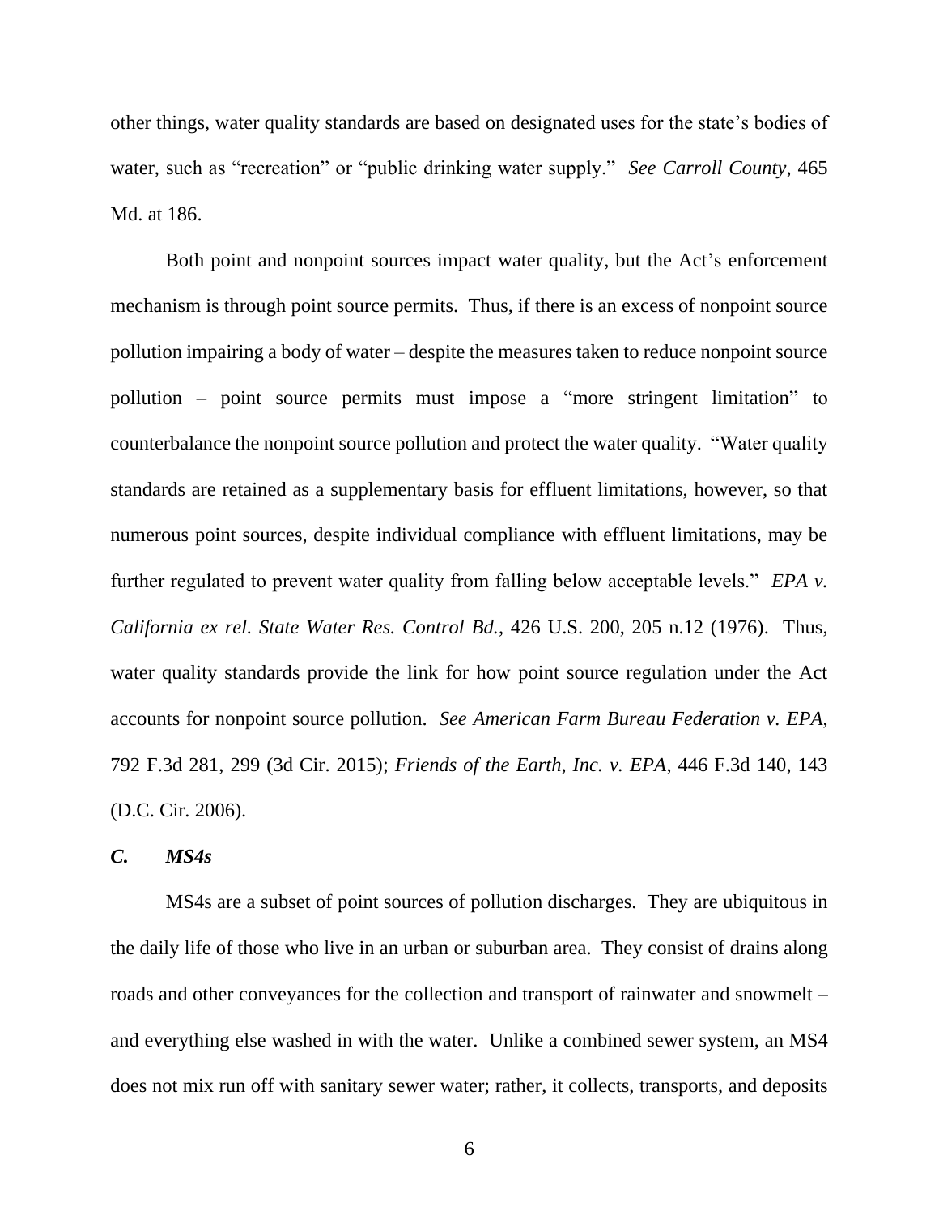other things, water quality standards are based on designated uses for the state's bodies of water, such as "recreation" or "public drinking water supply." *See Carroll County*, 465 Md. at 186.

Both point and nonpoint sources impact water quality, but the Act's enforcement mechanism is through point source permits. Thus, if there is an excess of nonpoint source pollution impairing a body of water – despite the measures taken to reduce nonpoint source pollution – point source permits must impose a "more stringent limitation" to counterbalance the nonpoint source pollution and protect the water quality. "Water quality standards are retained as a supplementary basis for effluent limitations, however, so that numerous point sources, despite individual compliance with effluent limitations, may be further regulated to prevent water quality from falling below acceptable levels." *EPA v. California ex rel. State Water Res. Control Bd.*, 426 U.S. 200, 205 n.12 (1976). Thus, water quality standards provide the link for how point source regulation under the Act accounts for nonpoint source pollution. *See American Farm Bureau Federation v. EPA*, 792 F.3d 281, 299 (3d Cir. 2015); *Friends of the Earth, Inc. v. EPA*, 446 F.3d 140, 143 (D.C. Cir. 2006).

### *C. MS4s*

MS4s are a subset of point sources of pollution discharges. They are ubiquitous in the daily life of those who live in an urban or suburban area. They consist of drains along roads and other conveyances for the collection and transport of rainwater and snowmelt – and everything else washed in with the water. Unlike a combined sewer system, an MS4 does not mix run off with sanitary sewer water; rather, it collects, transports, and deposits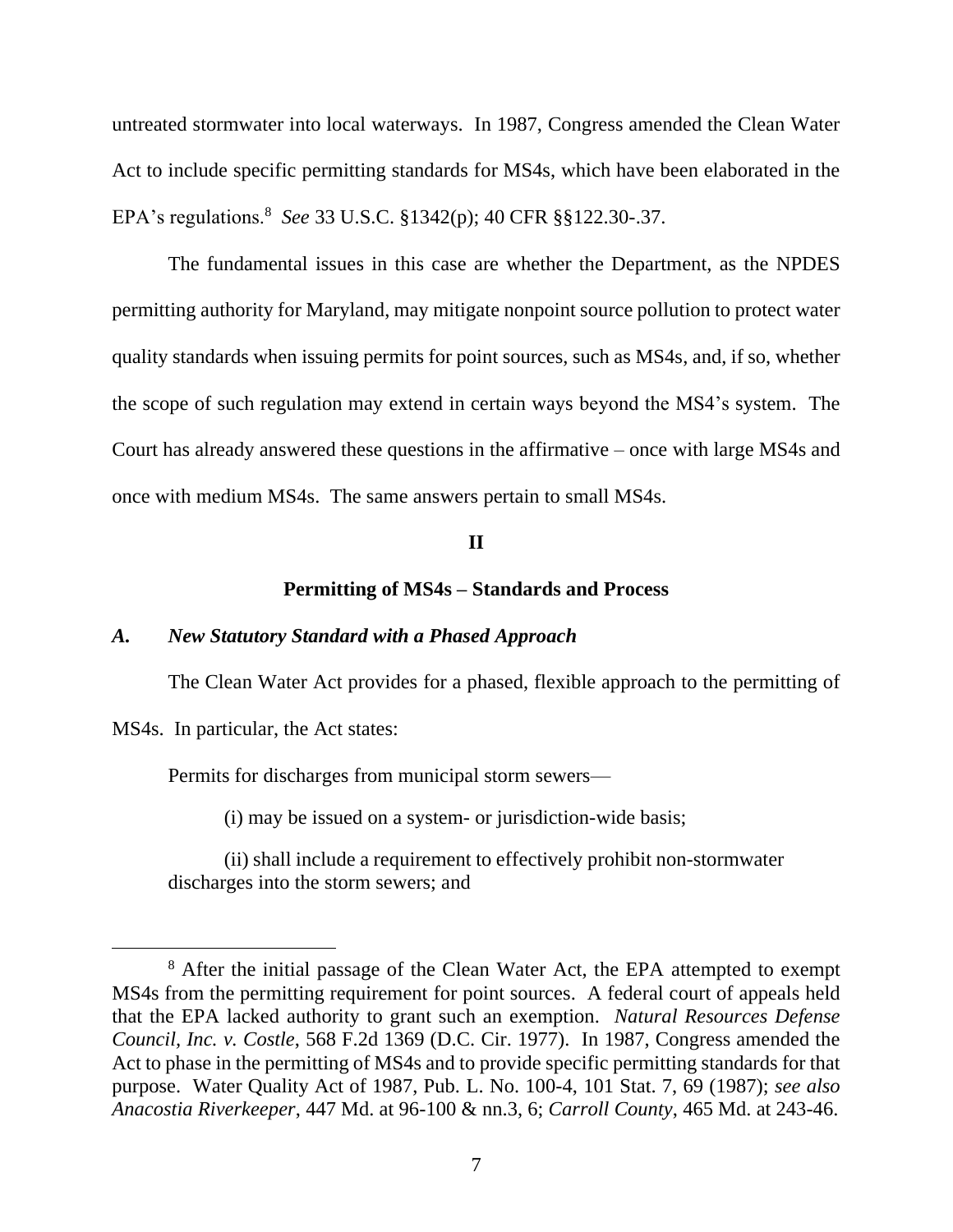untreated stormwater into local waterways. In 1987, Congress amended the Clean Water Act to include specific permitting standards for MS4s, which have been elaborated in the EPA's regulations.[8] *See* 33 U.S.C. §1342(p); 40 CFR §§122.30-.37.

The fundamental issues in this case are whether the Department, as the NPDES permitting authority for Maryland, may mitigate nonpoint source pollution to protect water quality standards when issuing permits for point sources, such as MS4s, and, if so, whether the scope of such regulation may extend in certain ways beyond the MS4's system. The Court has already answered these questions in the affirmative – once with large MS4s and once with medium MS4s. The same answers pertain to small MS4s.

## II

## Permitting of MS4s – Standards and Process

### *A. New Statutory Standard with a Phased Approach*

The Clean Water Act provides for a phased, flexible approach to the permitting of MS4s. In particular, the Act states:

> Permits for discharges from municipal storm sewers—
>
> (i) may be issued on a system- or jurisdiction-wide basis;
>
> (ii) shall include a requirement to effectively prohibit non-stormwater discharges into the storm sewers; and

[8] After the initial passage of the Clean Water Act, the EPA attempted to exempt MS4s from the permitting requirement for point sources. A federal court of appeals held that the EPA lacked authority to grant such an exemption. *Natural Resources Defense Council, Inc. v. Costle*, 568 F.2d 1369 (D.C. Cir. 1977). In 1987, Congress amended the Act to phase in the permitting of MS4s and to provide specific permitting standards for that purpose. Water Quality Act of 1987, Pub. L. No. 100-4, 101 Stat. 7, 69 (1987); *see also Anacostia Riverkeeper*, 447 Md. at 96-100 & nn.3, 6; *Carroll County*, 465 Md. at 243-46.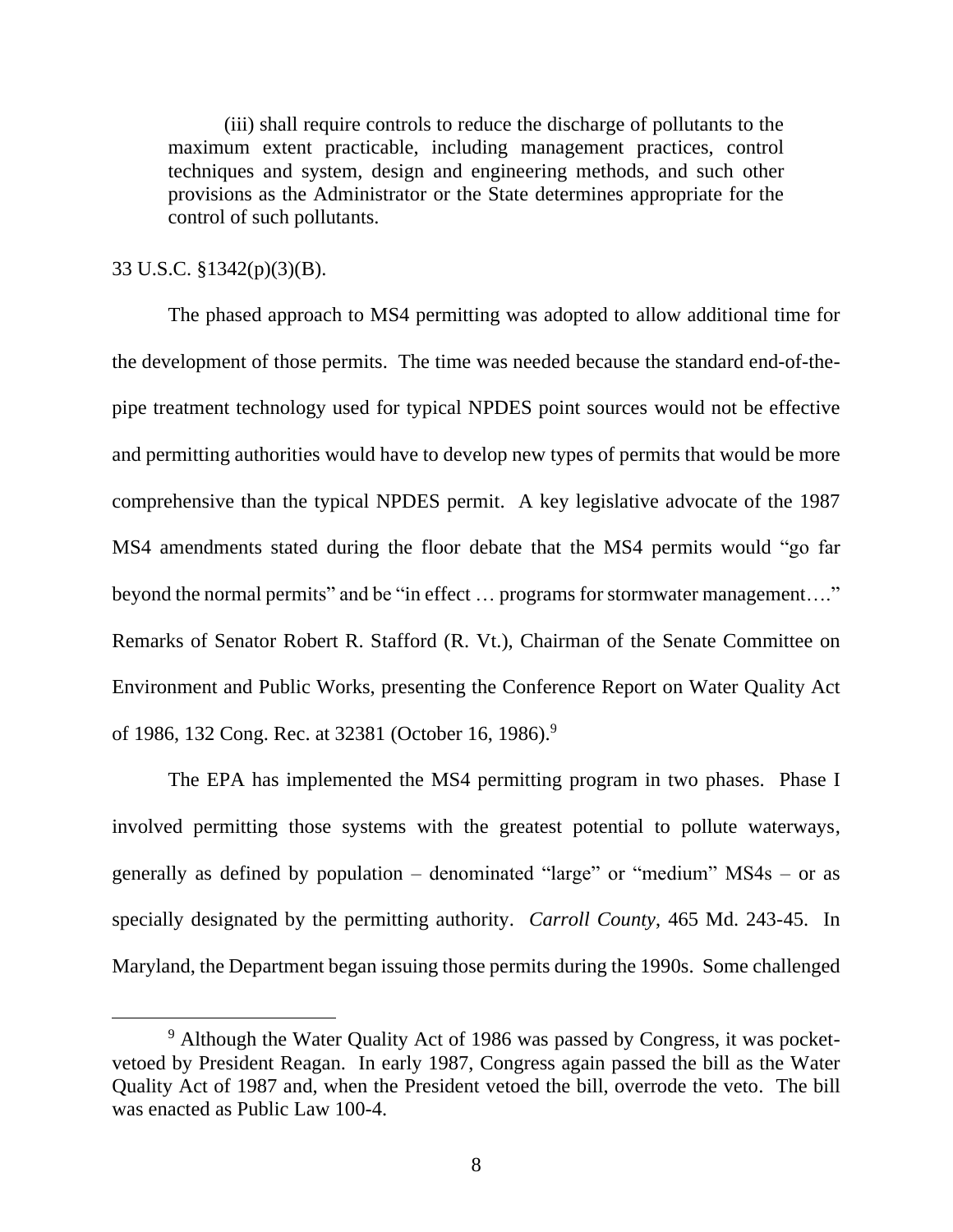(iii) shall require controls to reduce the discharge of pollutants to the maximum extent practicable, including management practices, control techniques and system, design and engineering methods, and such other provisions as the Administrator or the State determines appropriate for the control of such pollutants.

33 U.S.C. §1342(p)(3)(B).

The phased approach to MS4 permitting was adopted to allow additional time for the development of those permits. The time was needed because the standard end-of-the-pipe treatment technology used for typical NPDES point sources would not be effective and permitting authorities would have to develop new types of permits that would be more comprehensive than the typical NPDES permit. A key legislative advocate of the 1987 MS4 amendments stated during the floor debate that the MS4 permits would "go far beyond the normal permits" and be "in effect … programs for stormwater management…." Remarks of Senator Robert R. Stafford (R. Vt.), Chairman of the Senate Committee on Environment and Public Works, presenting the Conference Report on Water Quality Act of 1986, 132 Cong. Rec. at 32381 (October 16, 1986).[9]

The EPA has implemented the MS4 permitting program in two phases. Phase I involved permitting those systems with the greatest potential to pollute waterways, generally as defined by population – denominated "large" or "medium" MS4s – or as specially designated by the permitting authority. *Carroll County*, 465 Md. 243-45. In Maryland, the Department began issuing those permits during the 1990s. Some challenged

[9] Although the Water Quality Act of 1986 was passed by Congress, it was pocket-vetoed by President Reagan. In early 1987, Congress again passed the bill as the Water Quality Act of 1987 and, when the President vetoed the bill, overrode the veto. The bill was enacted as Public Law 100-4.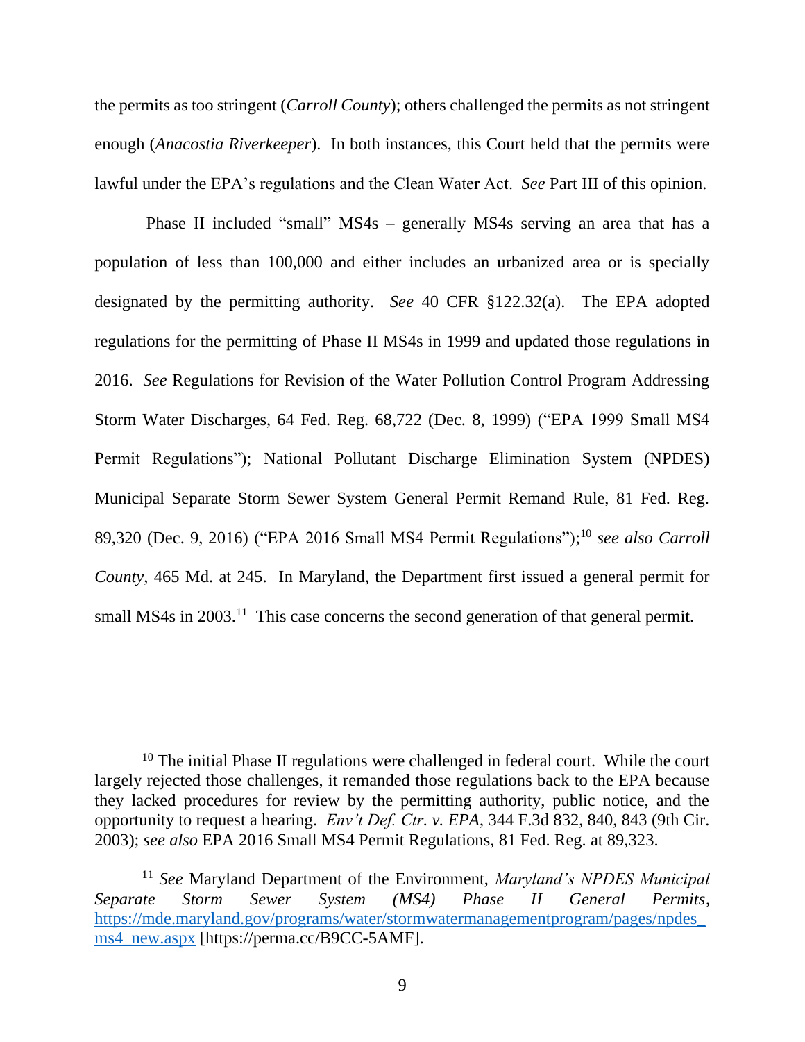the permits as too stringent (*Carroll County*); others challenged the permits as not stringent enough (*Anacostia Riverkeeper*). In both instances, this Court held that the permits were lawful under the EPA's regulations and the Clean Water Act. *See* Part III of this opinion.

Phase II included "small" MS4s – generally MS4s serving an area that has a population of less than 100,000 and either includes an urbanized area or is specially designated by the permitting authority. *See* 40 CFR §122.32(a). The EPA adopted regulations for the permitting of Phase II MS4s in 1999 and updated those regulations in 2016. *See* Regulations for Revision of the Water Pollution Control Program Addressing Storm Water Discharges, 64 Fed. Reg. 68,722 (Dec. 8, 1999) ("EPA 1999 Small MS4 Permit Regulations"); National Pollutant Discharge Elimination System (NPDES) Municipal Separate Storm Sewer System General Permit Remand Rule, 81 Fed. Reg. 89,320 (Dec. 9, 2016) ("EPA 2016 Small MS4 Permit Regulations");[10] *see also Carroll County*, 465 Md. at 245. In Maryland, the Department first issued a general permit for small MS4s in 2003.[11] This case concerns the second generation of that general permit.

---

[10] The initial Phase II regulations were challenged in federal court. While the court largely rejected those challenges, it remanded those regulations back to the EPA because they lacked procedures for review by the permitting authority, public notice, and the opportunity to request a hearing. *Env't Def. Ctr. v. EPA*, 344 F.3d 832, 840, 843 (9th Cir. 2003); *see also* EPA 2016 Small MS4 Permit Regulations, 81 Fed. Reg. at 89,323.

[11] *See* Maryland Department of the Environment, *Maryland's NPDES Municipal Separate Storm Sewer System (MS4) Phase II General Permits*, https://mde.maryland.gov/programs/water/stormwatermanagementprogram/pages/npdes_ms4_new.aspx [https://perma.cc/B9CC-5AMF].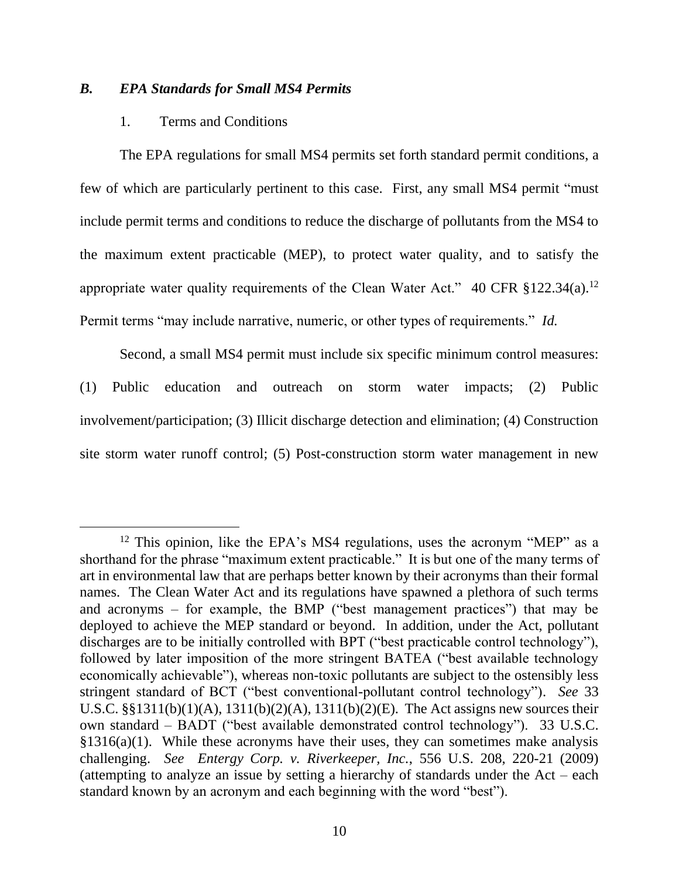### *B. EPA Standards for Small MS4 Permits*

1. Terms and Conditions

The EPA regulations for small MS4 permits set forth standard permit conditions, a few of which are particularly pertinent to this case. First, any small MS4 permit "must include permit terms and conditions to reduce the discharge of pollutants from the MS4 to the maximum extent practicable (MEP), to protect water quality, and to satisfy the appropriate water quality requirements of the Clean Water Act." 40 CFR §122.34(a).[12] Permit terms "may include narrative, numeric, or other types of requirements." *Id.*

Second, a small MS4 permit must include six specific minimum control measures: (1) Public education and outreach on storm water impacts; (2) Public involvement/participation; (3) Illicit discharge detection and elimination; (4) Construction site storm water runoff control; (5) Post-construction storm water management in new

[12] This opinion, like the EPA's MS4 regulations, uses the acronym "MEP" as a shorthand for the phrase "maximum extent practicable." It is but one of the many terms of art in environmental law that are perhaps better known by their acronyms than their formal names. The Clean Water Act and its regulations have spawned a plethora of such terms and acronyms – for example, the BMP ("best management practices") that may be deployed to achieve the MEP standard or beyond. In addition, under the Act, pollutant discharges are to be initially controlled with BPT ("best practicable control technology"), followed by later imposition of the more stringent BATEA ("best available technology economically achievable"), whereas non-toxic pollutants are subject to the ostensibly less stringent standard of BCT ("best conventional-pollutant control technology"). *See* 33 U.S.C. §§1311(b)(1)(A), 1311(b)(2)(A), 1311(b)(2)(E). The Act assigns new sources their own standard – BADT ("best available demonstrated control technology"). 33 U.S.C. §1316(a)(1). While these acronyms have their uses, they can sometimes make analysis challenging. *See* *Entergy Corp. v. Riverkeeper, Inc.*, 556 U.S. 208, 220-21 (2009) (attempting to analyze an issue by setting a hierarchy of standards under the Act – each standard known by an acronym and each beginning with the word "best").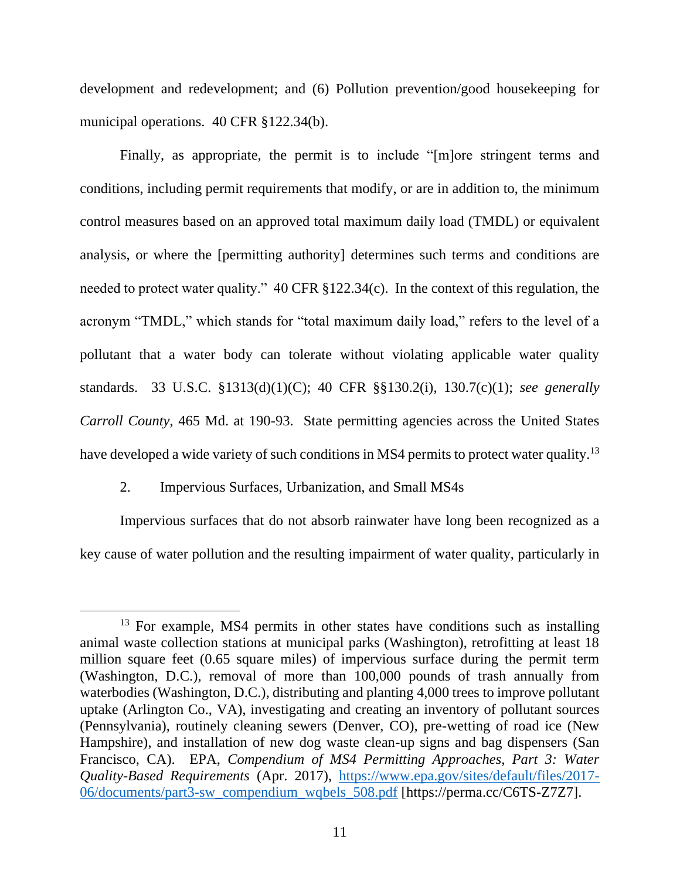development and redevelopment; and (6) Pollution prevention/good housekeeping for municipal operations. 40 CFR §122.34(b).

Finally, as appropriate, the permit is to include "[m]ore stringent terms and conditions, including permit requirements that modify, or are in addition to, the minimum control measures based on an approved total maximum daily load (TMDL) or equivalent analysis, or where the [permitting authority] determines such terms and conditions are needed to protect water quality." 40 CFR §122.34(c). In the context of this regulation, the acronym "TMDL," which stands for "total maximum daily load," refers to the level of a pollutant that a water body can tolerate without violating applicable water quality standards. 33 U.S.C. §1313(d)(1)(C); 40 CFR §§130.2(i), 130.7(c)(1); *see generally Carroll County*, 465 Md. at 190-93. State permitting agencies across the United States have developed a wide variety of such conditions in MS4 permits to protect water quality.[13]

2. Impervious Surfaces, Urbanization, and Small MS4s

Impervious surfaces that do not absorb rainwater have long been recognized as a key cause of water pollution and the resulting impairment of water quality, particularly in

---

[13] For example, MS4 permits in other states have conditions such as installing animal waste collection stations at municipal parks (Washington), retrofitting at least 18 million square feet (0.65 square miles) of impervious surface during the permit term (Washington, D.C.), removal of more than 100,000 pounds of trash annually from waterbodies (Washington, D.C.), distributing and planting 4,000 trees to improve pollutant uptake (Arlington Co., VA), investigating and creating an inventory of pollutant sources (Pennsylvania), routinely cleaning sewers (Denver, CO), pre-wetting of road ice (New Hampshire), and installation of new dog waste clean-up signs and bag dispensers (San Francisco, CA). EPA, *Compendium of MS4 Permitting Approaches*, *Part 3: Water Quality-Based Requirements* (Apr. 2017), https://www.epa.gov/sites/default/files/2017-06/documents/part3-sw_compendium_wqbels_508.pdf [https://perma.cc/C6TS-Z7Z7].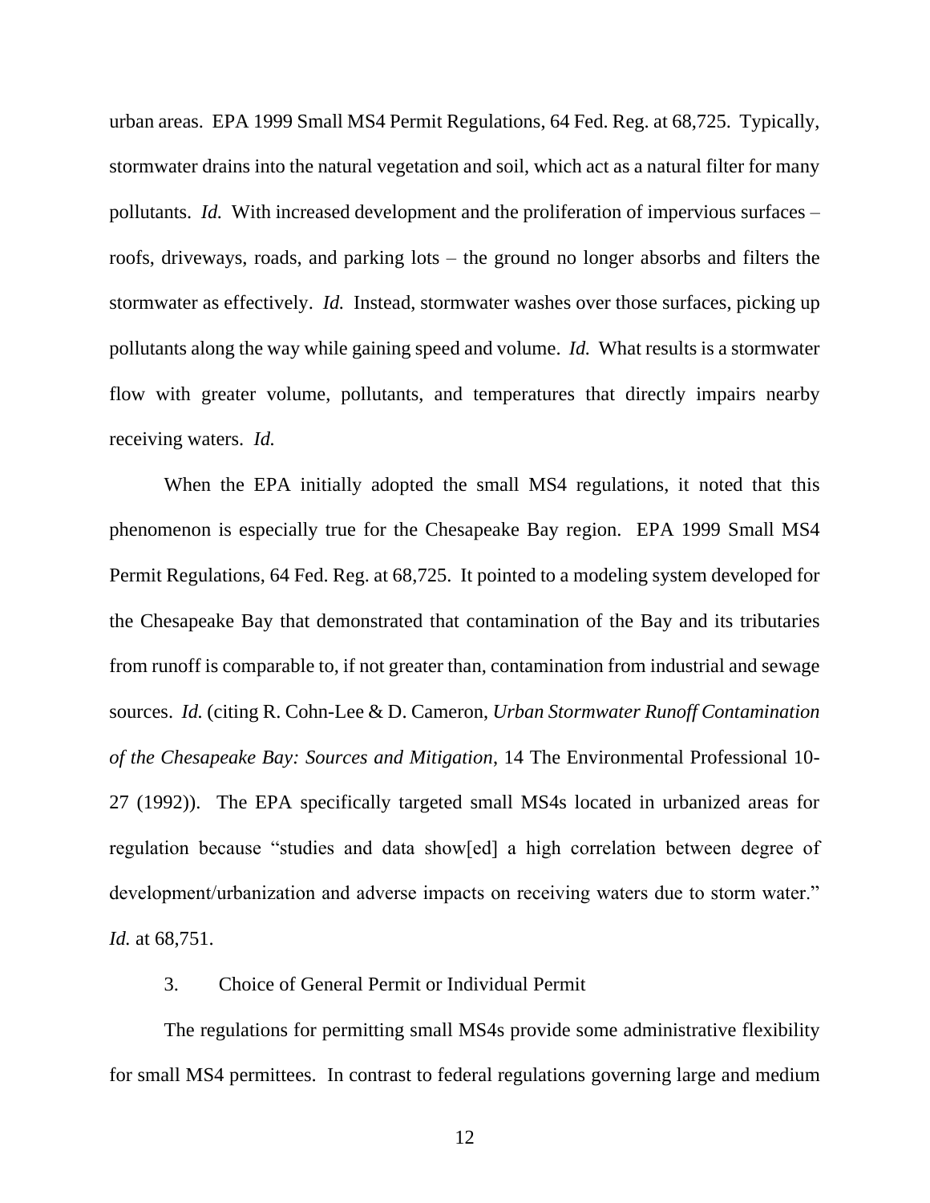urban areas. EPA 1999 Small MS4 Permit Regulations, 64 Fed. Reg. at 68,725. Typically, stormwater drains into the natural vegetation and soil, which act as a natural filter for many pollutants. *Id.* With increased development and the proliferation of impervious surfaces – roofs, driveways, roads, and parking lots – the ground no longer absorbs and filters the stormwater as effectively. *Id.* Instead, stormwater washes over those surfaces, picking up pollutants along the way while gaining speed and volume. *Id.* What results is a stormwater flow with greater volume, pollutants, and temperatures that directly impairs nearby receiving waters. *Id.*

When the EPA initially adopted the small MS4 regulations, it noted that this phenomenon is especially true for the Chesapeake Bay region. EPA 1999 Small MS4 Permit Regulations, 64 Fed. Reg. at 68,725. It pointed to a modeling system developed for the Chesapeake Bay that demonstrated that contamination of the Bay and its tributaries from runoff is comparable to, if not greater than, contamination from industrial and sewage sources. *Id.* (citing R. Cohn-Lee & D. Cameron, *Urban Stormwater Runoff Contamination of the Chesapeake Bay: Sources and Mitigation*, 14 The Environmental Professional 10-27 (1992)). The EPA specifically targeted small MS4s located in urbanized areas for regulation because "studies and data show[ed] a high correlation between degree of development/urbanization and adverse impacts on receiving waters due to storm water." *Id.* at 68,751.

### 3. Choice of General Permit or Individual Permit

The regulations for permitting small MS4s provide some administrative flexibility for small MS4 permittees. In contrast to federal regulations governing large and medium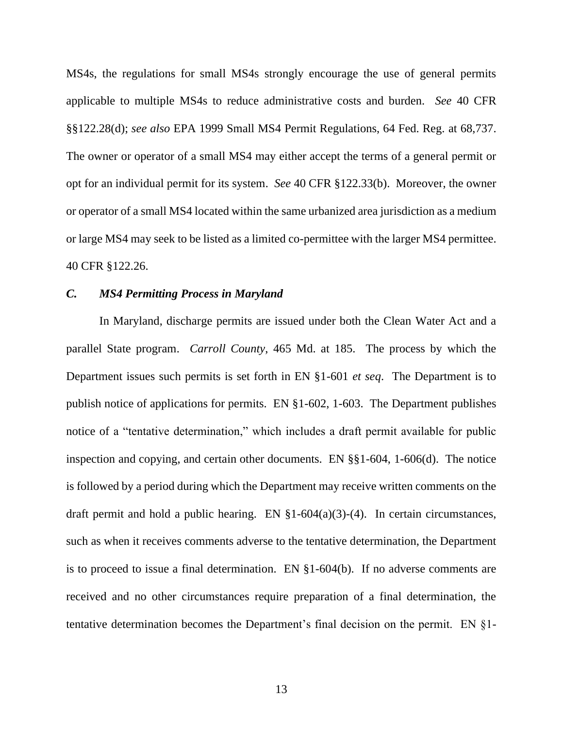MS4s, the regulations for small MS4s strongly encourage the use of general permits applicable to multiple MS4s to reduce administrative costs and burden. *See* 40 CFR §§122.28(d); *see also* EPA 1999 Small MS4 Permit Regulations, 64 Fed. Reg. at 68,737. The owner or operator of a small MS4 may either accept the terms of a general permit or opt for an individual permit for its system. *See* 40 CFR §122.33(b). Moreover, the owner or operator of a small MS4 located within the same urbanized area jurisdiction as a medium or large MS4 may seek to be listed as a limited co-permittee with the larger MS4 permittee. 40 CFR §122.26.

### *C. MS4 Permitting Process in Maryland*

In Maryland, discharge permits are issued under both the Clean Water Act and a parallel State program. *Carroll County*, 465 Md. at 185. The process by which the Department issues such permits is set forth in EN §1-601 *et seq*. The Department is to publish notice of applications for permits. EN §1-602, 1-603. The Department publishes notice of a "tentative determination," which includes a draft permit available for public inspection and copying, and certain other documents. EN §§1-604, 1-606(d). The notice is followed by a period during which the Department may receive written comments on the draft permit and hold a public hearing. EN §1-604(a)(3)-(4). In certain circumstances, such as when it receives comments adverse to the tentative determination, the Department is to proceed to issue a final determination. EN §1-604(b). If no adverse comments are received and no other circumstances require preparation of a final determination, the tentative determination becomes the Department's final decision on the permit. EN §1-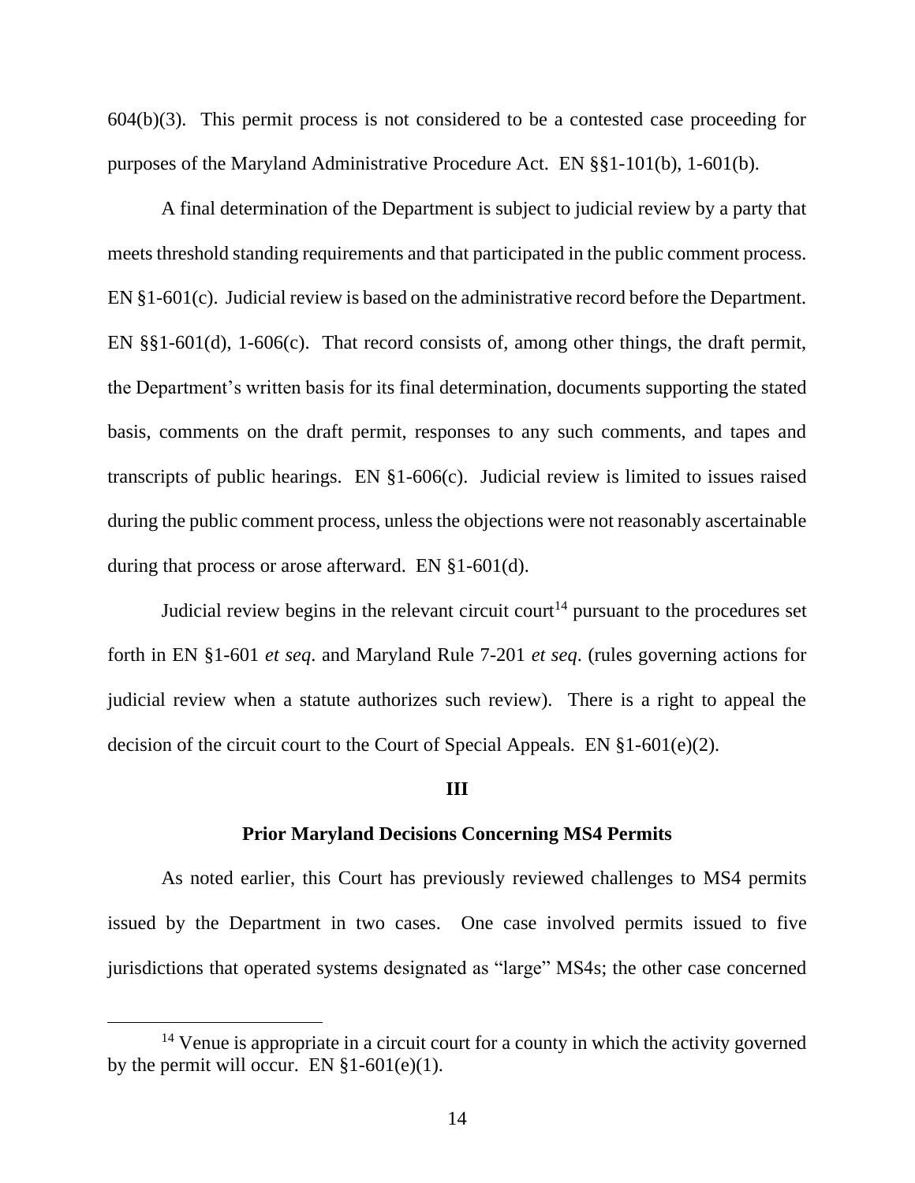604(b)(3). This permit process is not considered to be a contested case proceeding for purposes of the Maryland Administrative Procedure Act. EN §§1-101(b), 1-601(b).

A final determination of the Department is subject to judicial review by a party that meets threshold standing requirements and that participated in the public comment process. EN §1-601(c). Judicial review is based on the administrative record before the Department. EN §§1-601(d), 1-606(c). That record consists of, among other things, the draft permit, the Department's written basis for its final determination, documents supporting the stated basis, comments on the draft permit, responses to any such comments, and tapes and transcripts of public hearings. EN §1-606(c). Judicial review is limited to issues raised during the public comment process, unless the objections were not reasonably ascertainable during that process or arose afterward. EN §1-601(d).

Judicial review begins in the relevant circuit court[14] pursuant to the procedures set forth in EN §1-601 *et seq*. and Maryland Rule 7-201 *et seq*. (rules governing actions for judicial review when a statute authorizes such review). There is a right to appeal the decision of the circuit court to the Court of Special Appeals. EN §1-601(e)(2).

## III

### Prior Maryland Decisions Concerning MS4 Permits

As noted earlier, this Court has previously reviewed challenges to MS4 permits issued by the Department in two cases. One case involved permits issued to five jurisdictions that operated systems designated as "large" MS4s; the other case concerned

[14] Venue is appropriate in a circuit court for a county in which the activity governed by the permit will occur. EN §1-601(e)(1).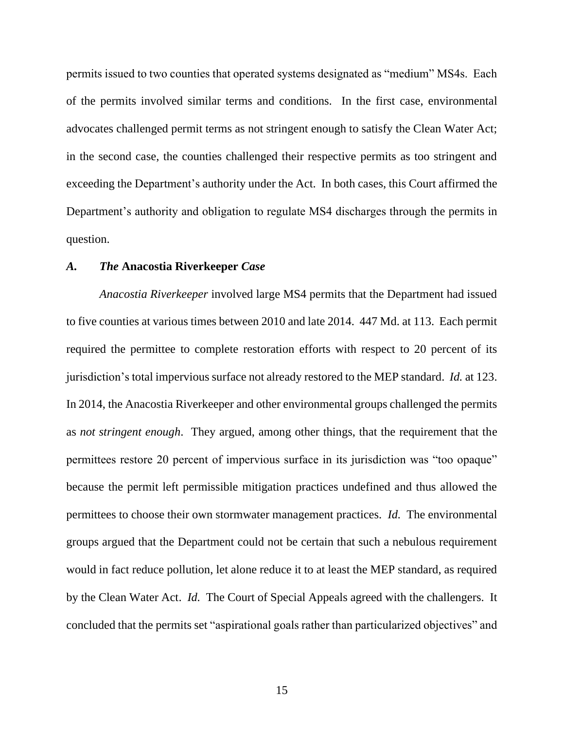permits issued to two counties that operated systems designated as "medium" MS4s. Each of the permits involved similar terms and conditions. In the first case, environmental advocates challenged permit terms as not stringent enough to satisfy the Clean Water Act; in the second case, the counties challenged their respective permits as too stringent and exceeding the Department's authority under the Act. In both cases, this Court affirmed the Department's authority and obligation to regulate MS4 discharges through the permits in question.

### *A. The* **Anacostia Riverkeeper** *Case*

*Anacostia Riverkeeper* involved large MS4 permits that the Department had issued to five counties at various times between 2010 and late 2014. 447 Md. at 113. Each permit required the permittee to complete restoration efforts with respect to 20 percent of its jurisdiction's total impervious surface not already restored to the MEP standard. *Id.* at 123. In 2014, the Anacostia Riverkeeper and other environmental groups challenged the permits as *not stringent enough*. They argued, among other things, that the requirement that the permittees restore 20 percent of impervious surface in its jurisdiction was "too opaque" because the permit left permissible mitigation practices undefined and thus allowed the permittees to choose their own stormwater management practices. *Id.* The environmental groups argued that the Department could not be certain that such a nebulous requirement would in fact reduce pollution, let alone reduce it to at least the MEP standard, as required by the Clean Water Act. *Id.* The Court of Special Appeals agreed with the challengers. It concluded that the permits set "aspirational goals rather than particularized objectives" and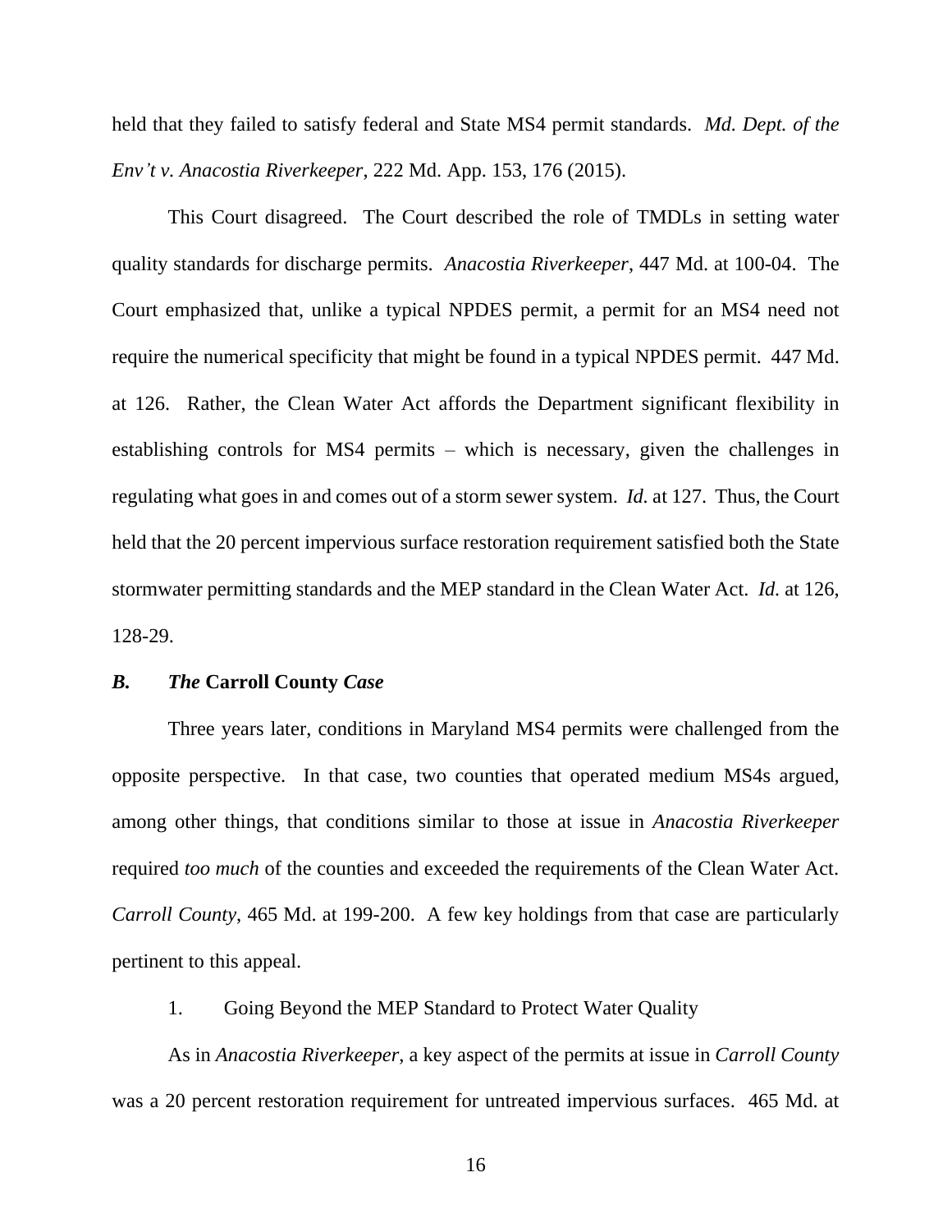held that they failed to satisfy federal and State MS4 permit standards. *Md. Dept. of the Env't v. Anacostia Riverkeeper*, 222 Md. App. 153, 176 (2015).

This Court disagreed. The Court described the role of TMDLs in setting water quality standards for discharge permits. *Anacostia Riverkeeper*, 447 Md. at 100-04. The Court emphasized that, unlike a typical NPDES permit, a permit for an MS4 need not require the numerical specificity that might be found in a typical NPDES permit. 447 Md. at 126. Rather, the Clean Water Act affords the Department significant flexibility in establishing controls for MS4 permits – which is necessary, given the challenges in regulating what goes in and comes out of a storm sewer system. *Id.* at 127. Thus, the Court held that the 20 percent impervious surface restoration requirement satisfied both the State stormwater permitting standards and the MEP standard in the Clean Water Act. *Id.* at 126, 128-29.

### *B. The* **Carroll County** *Case*

Three years later, conditions in Maryland MS4 permits were challenged from the opposite perspective. In that case, two counties that operated medium MS4s argued, among other things, that conditions similar to those at issue in *Anacostia Riverkeeper* required *too much* of the counties and exceeded the requirements of the Clean Water Act. *Carroll County*, 465 Md. at 199-200. A few key holdings from that case are particularly pertinent to this appeal.

1. Going Beyond the MEP Standard to Protect Water Quality

As in *Anacostia Riverkeeper*, a key aspect of the permits at issue in *Carroll County* was a 20 percent restoration requirement for untreated impervious surfaces. 465 Md. at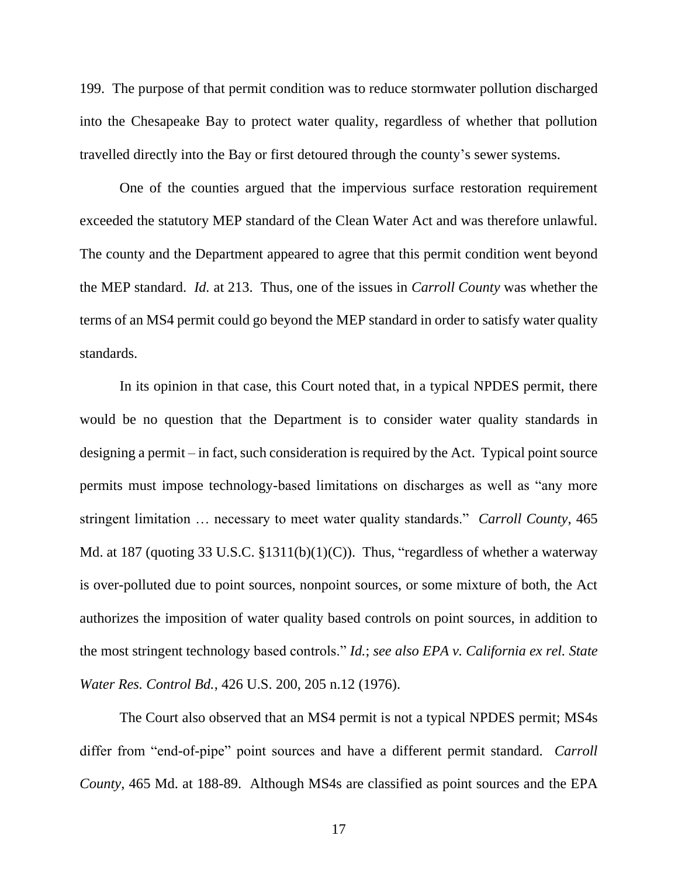199. The purpose of that permit condition was to reduce stormwater pollution discharged into the Chesapeake Bay to protect water quality, regardless of whether that pollution travelled directly into the Bay or first detoured through the county's sewer systems.

One of the counties argued that the impervious surface restoration requirement exceeded the statutory MEP standard of the Clean Water Act and was therefore unlawful. The county and the Department appeared to agree that this permit condition went beyond the MEP standard. *Id.* at 213. Thus, one of the issues in *Carroll County* was whether the terms of an MS4 permit could go beyond the MEP standard in order to satisfy water quality standards.

In its opinion in that case, this Court noted that, in a typical NPDES permit, there would be no question that the Department is to consider water quality standards in designing a permit – in fact, such consideration is required by the Act. Typical point source permits must impose technology-based limitations on discharges as well as "any more stringent limitation … necessary to meet water quality standards." *Carroll County*, 465 Md. at 187 (quoting 33 U.S.C. §1311(b)(1)(C)). Thus, "regardless of whether a waterway is over-polluted due to point sources, nonpoint sources, or some mixture of both, the Act authorizes the imposition of water quality based controls on point sources, in addition to the most stringent technology based controls." *Id.*; *see also EPA v. California ex rel. State Water Res. Control Bd.*, 426 U.S. 200, 205 n.12 (1976).

The Court also observed that an MS4 permit is not a typical NPDES permit; MS4s differ from "end-of-pipe" point sources and have a different permit standard. *Carroll County*, 465 Md. at 188-89. Although MS4s are classified as point sources and the EPA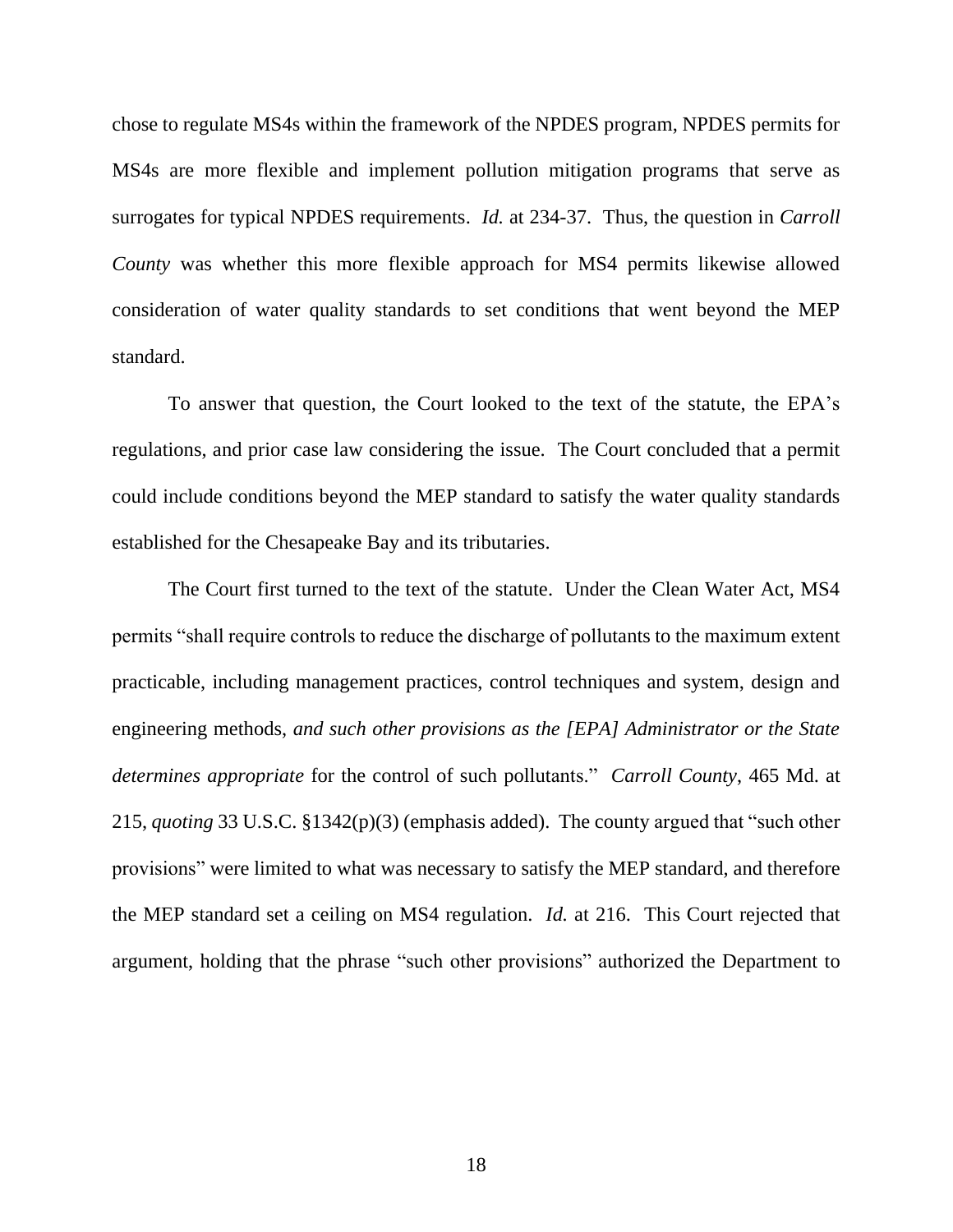chose to regulate MS4s within the framework of the NPDES program, NPDES permits for MS4s are more flexible and implement pollution mitigation programs that serve as surrogates for typical NPDES requirements. *Id.* at 234-37. Thus, the question in *Carroll County* was whether this more flexible approach for MS4 permits likewise allowed consideration of water quality standards to set conditions that went beyond the MEP standard.

To answer that question, the Court looked to the text of the statute, the EPA's regulations, and prior case law considering the issue. The Court concluded that a permit could include conditions beyond the MEP standard to satisfy the water quality standards established for the Chesapeake Bay and its tributaries.

The Court first turned to the text of the statute. Under the Clean Water Act, MS4 permits "shall require controls to reduce the discharge of pollutants to the maximum extent practicable, including management practices, control techniques and system, design and engineering methods, *and such other provisions as the [EPA] Administrator or the State determines appropriate* for the control of such pollutants." *Carroll County*, 465 Md. at 215, *quoting* 33 U.S.C. §1342(p)(3) (emphasis added). The county argued that "such other provisions" were limited to what was necessary to satisfy the MEP standard, and therefore the MEP standard set a ceiling on MS4 regulation. *Id.* at 216. This Court rejected that argument, holding that the phrase "such other provisions" authorized the Department to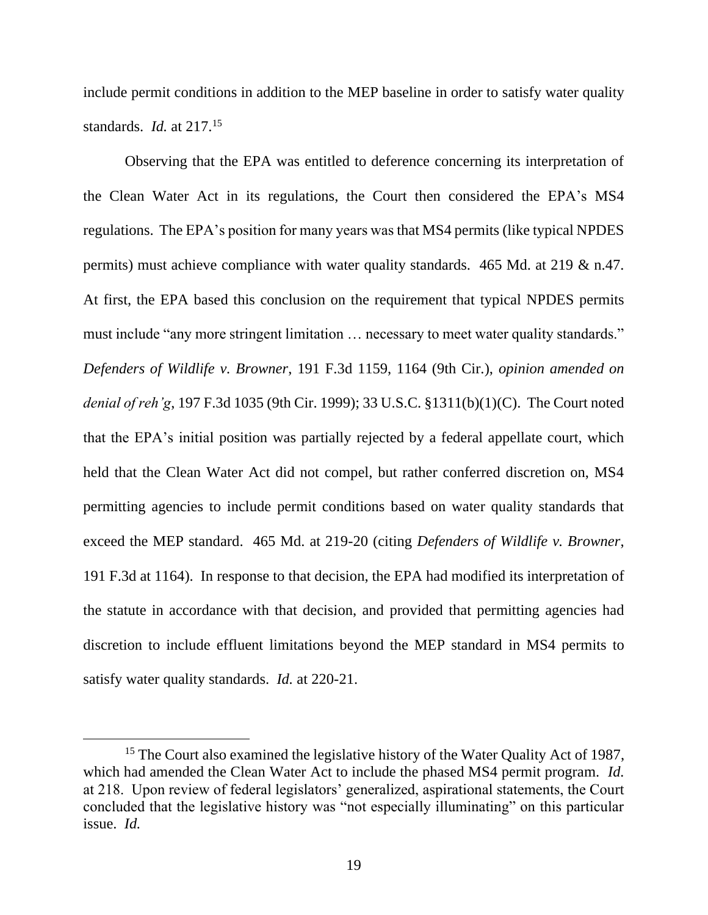include permit conditions in addition to the MEP baseline in order to satisfy water quality standards. *Id.* at 217.[15]

Observing that the EPA was entitled to deference concerning its interpretation of the Clean Water Act in its regulations, the Court then considered the EPA's MS4 regulations. The EPA's position for many years was that MS4 permits (like typical NPDES permits) must achieve compliance with water quality standards. 465 Md. at 219 & n.47. At first, the EPA based this conclusion on the requirement that typical NPDES permits must include "any more stringent limitation … necessary to meet water quality standards." *Defenders of Wildlife v. Browner*, 191 F.3d 1159, 1164 (9th Cir.), *opinion amended on denial of reh'g*, 197 F.3d 1035 (9th Cir. 1999); 33 U.S.C. §1311(b)(1)(C). The Court noted that the EPA's initial position was partially rejected by a federal appellate court, which held that the Clean Water Act did not compel, but rather conferred discretion on, MS4 permitting agencies to include permit conditions based on water quality standards that exceed the MEP standard. 465 Md. at 219-20 (citing *Defenders of Wildlife v. Browner*, 191 F.3d at 1164). In response to that decision, the EPA had modified its interpretation of the statute in accordance with that decision, and provided that permitting agencies had discretion to include effluent limitations beyond the MEP standard in MS4 permits to satisfy water quality standards. *Id.* at 220-21.

---

[15] The Court also examined the legislative history of the Water Quality Act of 1987, which had amended the Clean Water Act to include the phased MS4 permit program. *Id.* at 218. Upon review of federal legislators' generalized, aspirational statements, the Court concluded that the legislative history was "not especially illuminating" on this particular issue. *Id.*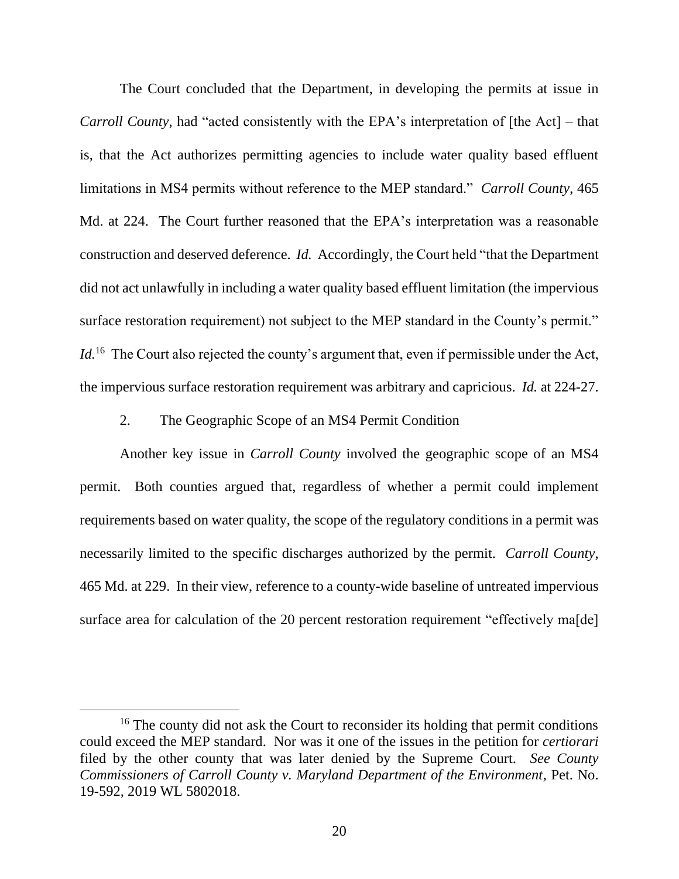The Court concluded that the Department, in developing the permits at issue in *Carroll County*, had "acted consistently with the EPA's interpretation of [the Act] – that is, that the Act authorizes permitting agencies to include water quality based effluent limitations in MS4 permits without reference to the MEP standard." *Carroll County*, 465 Md. at 224. The Court further reasoned that the EPA's interpretation was a reasonable construction and deserved deference. *Id.* Accordingly, the Court held "that the Department did not act unlawfully in including a water quality based effluent limitation (the impervious surface restoration requirement) not subject to the MEP standard in the County's permit." *Id.*[16] The Court also rejected the county's argument that, even if permissible under the Act, the impervious surface restoration requirement was arbitrary and capricious. *Id.* at 224-27.

2. The Geographic Scope of an MS4 Permit Condition

Another key issue in *Carroll County* involved the geographic scope of an MS4 permit. Both counties argued that, regardless of whether a permit could implement requirements based on water quality, the scope of the regulatory conditions in a permit was necessarily limited to the specific discharges authorized by the permit. *Carroll County*, 465 Md. at 229. In their view, reference to a county-wide baseline of untreated impervious surface area for calculation of the 20 percent restoration requirement "effectively ma[de]

[16] The county did not ask the Court to reconsider its holding that permit conditions could exceed the MEP standard. Nor was it one of the issues in the petition for *certiorari* filed by the other county that was later denied by the Supreme Court. *See County Commissioners of Carroll County v. Maryland Department of the Environment*, Pet. No. 19-592, 2019 WL 5802018.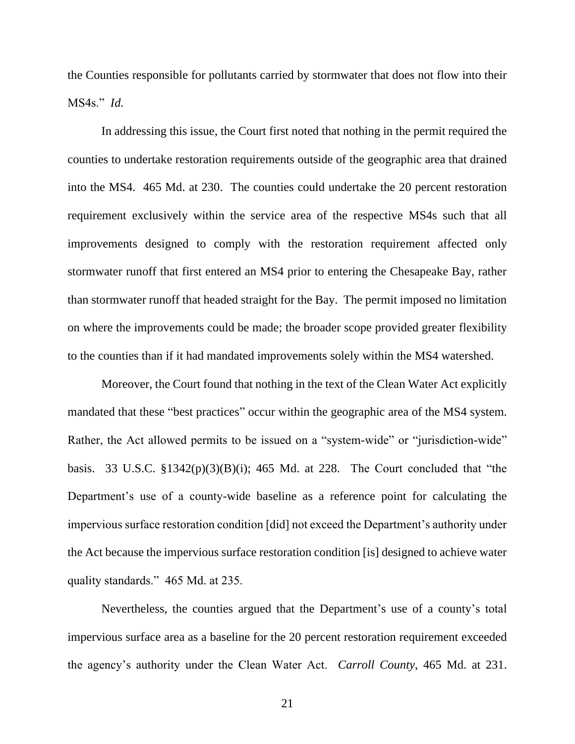the Counties responsible for pollutants carried by stormwater that does not flow into their MS4s." *Id.*

In addressing this issue, the Court first noted that nothing in the permit required the counties to undertake restoration requirements outside of the geographic area that drained into the MS4. 465 Md. at 230. The counties could undertake the 20 percent restoration requirement exclusively within the service area of the respective MS4s such that all improvements designed to comply with the restoration requirement affected only stormwater runoff that first entered an MS4 prior to entering the Chesapeake Bay, rather than stormwater runoff that headed straight for the Bay. The permit imposed no limitation on where the improvements could be made; the broader scope provided greater flexibility to the counties than if it had mandated improvements solely within the MS4 watershed.

Moreover, the Court found that nothing in the text of the Clean Water Act explicitly mandated that these "best practices" occur within the geographic area of the MS4 system. Rather, the Act allowed permits to be issued on a "system-wide" or "jurisdiction-wide" basis. 33 U.S.C. §1342(p)(3)(B)(i); 465 Md. at 228. The Court concluded that "the Department's use of a county-wide baseline as a reference point for calculating the impervious surface restoration condition [did] not exceed the Department's authority under the Act because the impervious surface restoration condition [is] designed to achieve water quality standards." 465 Md. at 235.

Nevertheless, the counties argued that the Department's use of a county's total impervious surface area as a baseline for the 20 percent restoration requirement exceeded the agency's authority under the Clean Water Act. *Carroll County*, 465 Md. at 231.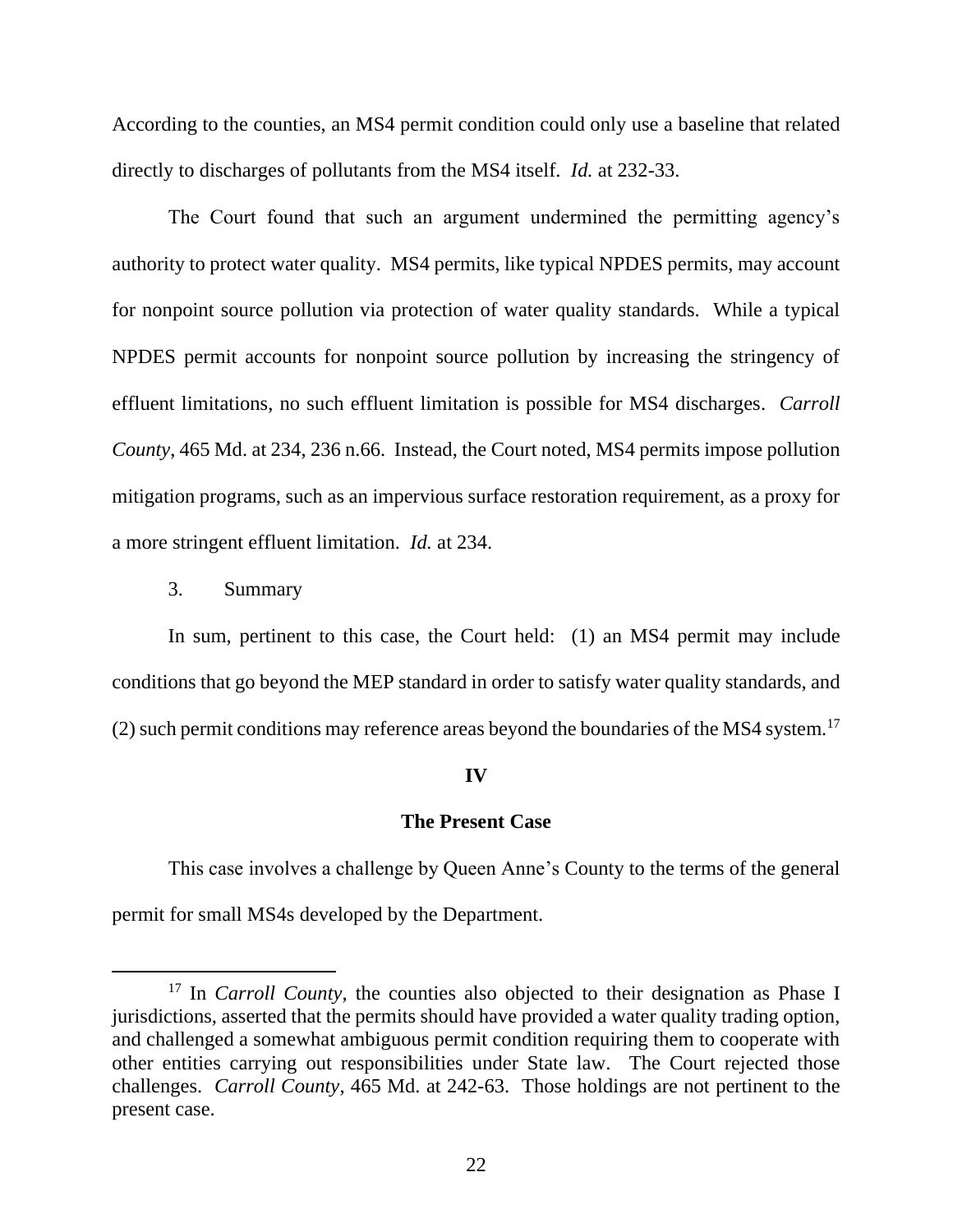According to the counties, an MS4 permit condition could only use a baseline that related directly to discharges of pollutants from the MS4 itself. *Id.* at 232-33.

The Court found that such an argument undermined the permitting agency's authority to protect water quality. MS4 permits, like typical NPDES permits, may account for nonpoint source pollution via protection of water quality standards. While a typical NPDES permit accounts for nonpoint source pollution by increasing the stringency of effluent limitations, no such effluent limitation is possible for MS4 discharges. *Carroll County*, 465 Md. at 234, 236 n.66. Instead, the Court noted, MS4 permits impose pollution mitigation programs, such as an impervious surface restoration requirement, as a proxy for a more stringent effluent limitation. *Id.* at 234.

3. Summary

In sum, pertinent to this case, the Court held: (1) an MS4 permit may include conditions that go beyond the MEP standard in order to satisfy water quality standards, and (2) such permit conditions may reference areas beyond the boundaries of the MS4 system.[17]

## IV

## The Present Case

This case involves a challenge by Queen Anne's County to the terms of the general permit for small MS4s developed by the Department.

---

[17] In *Carroll County*, the counties also objected to their designation as Phase I jurisdictions, asserted that the permits should have provided a water quality trading option, and challenged a somewhat ambiguous permit condition requiring them to cooperate with other entities carrying out responsibilities under State law. The Court rejected those challenges. *Carroll County*, 465 Md. at 242-63. Those holdings are not pertinent to the present case.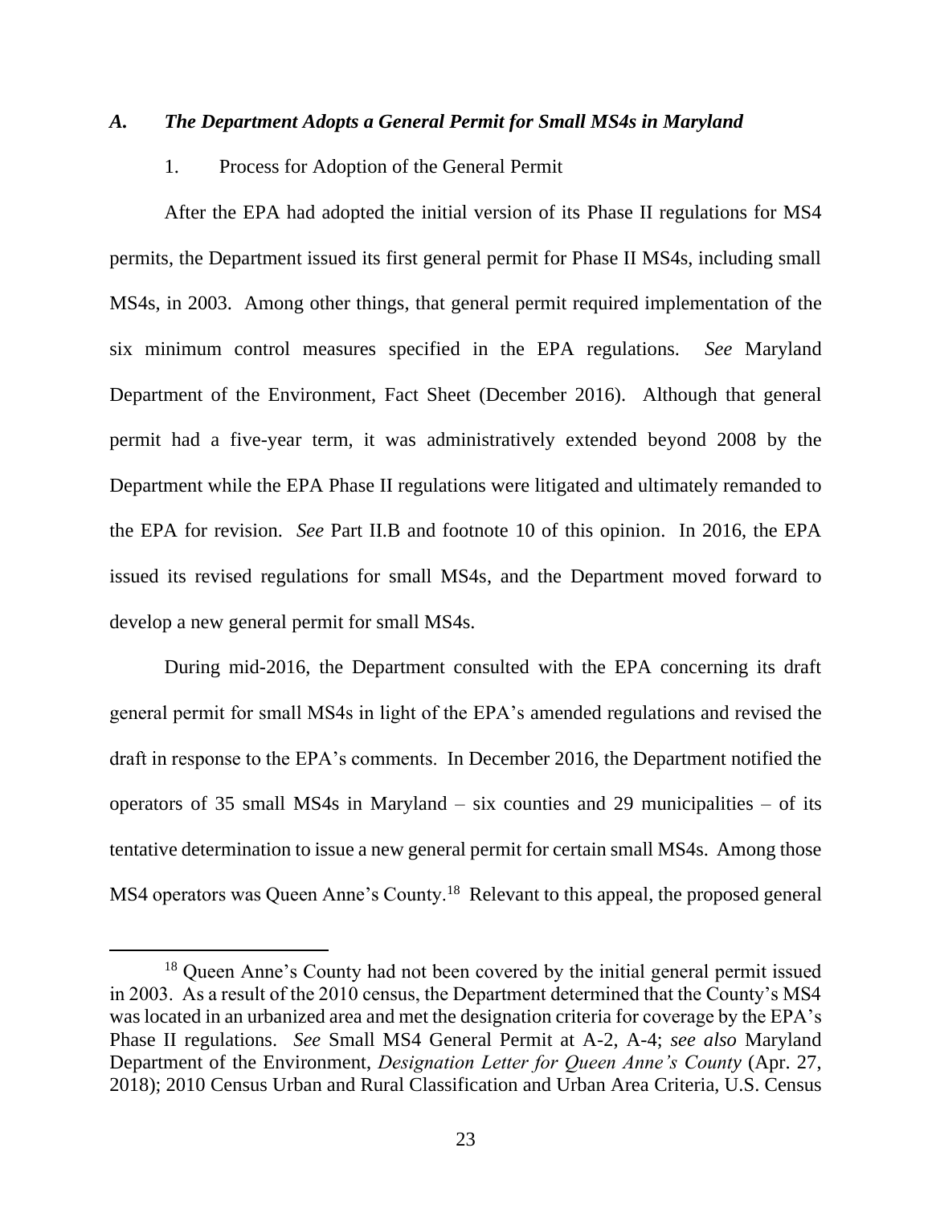### *A. The Department Adopts a General Permit for Small MS4s in Maryland*

1. Process for Adoption of the General Permit

After the EPA had adopted the initial version of its Phase II regulations for MS4 permits, the Department issued its first general permit for Phase II MS4s, including small MS4s, in 2003. Among other things, that general permit required implementation of the six minimum control measures specified in the EPA regulations. *See* Maryland Department of the Environment, Fact Sheet (December 2016). Although that general permit had a five-year term, it was administratively extended beyond 2008 by the Department while the EPA Phase II regulations were litigated and ultimately remanded to the EPA for revision. *See* Part II.B and footnote 10 of this opinion. In 2016, the EPA issued its revised regulations for small MS4s, and the Department moved forward to develop a new general permit for small MS4s.

During mid-2016, the Department consulted with the EPA concerning its draft general permit for small MS4s in light of the EPA's amended regulations and revised the draft in response to the EPA's comments. In December 2016, the Department notified the operators of 35 small MS4s in Maryland – six counties and 29 municipalities – of its tentative determination to issue a new general permit for certain small MS4s. Among those MS4 operators was Queen Anne's County.[18] Relevant to this appeal, the proposed general

[18] Queen Anne's County had not been covered by the initial general permit issued in 2003. As a result of the 2010 census, the Department determined that the County's MS4 was located in an urbanized area and met the designation criteria for coverage by the EPA's Phase II regulations. *See* Small MS4 General Permit at A-2, A-4; *see also* Maryland Department of the Environment, *Designation Letter for Queen Anne's County* (Apr. 27, 2018); 2010 Census Urban and Rural Classification and Urban Area Criteria, U.S. Census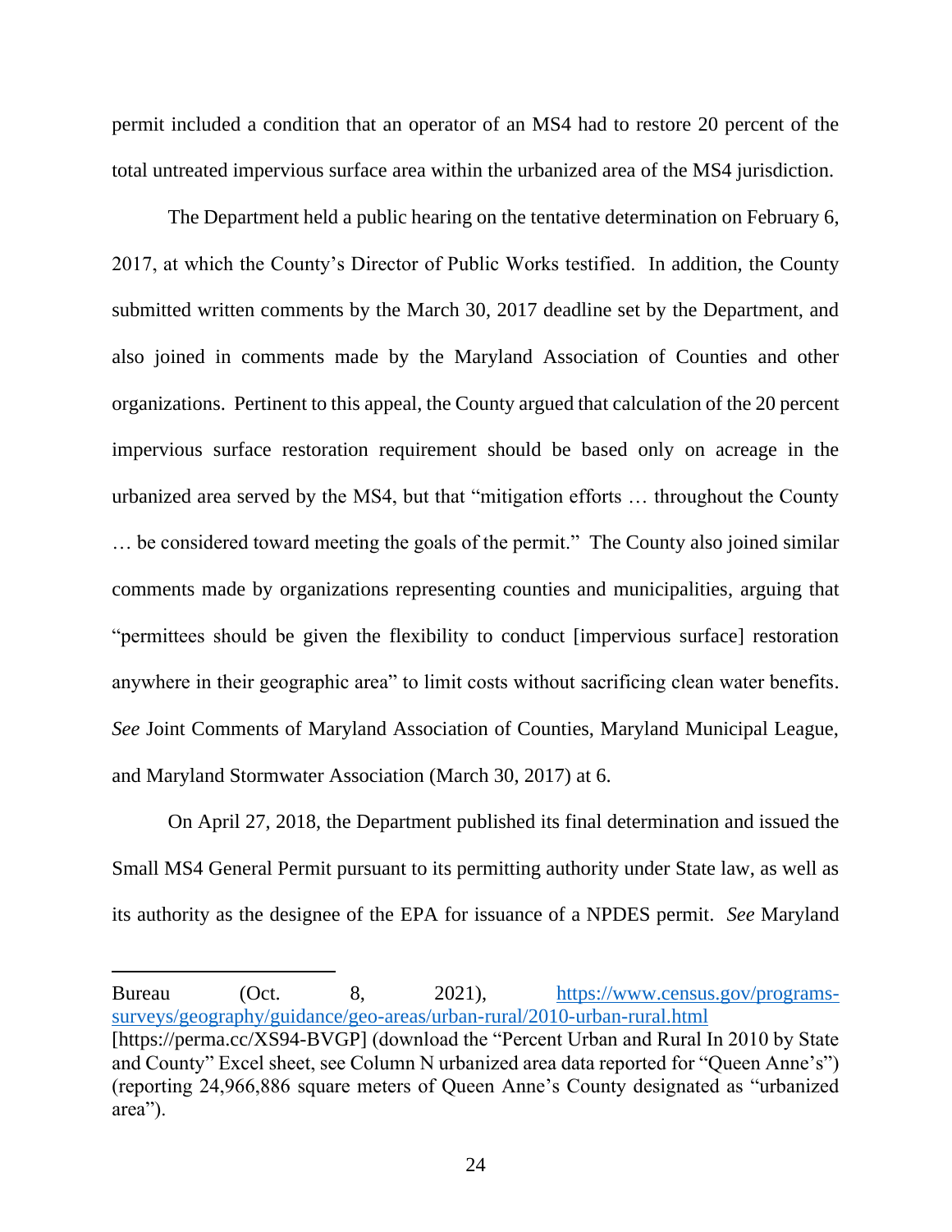permit included a condition that an operator of an MS4 had to restore 20 percent of the total untreated impervious surface area within the urbanized area of the MS4 jurisdiction.

The Department held a public hearing on the tentative determination on February 6, 2017, at which the County's Director of Public Works testified. In addition, the County submitted written comments by the March 30, 2017 deadline set by the Department, and also joined in comments made by the Maryland Association of Counties and other organizations. Pertinent to this appeal, the County argued that calculation of the 20 percent impervious surface restoration requirement should be based only on acreage in the urbanized area served by the MS4, but that "mitigation efforts … throughout the County … be considered toward meeting the goals of the permit." The County also joined similar comments made by organizations representing counties and municipalities, arguing that "permittees should be given the flexibility to conduct [impervious surface] restoration anywhere in their geographic area" to limit costs without sacrificing clean water benefits. *See* Joint Comments of Maryland Association of Counties, Maryland Municipal League, and Maryland Stormwater Association (March 30, 2017) at 6.

On April 27, 2018, the Department published its final determination and issued the Small MS4 General Permit pursuant to its permitting authority under State law, as well as its authority as the designee of the EPA for issuance of a NPDES permit. *See* Maryland

---

Bureau (Oct. 8, 2021), https://www.census.gov/programs-surveys/geography/guidance/geo-areas/urban-rural/2010-urban-rural.html [https://perma.cc/XS94-BVGP] (download the "Percent Urban and Rural In 2010 by State and County" Excel sheet, see Column N urbanized area data reported for "Queen Anne's") (reporting 24,966,886 square meters of Queen Anne's County designated as "urbanized area").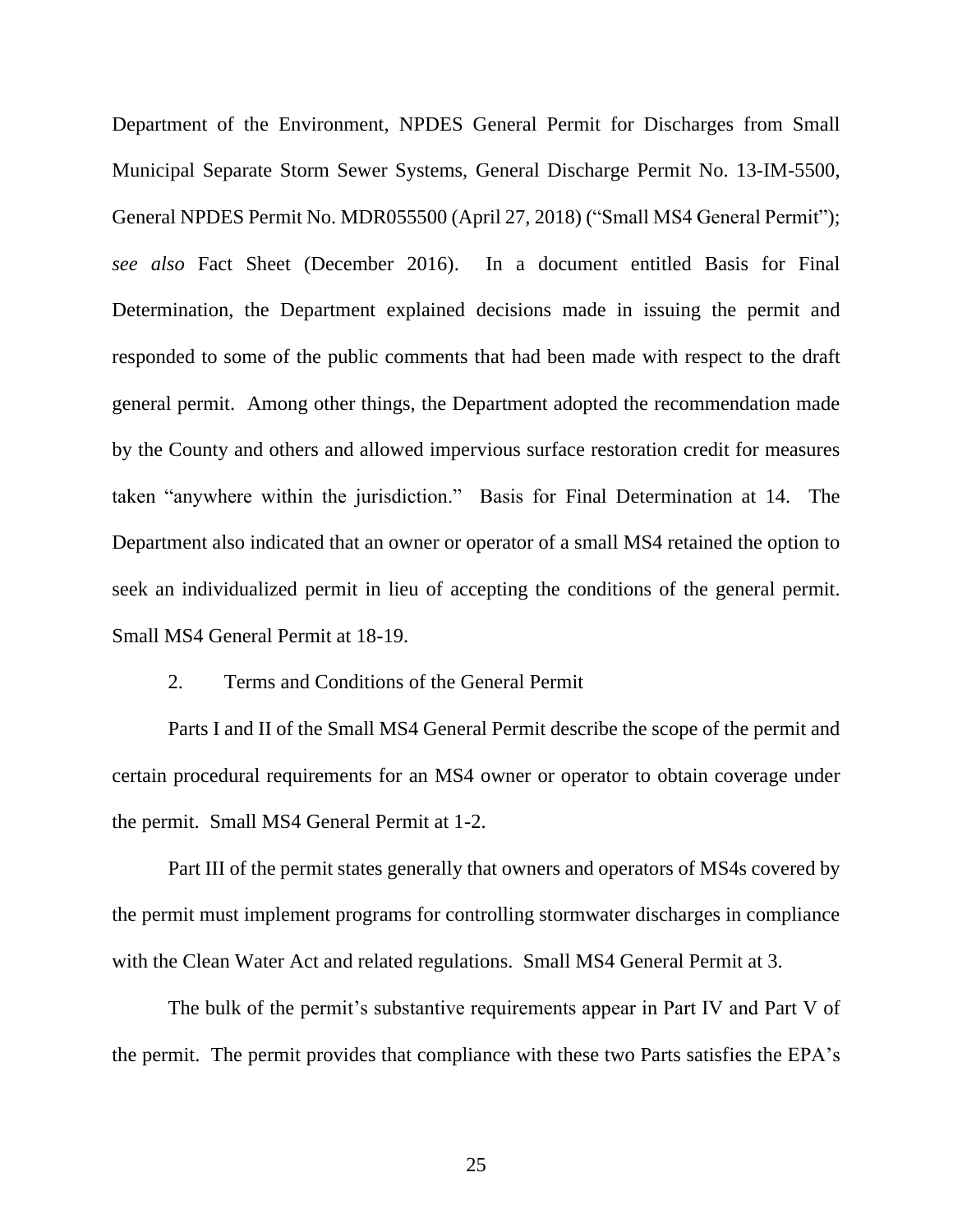Department of the Environment, NPDES General Permit for Discharges from Small Municipal Separate Storm Sewer Systems, General Discharge Permit No. 13-IM-5500, General NPDES Permit No. MDR055500 (April 27, 2018) ("Small MS4 General Permit"); *see also* Fact Sheet (December 2016). In a document entitled Basis for Final Determination, the Department explained decisions made in issuing the permit and responded to some of the public comments that had been made with respect to the draft general permit. Among other things, the Department adopted the recommendation made by the County and others and allowed impervious surface restoration credit for measures taken "anywhere within the jurisdiction." Basis for Final Determination at 14. The Department also indicated that an owner or operator of a small MS4 retained the option to seek an individualized permit in lieu of accepting the conditions of the general permit. Small MS4 General Permit at 18-19.

2. Terms and Conditions of the General Permit

Parts I and II of the Small MS4 General Permit describe the scope of the permit and certain procedural requirements for an MS4 owner or operator to obtain coverage under the permit. Small MS4 General Permit at 1-2.

Part III of the permit states generally that owners and operators of MS4s covered by the permit must implement programs for controlling stormwater discharges in compliance with the Clean Water Act and related regulations. Small MS4 General Permit at 3.

The bulk of the permit's substantive requirements appear in Part IV and Part V of the permit. The permit provides that compliance with these two Parts satisfies the EPA's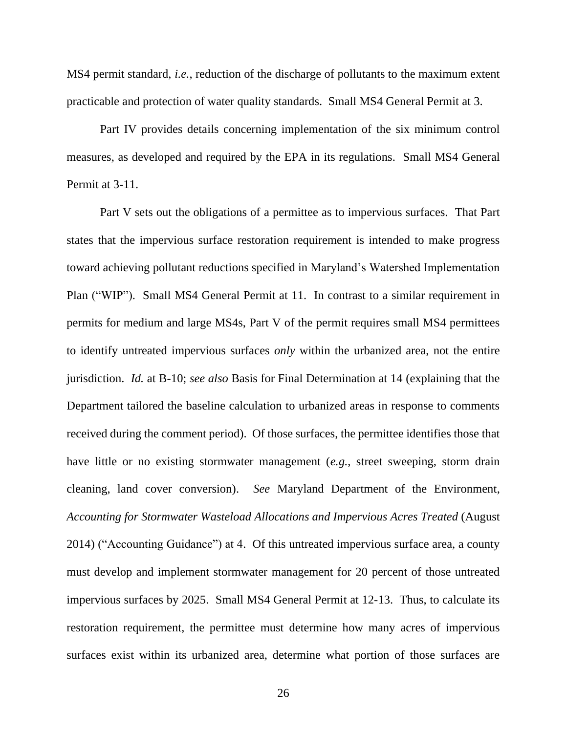MS4 permit standard, *i.e.*, reduction of the discharge of pollutants to the maximum extent practicable and protection of water quality standards. Small MS4 General Permit at 3.

Part IV provides details concerning implementation of the six minimum control measures, as developed and required by the EPA in its regulations. Small MS4 General Permit at 3-11.

Part V sets out the obligations of a permittee as to impervious surfaces. That Part states that the impervious surface restoration requirement is intended to make progress toward achieving pollutant reductions specified in Maryland's Watershed Implementation Plan ("WIP"). Small MS4 General Permit at 11. In contrast to a similar requirement in permits for medium and large MS4s, Part V of the permit requires small MS4 permittees to identify untreated impervious surfaces *only* within the urbanized area, not the entire jurisdiction. *Id.* at B-10; *see also* Basis for Final Determination at 14 (explaining that the Department tailored the baseline calculation to urbanized areas in response to comments received during the comment period). Of those surfaces, the permittee identifies those that have little or no existing stormwater management (*e.g.*, street sweeping, storm drain cleaning, land cover conversion). *See* Maryland Department of the Environment, *Accounting for Stormwater Wasteload Allocations and Impervious Acres Treated* (August 2014) ("Accounting Guidance") at 4. Of this untreated impervious surface area, a county must develop and implement stormwater management for 20 percent of those untreated impervious surfaces by 2025. Small MS4 General Permit at 12-13. Thus, to calculate its restoration requirement, the permittee must determine how many acres of impervious surfaces exist within its urbanized area, determine what portion of those surfaces are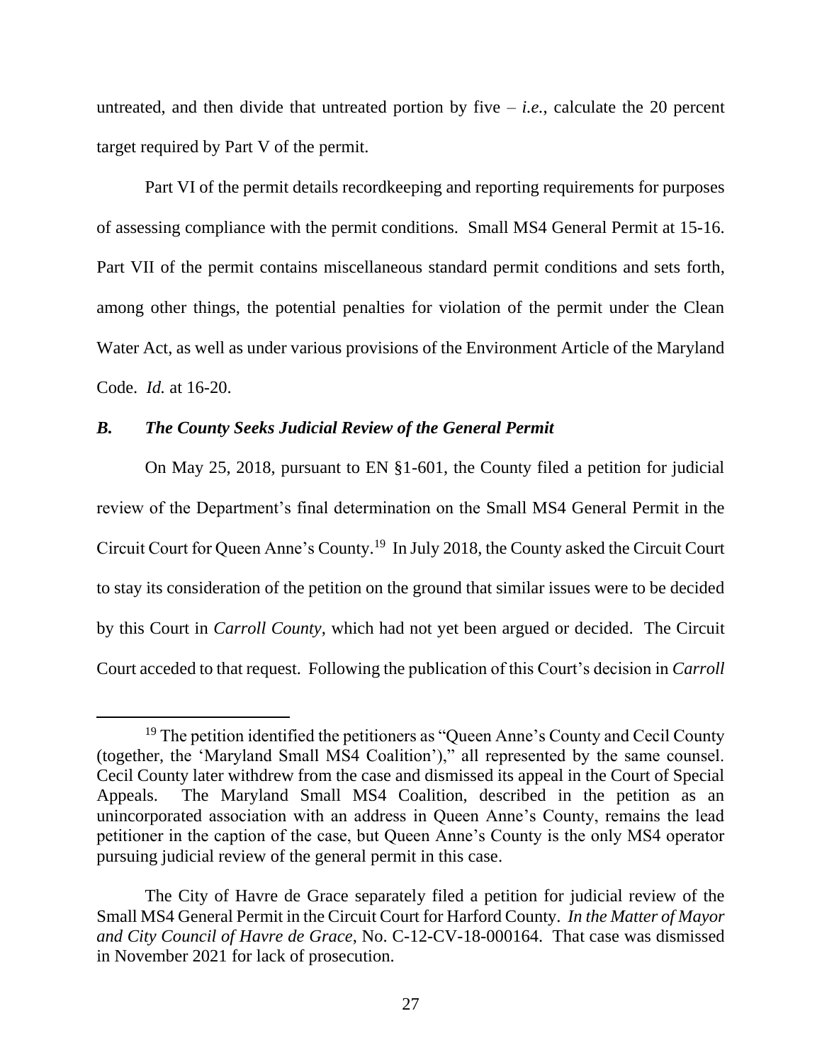untreated, and then divide that untreated portion by five – *i.e.*, calculate the 20 percent target required by Part V of the permit.

Part VI of the permit details recordkeeping and reporting requirements for purposes of assessing compliance with the permit conditions. Small MS4 General Permit at 15-16. Part VII of the permit contains miscellaneous standard permit conditions and sets forth, among other things, the potential penalties for violation of the permit under the Clean Water Act, as well as under various provisions of the Environment Article of the Maryland Code. *Id.* at 16-20.

### *B. The County Seeks Judicial Review of the General Permit*

On May 25, 2018, pursuant to EN §1-601, the County filed a petition for judicial review of the Department's final determination on the Small MS4 General Permit in the Circuit Court for Queen Anne's County.[19] In July 2018, the County asked the Circuit Court to stay its consideration of the petition on the ground that similar issues were to be decided by this Court in *Carroll County*, which had not yet been argued or decided. The Circuit Court acceded to that request. Following the publication of this Court's decision in *Carroll*

---

[19] The petition identified the petitioners as "Queen Anne's County and Cecil County (together, the 'Maryland Small MS4 Coalition')," all represented by the same counsel. Cecil County later withdrew from the case and dismissed its appeal in the Court of Special Appeals. The Maryland Small MS4 Coalition, described in the petition as an unincorporated association with an address in Queen Anne's County, remains the lead petitioner in the caption of the case, but Queen Anne's County is the only MS4 operator pursuing judicial review of the general permit in this case.

The City of Havre de Grace separately filed a petition for judicial review of the Small MS4 General Permit in the Circuit Court for Harford County. *In the Matter of Mayor and City Council of Havre de Grace*, No. C-12-CV-18-000164. That case was dismissed in November 2021 for lack of prosecution.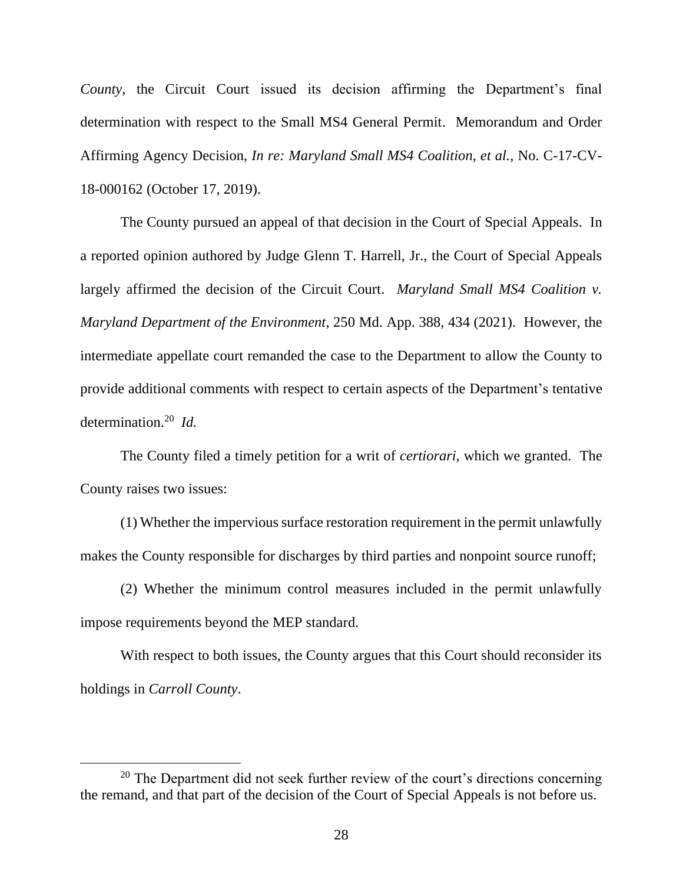*County*, the Circuit Court issued its decision affirming the Department's final determination with respect to the Small MS4 General Permit. Memorandum and Order Affirming Agency Decision, *In re: Maryland Small MS4 Coalition, et al.*, No. C-17-CV-18-000162 (October 17, 2019).

The County pursued an appeal of that decision in the Court of Special Appeals. In a reported opinion authored by Judge Glenn T. Harrell, Jr., the Court of Special Appeals largely affirmed the decision of the Circuit Court. *Maryland Small MS4 Coalition v. Maryland Department of the Environment*, 250 Md. App. 388, 434 (2021). However, the intermediate appellate court remanded the case to the Department to allow the County to provide additional comments with respect to certain aspects of the Department's tentative determination.[20] *Id.*

The County filed a timely petition for a writ of *certiorari*, which we granted. The County raises two issues:

(1) Whether the impervious surface restoration requirement in the permit unlawfully makes the County responsible for discharges by third parties and nonpoint source runoff;

(2) Whether the minimum control measures included in the permit unlawfully impose requirements beyond the MEP standard.

With respect to both issues, the County argues that this Court should reconsider its holdings in *Carroll County*.

---

[20] The Department did not seek further review of the court's directions concerning the remand, and that part of the decision of the Court of Special Appeals is not before us.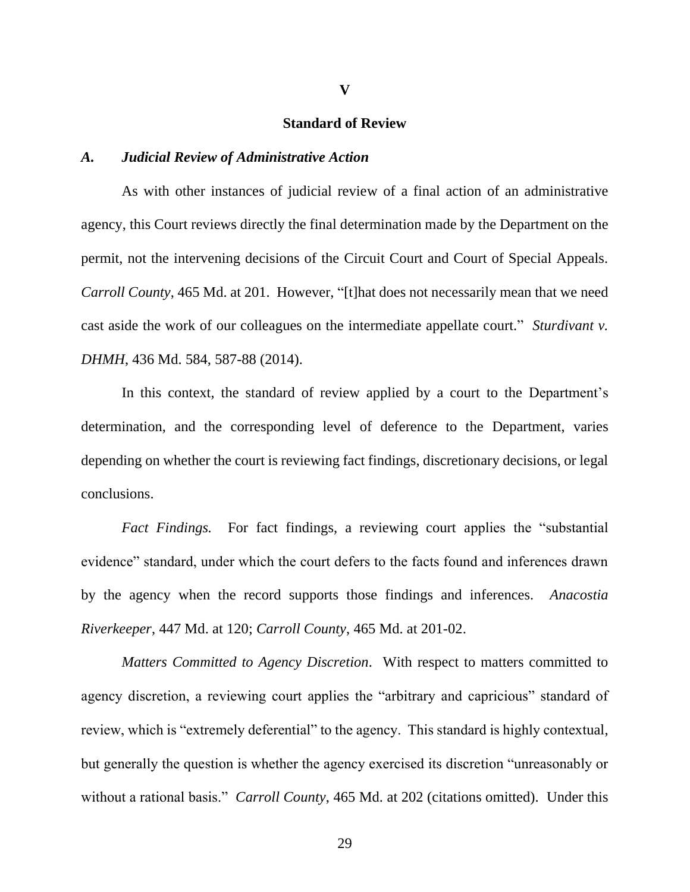## V

## Standard of Review

### *A. Judicial Review of Administrative Action*

As with other instances of judicial review of a final action of an administrative agency, this Court reviews directly the final determination made by the Department on the permit, not the intervening decisions of the Circuit Court and Court of Special Appeals. *Carroll County*, 465 Md. at 201. However, "[t]hat does not necessarily mean that we need cast aside the work of our colleagues on the intermediate appellate court." *Sturdivant v. DHMH*, 436 Md. 584, 587-88 (2014).

In this context, the standard of review applied by a court to the Department's determination, and the corresponding level of deference to the Department, varies depending on whether the court is reviewing fact findings, discretionary decisions, or legal conclusions.

*Fact Findings.* For fact findings, a reviewing court applies the "substantial evidence" standard, under which the court defers to the facts found and inferences drawn by the agency when the record supports those findings and inferences. *Anacostia Riverkeeper*, 447 Md. at 120; *Carroll County*, 465 Md. at 201-02.

*Matters Committed to Agency Discretion*. With respect to matters committed to agency discretion, a reviewing court applies the "arbitrary and capricious" standard of review, which is "extremely deferential" to the agency. This standard is highly contextual, but generally the question is whether the agency exercised its discretion "unreasonably or without a rational basis." *Carroll County*, 465 Md. at 202 (citations omitted). Under this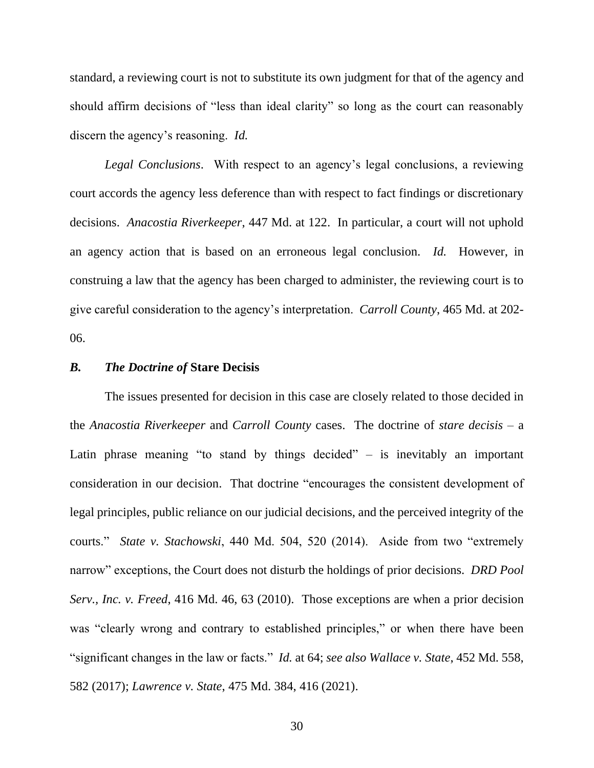standard, a reviewing court is not to substitute its own judgment for that of the agency and should affirm decisions of "less than ideal clarity" so long as the court can reasonably discern the agency's reasoning. *Id.*

*Legal Conclusions*. With respect to an agency's legal conclusions, a reviewing court accords the agency less deference than with respect to fact findings or discretionary decisions. *Anacostia Riverkeeper*, 447 Md. at 122. In particular, a court will not uphold an agency action that is based on an erroneous legal conclusion. *Id.* However, in construing a law that the agency has been charged to administer, the reviewing court is to give careful consideration to the agency's interpretation. *Carroll County*, 465 Md. at 202-06.

### *B. The Doctrine of* **Stare Decisis**

The issues presented for decision in this case are closely related to those decided in the *Anacostia Riverkeeper* and *Carroll County* cases. The doctrine of *stare decisis* – a Latin phrase meaning "to stand by things decided" – is inevitably an important consideration in our decision. That doctrine "encourages the consistent development of legal principles, public reliance on our judicial decisions, and the perceived integrity of the courts." *State v. Stachowski*, 440 Md. 504, 520 (2014). Aside from two "extremely narrow" exceptions, the Court does not disturb the holdings of prior decisions. *DRD Pool Serv., Inc. v. Freed*, 416 Md. 46, 63 (2010). Those exceptions are when a prior decision was "clearly wrong and contrary to established principles," or when there have been "significant changes in the law or facts." *Id.* at 64; *see also Wallace v. State*, 452 Md. 558, 582 (2017); *Lawrence v. State*, 475 Md. 384, 416 (2021).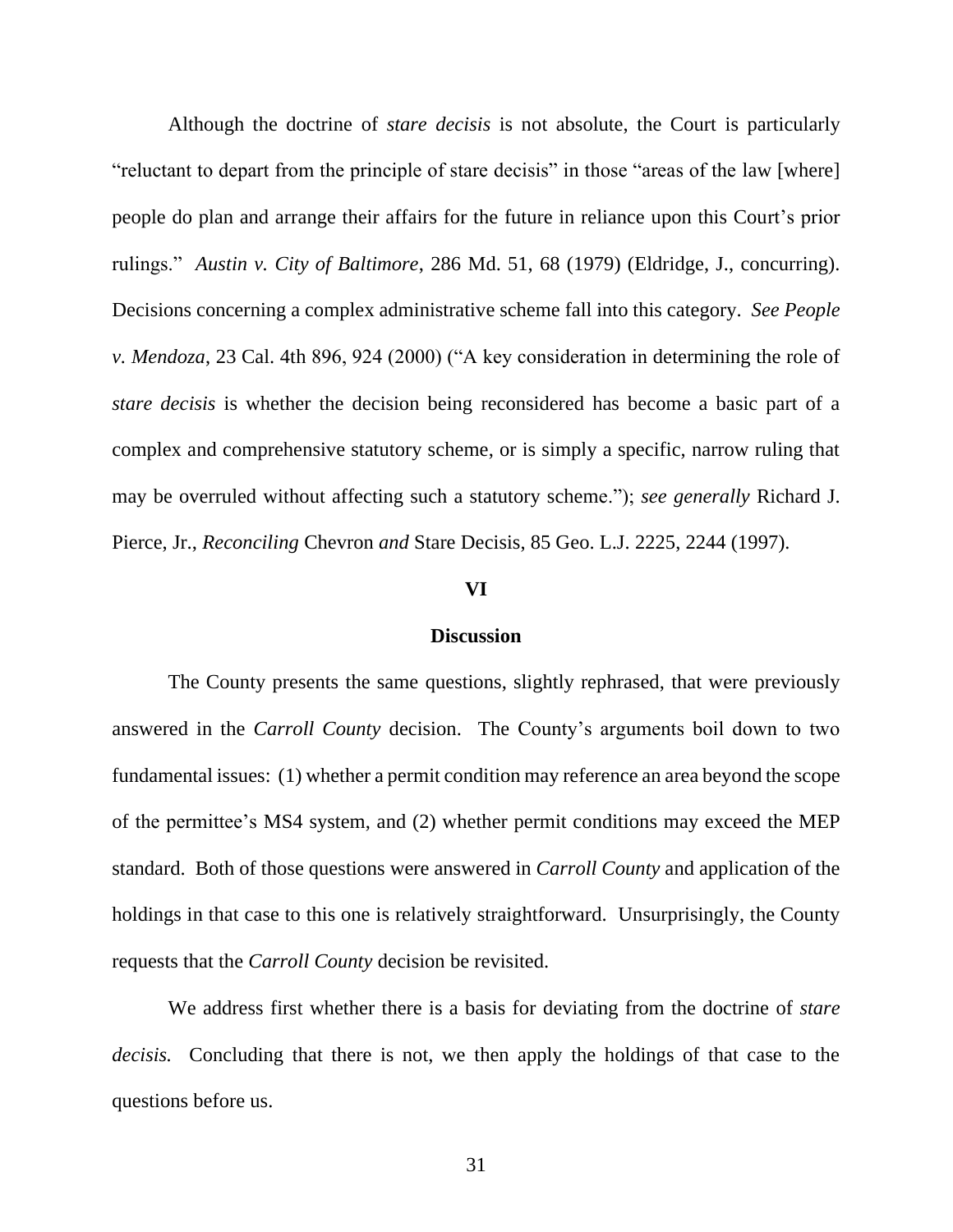Although the doctrine of *stare decisis* is not absolute, the Court is particularly "reluctant to depart from the principle of stare decisis" in those "areas of the law [where] people do plan and arrange their affairs for the future in reliance upon this Court's prior rulings." *Austin v. City of Baltimore*, 286 Md. 51, 68 (1979) (Eldridge, J., concurring). Decisions concerning a complex administrative scheme fall into this category. *See People v. Mendoza*, 23 Cal. 4th 896, 924 (2000) ("A key consideration in determining the role of *stare decisis* is whether the decision being reconsidered has become a basic part of a complex and comprehensive statutory scheme, or is simply a specific, narrow ruling that may be overruled without affecting such a statutory scheme."); *see generally* Richard J. Pierce, Jr., *Reconciling* Chevron *and* Stare Decisis, 85 Geo. L.J. 2225, 2244 (1997).

## VI

## Discussion

The County presents the same questions, slightly rephrased, that were previously answered in the *Carroll County* decision. The County's arguments boil down to two fundamental issues: (1) whether a permit condition may reference an area beyond the scope of the permittee's MS4 system, and (2) whether permit conditions may exceed the MEP standard. Both of those questions were answered in *Carroll County* and application of the holdings in that case to this one is relatively straightforward. Unsurprisingly, the County requests that the *Carroll County* decision be revisited.

We address first whether there is a basis for deviating from the doctrine of *stare decisis.* Concluding that there is not, we then apply the holdings of that case to the questions before us.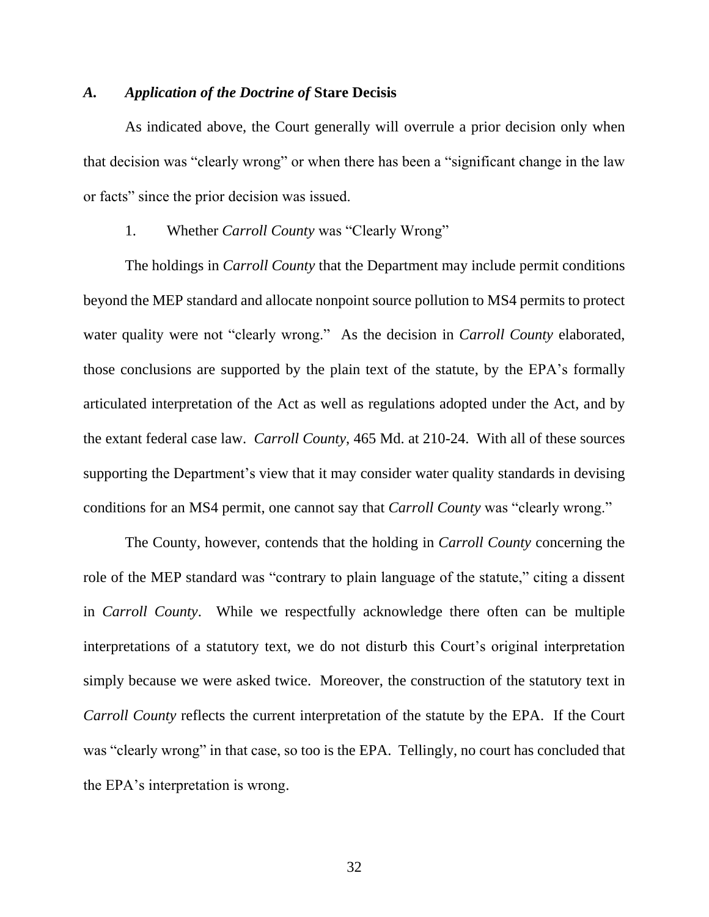### *A. Application of the Doctrine of* **Stare Decisis**

As indicated above, the Court generally will overrule a prior decision only when that decision was "clearly wrong" or when there has been a "significant change in the law or facts" since the prior decision was issued.

#### 1. Whether *Carroll County* was "Clearly Wrong"

The holdings in *Carroll County* that the Department may include permit conditions beyond the MEP standard and allocate nonpoint source pollution to MS4 permits to protect water quality were not "clearly wrong." As the decision in *Carroll County* elaborated, those conclusions are supported by the plain text of the statute, by the EPA's formally articulated interpretation of the Act as well as regulations adopted under the Act, and by the extant federal case law. *Carroll County*, 465 Md. at 210-24. With all of these sources supporting the Department's view that it may consider water quality standards in devising conditions for an MS4 permit, one cannot say that *Carroll County* was "clearly wrong."

The County, however, contends that the holding in *Carroll County* concerning the role of the MEP standard was "contrary to plain language of the statute," citing a dissent in *Carroll County*. While we respectfully acknowledge there often can be multiple interpretations of a statutory text, we do not disturb this Court's original interpretation simply because we were asked twice. Moreover, the construction of the statutory text in *Carroll County* reflects the current interpretation of the statute by the EPA. If the Court was "clearly wrong" in that case, so too is the EPA. Tellingly, no court has concluded that the EPA's interpretation is wrong.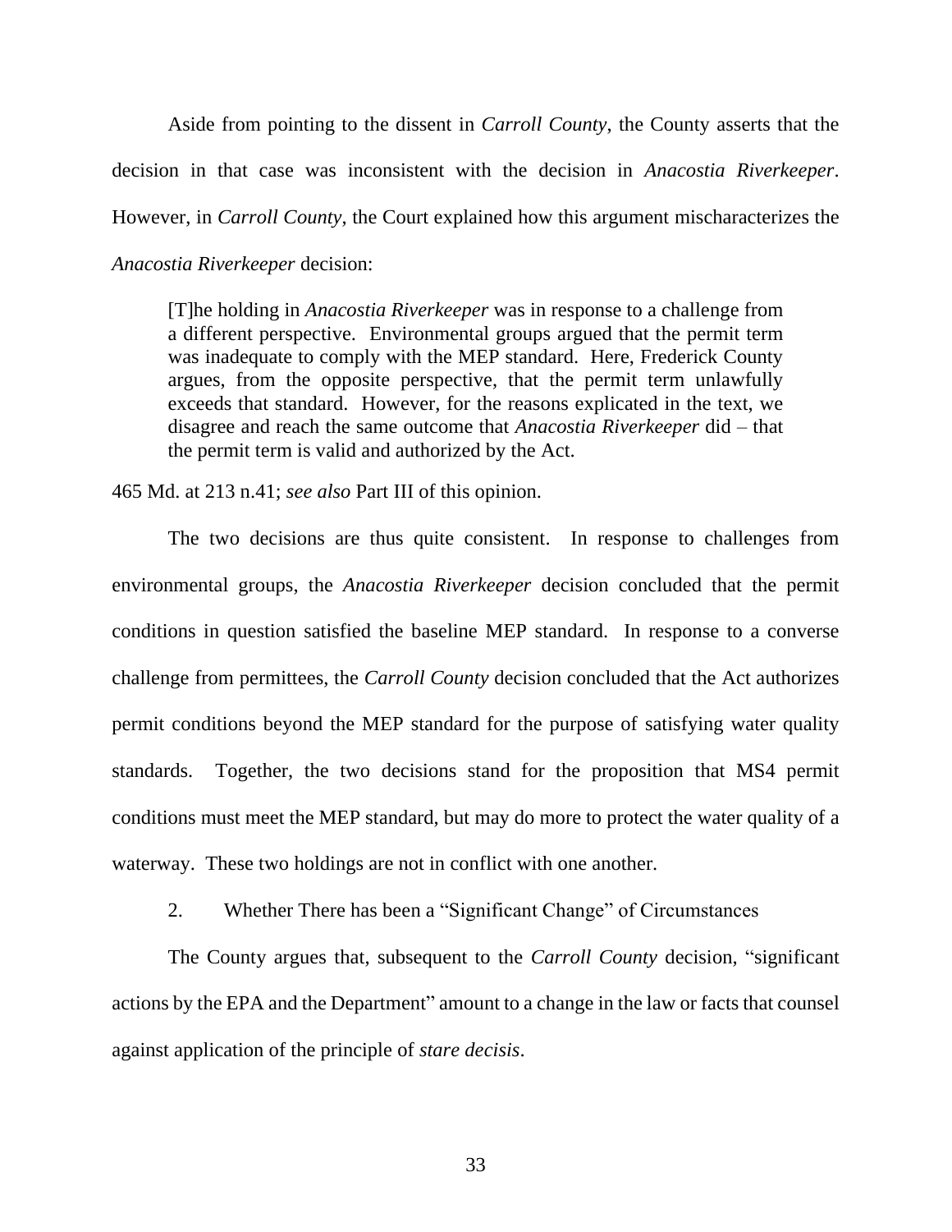Aside from pointing to the dissent in *Carroll County*, the County asserts that the decision in that case was inconsistent with the decision in *Anacostia Riverkeeper*. However, in *Carroll County*, the Court explained how this argument mischaracterizes the *Anacostia Riverkeeper* decision:

> [T]he holding in *Anacostia Riverkeeper* was in response to a challenge from a different perspective. Environmental groups argued that the permit term was inadequate to comply with the MEP standard. Here, Frederick County argues, from the opposite perspective, that the permit term unlawfully exceeds that standard. However, for the reasons explicated in the text, we disagree and reach the same outcome that *Anacostia Riverkeeper* did – that the permit term is valid and authorized by the Act.

465 Md. at 213 n.41; *see also* Part III of this opinion.

The two decisions are thus quite consistent. In response to challenges from environmental groups, the *Anacostia Riverkeeper* decision concluded that the permit conditions in question satisfied the baseline MEP standard. In response to a converse challenge from permittees, the *Carroll County* decision concluded that the Act authorizes permit conditions beyond the MEP standard for the purpose of satisfying water quality standards. Together, the two decisions stand for the proposition that MS4 permit conditions must meet the MEP standard, but may do more to protect the water quality of a waterway. These two holdings are not in conflict with one another.

2. Whether There has been a "Significant Change" of Circumstances

The County argues that, subsequent to the *Carroll County* decision, "significant actions by the EPA and the Department" amount to a change in the law or facts that counsel against application of the principle of *stare decisis*.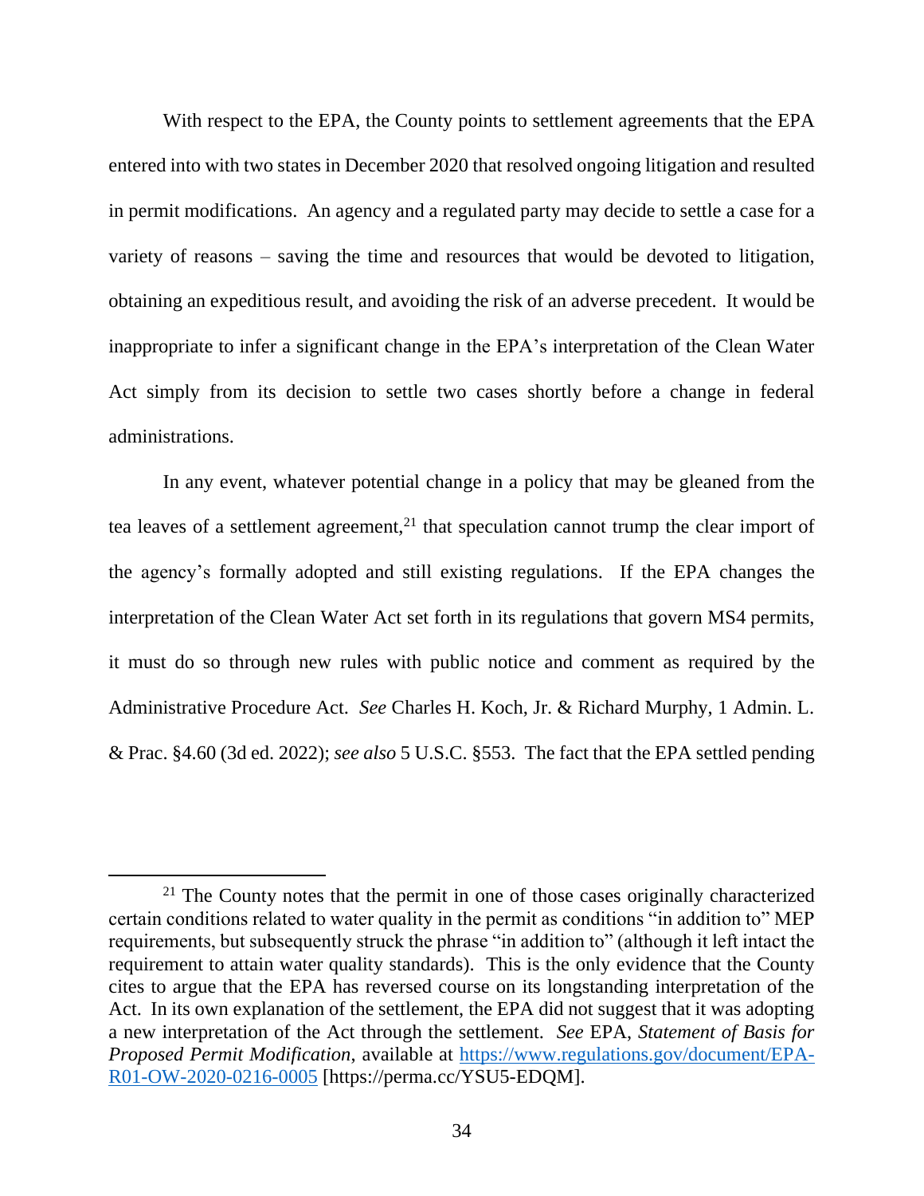With respect to the EPA, the County points to settlement agreements that the EPA entered into with two states in December 2020 that resolved ongoing litigation and resulted in permit modifications. An agency and a regulated party may decide to settle a case for a variety of reasons – saving the time and resources that would be devoted to litigation, obtaining an expeditious result, and avoiding the risk of an adverse precedent. It would be inappropriate to infer a significant change in the EPA's interpretation of the Clean Water Act simply from its decision to settle two cases shortly before a change in federal administrations.

In any event, whatever potential change in a policy that may be gleaned from the tea leaves of a settlement agreement,[21] that speculation cannot trump the clear import of the agency's formally adopted and still existing regulations. If the EPA changes the interpretation of the Clean Water Act set forth in its regulations that govern MS4 permits, it must do so through new rules with public notice and comment as required by the Administrative Procedure Act. *See* Charles H. Koch, Jr. & Richard Murphy, 1 Admin. L. & Prac. §4.60 (3d ed. 2022); *see also* 5 U.S.C. §553. The fact that the EPA settled pending

---

[21] The County notes that the permit in one of those cases originally characterized certain conditions related to water quality in the permit as conditions "in addition to" MEP requirements, but subsequently struck the phrase "in addition to" (although it left intact the requirement to attain water quality standards). This is the only evidence that the County cites to argue that the EPA has reversed course on its longstanding interpretation of the Act. In its own explanation of the settlement, the EPA did not suggest that it was adopting a new interpretation of the Act through the settlement. *See* EPA, *Statement of Basis for Proposed Permit Modification*, available at https://www.regulations.gov/document/EPA-R01-OW-2020-0216-0005 [https://perma.cc/YSU5-EDQM].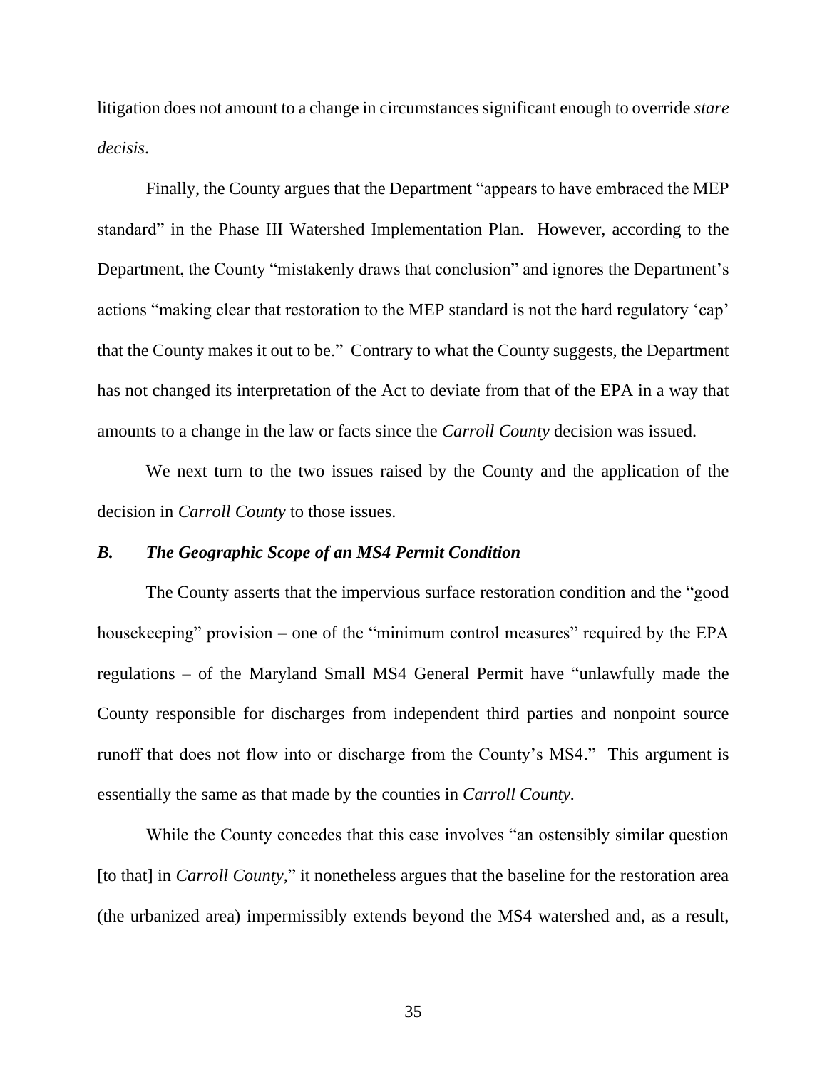litigation does not amount to a change in circumstances significant enough to override *stare decisis*.

Finally, the County argues that the Department "appears to have embraced the MEP standard" in the Phase III Watershed Implementation Plan. However, according to the Department, the County "mistakenly draws that conclusion" and ignores the Department's actions "making clear that restoration to the MEP standard is not the hard regulatory 'cap' that the County makes it out to be." Contrary to what the County suggests, the Department has not changed its interpretation of the Act to deviate from that of the EPA in a way that amounts to a change in the law or facts since the *Carroll County* decision was issued.

We next turn to the two issues raised by the County and the application of the decision in *Carroll County* to those issues.

### *B. The Geographic Scope of an MS4 Permit Condition*

The County asserts that the impervious surface restoration condition and the "good housekeeping" provision – one of the "minimum control measures" required by the EPA regulations – of the Maryland Small MS4 General Permit have "unlawfully made the County responsible for discharges from independent third parties and nonpoint source runoff that does not flow into or discharge from the County's MS4." This argument is essentially the same as that made by the counties in *Carroll County*.

While the County concedes that this case involves "an ostensibly similar question [to that] in *Carroll County*," it nonetheless argues that the baseline for the restoration area (the urbanized area) impermissibly extends beyond the MS4 watershed and, as a result,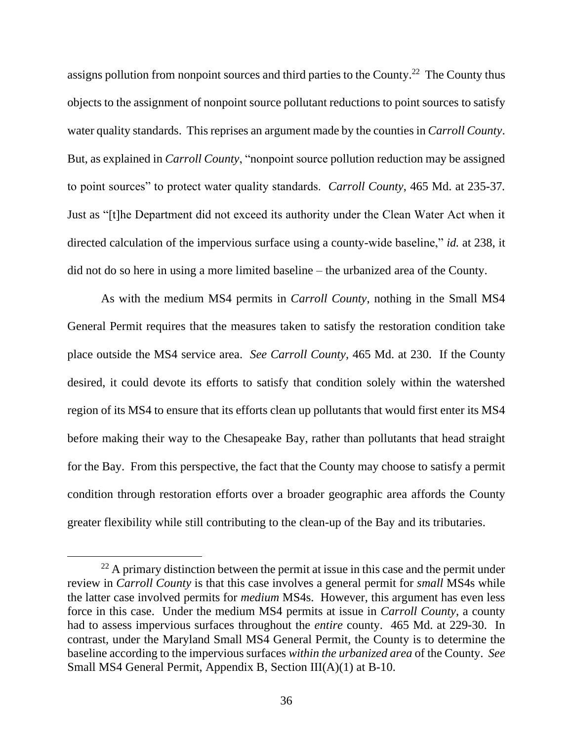assigns pollution from nonpoint sources and third parties to the County.[22] The County thus objects to the assignment of nonpoint source pollutant reductions to point sources to satisfy water quality standards. This reprises an argument made by the counties in *Carroll County*. But, as explained in *Carroll County*, "nonpoint source pollution reduction may be assigned to point sources" to protect water quality standards. *Carroll County*, 465 Md. at 235-37. Just as "[t]he Department did not exceed its authority under the Clean Water Act when it directed calculation of the impervious surface using a county-wide baseline," *id.* at 238, it did not do so here in using a more limited baseline – the urbanized area of the County.

As with the medium MS4 permits in *Carroll County*, nothing in the Small MS4 General Permit requires that the measures taken to satisfy the restoration condition take place outside the MS4 service area. *See Carroll County*, 465 Md. at 230. If the County desired, it could devote its efforts to satisfy that condition solely within the watershed region of its MS4 to ensure that its efforts clean up pollutants that would first enter its MS4 before making their way to the Chesapeake Bay, rather than pollutants that head straight for the Bay. From this perspective, the fact that the County may choose to satisfy a permit condition through restoration efforts over a broader geographic area affords the County greater flexibility while still contributing to the clean-up of the Bay and its tributaries.

---

[22] A primary distinction between the permit at issue in this case and the permit under review in *Carroll County* is that this case involves a general permit for *small* MS4s while the latter case involved permits for *medium* MS4s. However, this argument has even less force in this case. Under the medium MS4 permits at issue in *Carroll County*, a county had to assess impervious surfaces throughout the *entire* county. 465 Md. at 229-30. In contrast, under the Maryland Small MS4 General Permit, the County is to determine the baseline according to the impervious surfaces *within the urbanized area* of the County. *See* Small MS4 General Permit, Appendix B, Section III(A)(1) at B-10.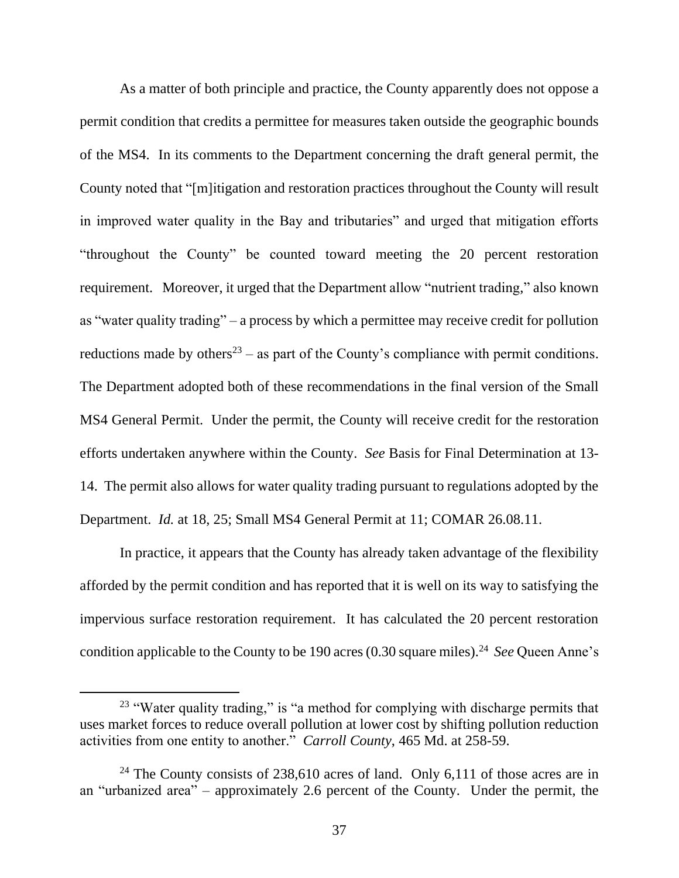As a matter of both principle and practice, the County apparently does not oppose a permit condition that credits a permittee for measures taken outside the geographic bounds of the MS4. In its comments to the Department concerning the draft general permit, the County noted that "[m]itigation and restoration practices throughout the County will result in improved water quality in the Bay and tributaries" and urged that mitigation efforts "throughout the County" be counted toward meeting the 20 percent restoration requirement. Moreover, it urged that the Department allow "nutrient trading," also known as "water quality trading" – a process by which a permittee may receive credit for pollution reductions made by others[23] – as part of the County's compliance with permit conditions. The Department adopted both of these recommendations in the final version of the Small MS4 General Permit. Under the permit, the County will receive credit for the restoration efforts undertaken anywhere within the County. *See* Basis for Final Determination at 13-14. The permit also allows for water quality trading pursuant to regulations adopted by the Department. *Id.* at 18, 25; Small MS4 General Permit at 11; COMAR 26.08.11.

In practice, it appears that the County has already taken advantage of the flexibility afforded by the permit condition and has reported that it is well on its way to satisfying the impervious surface restoration requirement. It has calculated the 20 percent restoration condition applicable to the County to be 190 acres (0.30 square miles).[24] *See* Queen Anne's

---

[23] "Water quality trading," is "a method for complying with discharge permits that uses market forces to reduce overall pollution at lower cost by shifting pollution reduction activities from one entity to another." *Carroll County*, 465 Md. at 258-59.

[24] The County consists of 238,610 acres of land. Only 6,111 of those acres are in an "urbanized area" – approximately 2.6 percent of the County. Under the permit, the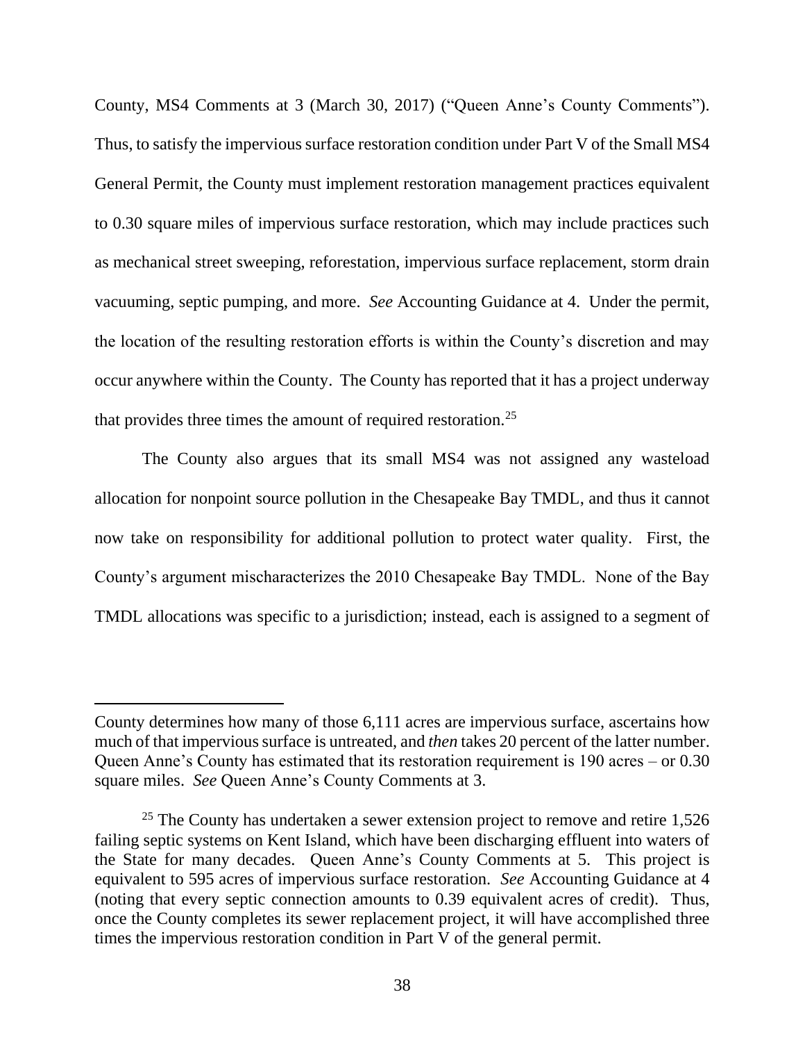County, MS4 Comments at 3 (March 30, 2017) ("Queen Anne's County Comments"). Thus, to satisfy the impervious surface restoration condition under Part V of the Small MS4 General Permit, the County must implement restoration management practices equivalent to 0.30 square miles of impervious surface restoration, which may include practices such as mechanical street sweeping, reforestation, impervious surface replacement, storm drain vacuuming, septic pumping, and more. *See* Accounting Guidance at 4. Under the permit, the location of the resulting restoration efforts is within the County's discretion and may occur anywhere within the County. The County has reported that it has a project underway that provides three times the amount of required restoration.[25]

The County also argues that its small MS4 was not assigned any wasteload allocation for nonpoint source pollution in the Chesapeake Bay TMDL, and thus it cannot now take on responsibility for additional pollution to protect water quality. First, the County's argument mischaracterizes the 2010 Chesapeake Bay TMDL. None of the Bay TMDL allocations was specific to a jurisdiction; instead, each is assigned to a segment of

---

County determines how many of those 6,111 acres are impervious surface, ascertains how much of that impervious surface is untreated, and *then* takes 20 percent of the latter number. Queen Anne's County has estimated that its restoration requirement is 190 acres – or 0.30 square miles. *See* Queen Anne's County Comments at 3.

[25] The County has undertaken a sewer extension project to remove and retire 1,526 failing septic systems on Kent Island, which have been discharging effluent into waters of the State for many decades. Queen Anne's County Comments at 5. This project is equivalent to 595 acres of impervious surface restoration. *See* Accounting Guidance at 4 (noting that every septic connection amounts to 0.39 equivalent acres of credit). Thus, once the County completes its sewer replacement project, it will have accomplished three times the impervious restoration condition in Part V of the general permit.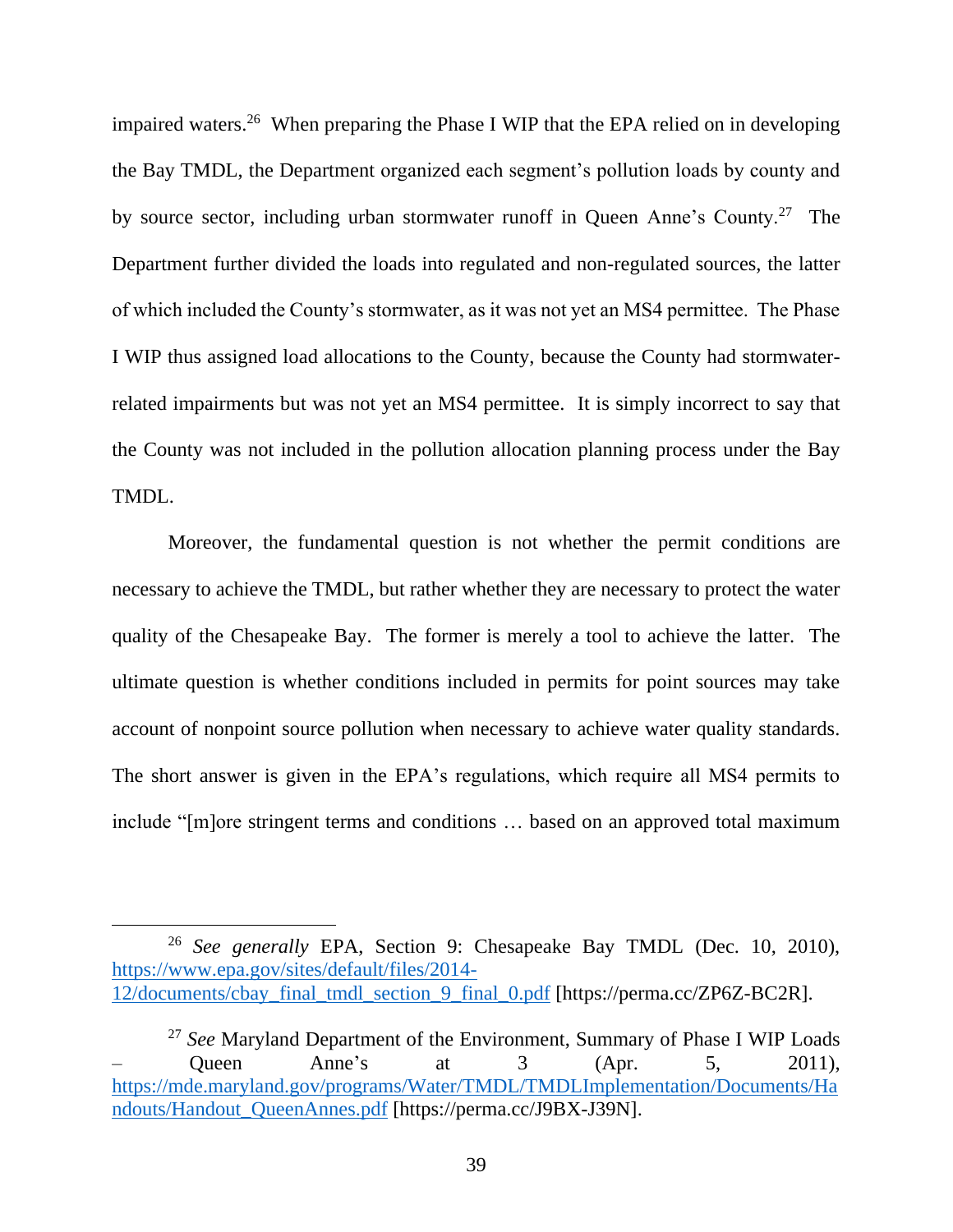impaired waters.[26] When preparing the Phase I WIP that the EPA relied on in developing the Bay TMDL, the Department organized each segment's pollution loads by county and by source sector, including urban stormwater runoff in Queen Anne's County.[27] The Department further divided the loads into regulated and non-regulated sources, the latter of which included the County's stormwater, as it was not yet an MS4 permittee. The Phase I WIP thus assigned load allocations to the County, because the County had stormwater-related impairments but was not yet an MS4 permittee. It is simply incorrect to say that the County was not included in the pollution allocation planning process under the Bay TMDL.

Moreover, the fundamental question is not whether the permit conditions are necessary to achieve the TMDL, but rather whether they are necessary to protect the water quality of the Chesapeake Bay. The former is merely a tool to achieve the latter. The ultimate question is whether conditions included in permits for point sources may take account of nonpoint source pollution when necessary to achieve water quality standards. The short answer is given in the EPA's regulations, which require all MS4 permits to include "[m]ore stringent terms and conditions … based on an approved total maximum

---

[26] *See generally* EPA, Section 9: Chesapeake Bay TMDL (Dec. 10, 2010), https://www.epa.gov/sites/default/files/2014-12/documents/cbay_final_tmdl_section_9_final_0.pdf [https://perma.cc/ZP6Z-BC2R].

[27] *See* Maryland Department of the Environment, Summary of Phase I WIP Loads – Queen Anne's at 3 (Apr. 5, 2011), https://mde.maryland.gov/programs/Water/TMDL/TMDLImplementation/Documents/Handouts/Handout_QueenAnnes.pdf [https://perma.cc/J9BX-J39N].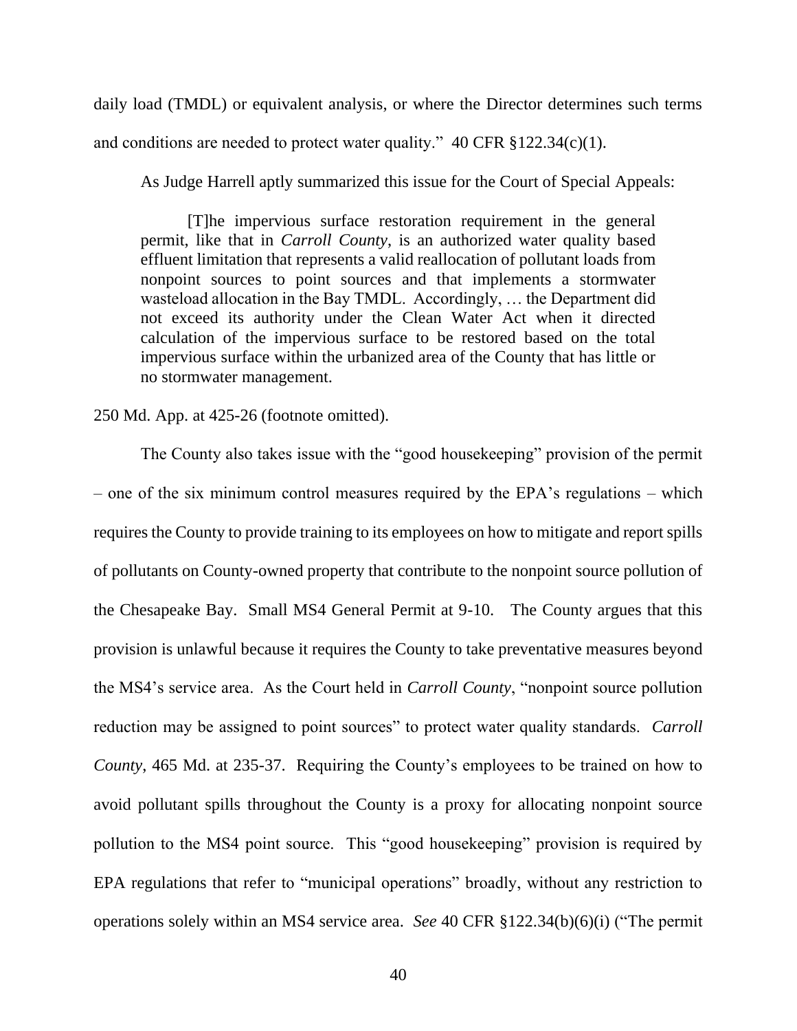daily load (TMDL) or equivalent analysis, or where the Director determines such terms and conditions are needed to protect water quality." 40 CFR §122.34(c)(1).

As Judge Harrell aptly summarized this issue for the Court of Special Appeals:

> [T]he impervious surface restoration requirement in the general permit, like that in *Carroll County*, is an authorized water quality based effluent limitation that represents a valid reallocation of pollutant loads from nonpoint sources to point sources and that implements a stormwater wasteload allocation in the Bay TMDL. Accordingly, … the Department did not exceed its authority under the Clean Water Act when it directed calculation of the impervious surface to be restored based on the total impervious surface within the urbanized area of the County that has little or no stormwater management.

250 Md. App. at 425-26 (footnote omitted).

The County also takes issue with the "good housekeeping" provision of the permit – one of the six minimum control measures required by the EPA's regulations – which requires the County to provide training to its employees on how to mitigate and report spills of pollutants on County-owned property that contribute to the nonpoint source pollution of the Chesapeake Bay. Small MS4 General Permit at 9-10. The County argues that this provision is unlawful because it requires the County to take preventative measures beyond the MS4's service area. As the Court held in *Carroll County*, "nonpoint source pollution reduction may be assigned to point sources" to protect water quality standards. *Carroll County*, 465 Md. at 235-37. Requiring the County's employees to be trained on how to avoid pollutant spills throughout the County is a proxy for allocating nonpoint source pollution to the MS4 point source. This "good housekeeping" provision is required by EPA regulations that refer to "municipal operations" broadly, without any restriction to operations solely within an MS4 service area. *See* 40 CFR §122.34(b)(6)(i) ("The permit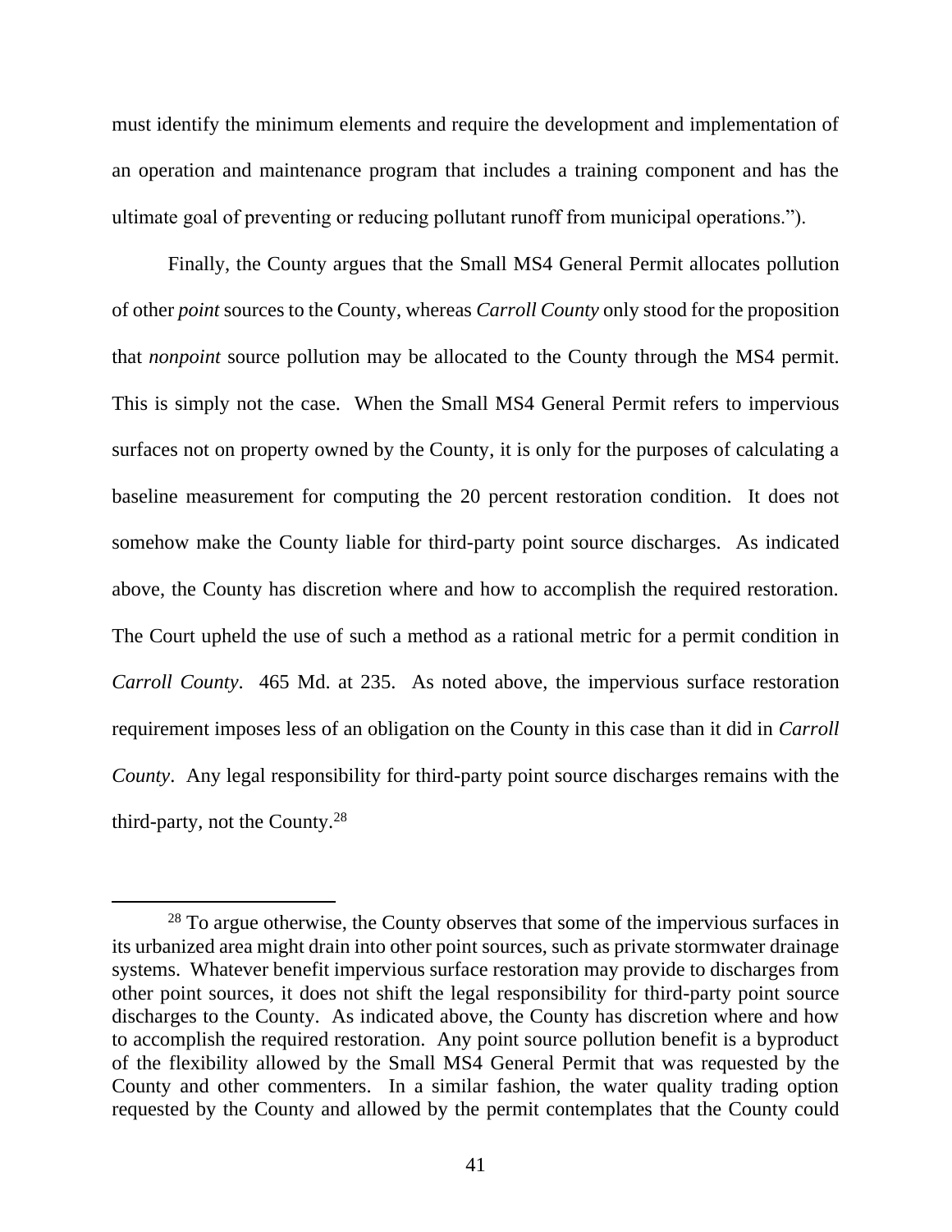must identify the minimum elements and require the development and implementation of an operation and maintenance program that includes a training component and has the ultimate goal of preventing or reducing pollutant runoff from municipal operations.").

Finally, the County argues that the Small MS4 General Permit allocates pollution of other *point* sources to the County, whereas *Carroll County* only stood for the proposition that *nonpoint* source pollution may be allocated to the County through the MS4 permit. This is simply not the case. When the Small MS4 General Permit refers to impervious surfaces not on property owned by the County, it is only for the purposes of calculating a baseline measurement for computing the 20 percent restoration condition. It does not somehow make the County liable for third-party point source discharges. As indicated above, the County has discretion where and how to accomplish the required restoration. The Court upheld the use of such a method as a rational metric for a permit condition in *Carroll County*. 465 Md. at 235. As noted above, the impervious surface restoration requirement imposes less of an obligation on the County in this case than it did in *Carroll County*. Any legal responsibility for third-party point source discharges remains with the third-party, not the County.[28]

---

[28] To argue otherwise, the County observes that some of the impervious surfaces in its urbanized area might drain into other point sources, such as private stormwater drainage systems. Whatever benefit impervious surface restoration may provide to discharges from other point sources, it does not shift the legal responsibility for third-party point source discharges to the County. As indicated above, the County has discretion where and how to accomplish the required restoration. Any point source pollution benefit is a byproduct of the flexibility allowed by the Small MS4 General Permit that was requested by the County and other commenters. In a similar fashion, the water quality trading option requested by the County and allowed by the permit contemplates that the County could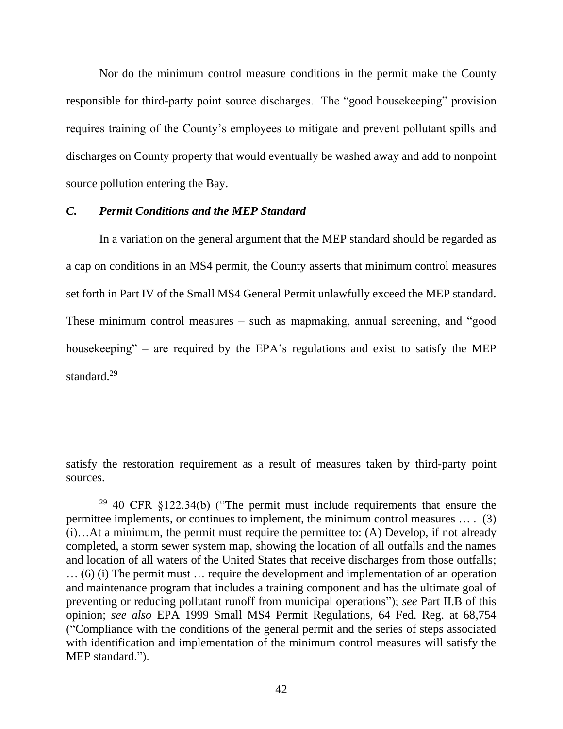Nor do the minimum control measure conditions in the permit make the County responsible for third-party point source discharges. The "good housekeeping" provision requires training of the County's employees to mitigate and prevent pollutant spills and discharges on County property that would eventually be washed away and add to nonpoint source pollution entering the Bay.

### *C. Permit Conditions and the MEP Standard*

In a variation on the general argument that the MEP standard should be regarded as a cap on conditions in an MS4 permit, the County asserts that minimum control measures set forth in Part IV of the Small MS4 General Permit unlawfully exceed the MEP standard. These minimum control measures – such as mapmaking, annual screening, and "good housekeeping" – are required by the EPA's regulations and exist to satisfy the MEP standard.[29]

---

satisfy the restoration requirement as a result of measures taken by third-party point sources.

[29] 40 CFR §122.34(b) ("The permit must include requirements that ensure the permittee implements, or continues to implement, the minimum control measures … . (3)(i)…At a minimum, the permit must require the permittee to: (A) Develop, if not already completed, a storm sewer system map, showing the location of all outfalls and the names and location of all waters of the United States that receive discharges from those outfalls; … (6) (i) The permit must … require the development and implementation of an operation and maintenance program that includes a training component and has the ultimate goal of preventing or reducing pollutant runoff from municipal operations"); *see* Part II.B of this opinion; *see also* EPA 1999 Small MS4 Permit Regulations, 64 Fed. Reg. at 68,754 ("Compliance with the conditions of the general permit and the series of steps associated with identification and implementation of the minimum control measures will satisfy the MEP standard.").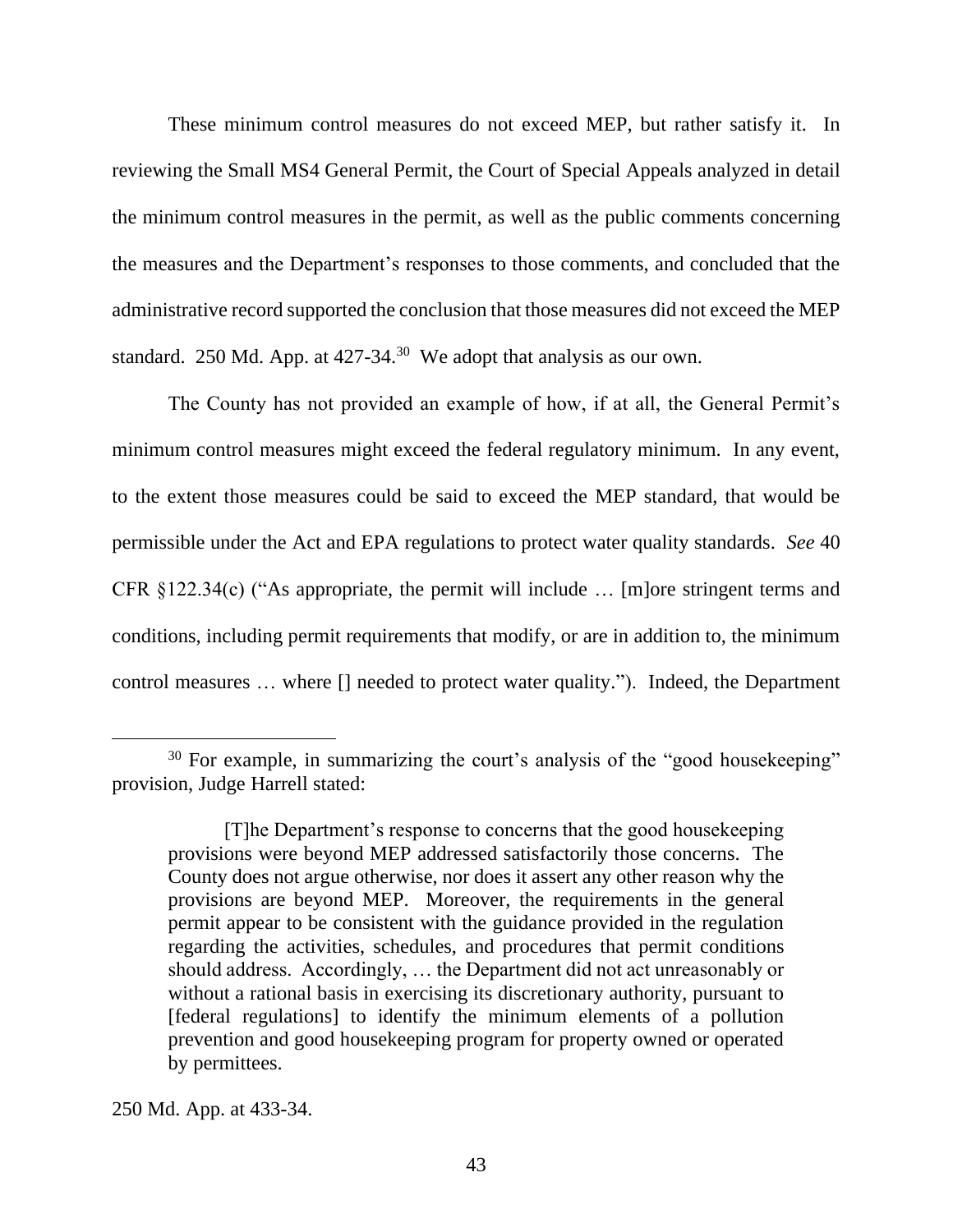These minimum control measures do not exceed MEP, but rather satisfy it. In reviewing the Small MS4 General Permit, the Court of Special Appeals analyzed in detail the minimum control measures in the permit, as well as the public comments concerning the measures and the Department's responses to those comments, and concluded that the administrative record supported the conclusion that those measures did not exceed the MEP standard. 250 Md. App. at 427-34.[30] We adopt that analysis as our own.

The County has not provided an example of how, if at all, the General Permit's minimum control measures might exceed the federal regulatory minimum. In any event, to the extent those measures could be said to exceed the MEP standard, that would be permissible under the Act and EPA regulations to protect water quality standards. *See* 40 CFR §122.34(c) ("As appropriate, the permit will include … [m]ore stringent terms and conditions, including permit requirements that modify, or are in addition to, the minimum control measures … where [] needed to protect water quality."). Indeed, the Department

---

[30] For example, in summarizing the court's analysis of the "good housekeeping" provision, Judge Harrell stated:

> [T]he Department's response to concerns that the good housekeeping provisions were beyond MEP addressed satisfactorily those concerns. The County does not argue otherwise, nor does it assert any other reason why the provisions are beyond MEP. Moreover, the requirements in the general permit appear to be consistent with the guidance provided in the regulation regarding the activities, schedules, and procedures that permit conditions should address. Accordingly, … the Department did not act unreasonably or without a rational basis in exercising its discretionary authority, pursuant to [federal regulations] to identify the minimum elements of a pollution prevention and good housekeeping program for property owned or operated by permittees.

250 Md. App. at 433-34.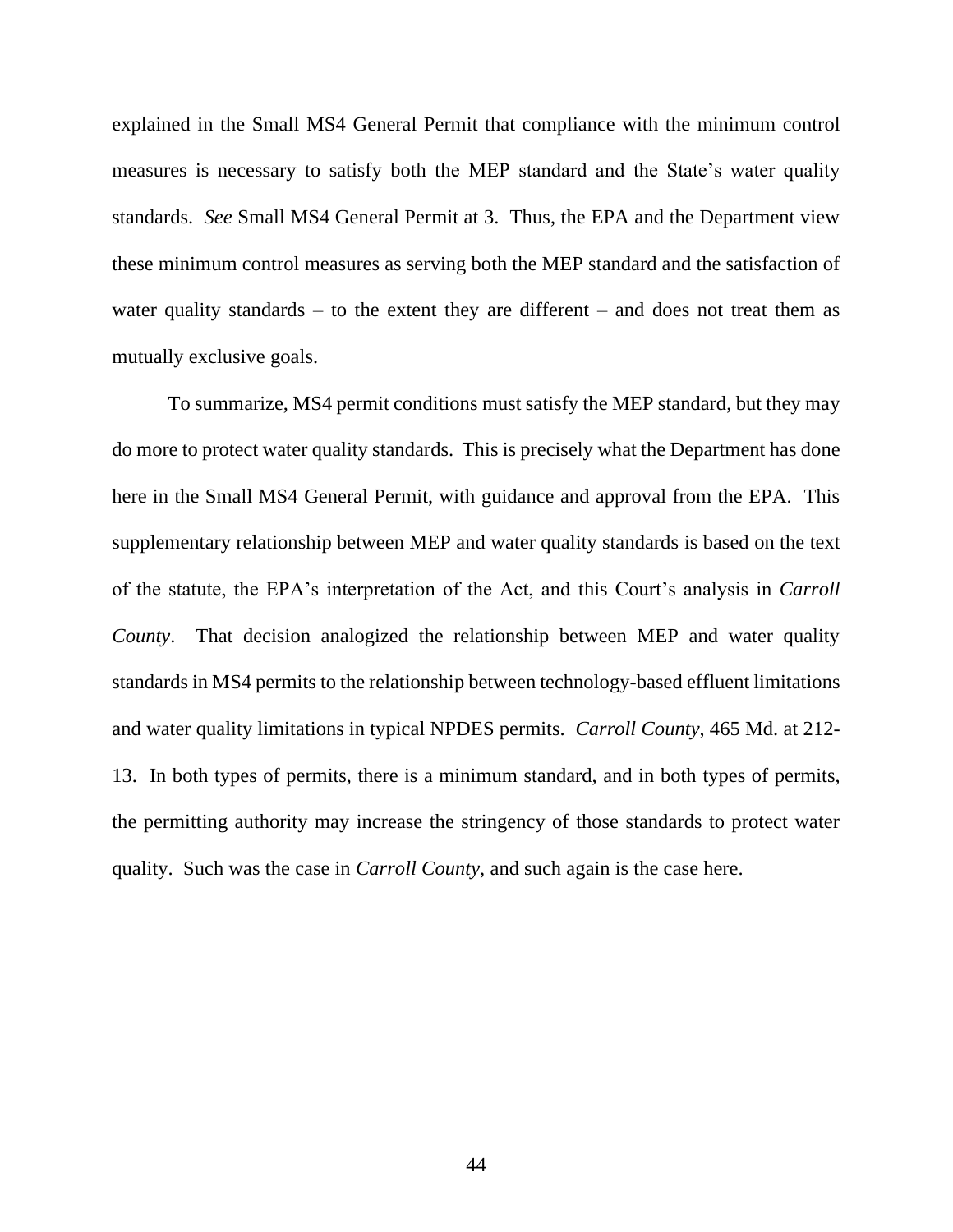explained in the Small MS4 General Permit that compliance with the minimum control measures is necessary to satisfy both the MEP standard and the State's water quality standards. *See* Small MS4 General Permit at 3. Thus, the EPA and the Department view these minimum control measures as serving both the MEP standard and the satisfaction of water quality standards – to the extent they are different – and does not treat them as mutually exclusive goals.

To summarize, MS4 permit conditions must satisfy the MEP standard, but they may do more to protect water quality standards. This is precisely what the Department has done here in the Small MS4 General Permit, with guidance and approval from the EPA. This supplementary relationship between MEP and water quality standards is based on the text of the statute, the EPA's interpretation of the Act, and this Court's analysis in *Carroll County*. That decision analogized the relationship between MEP and water quality standards in MS4 permits to the relationship between technology-based effluent limitations and water quality limitations in typical NPDES permits. *Carroll County*, 465 Md. at 212-13. In both types of permits, there is a minimum standard, and in both types of permits, the permitting authority may increase the stringency of those standards to protect water quality. Such was the case in *Carroll County*, and such again is the case here.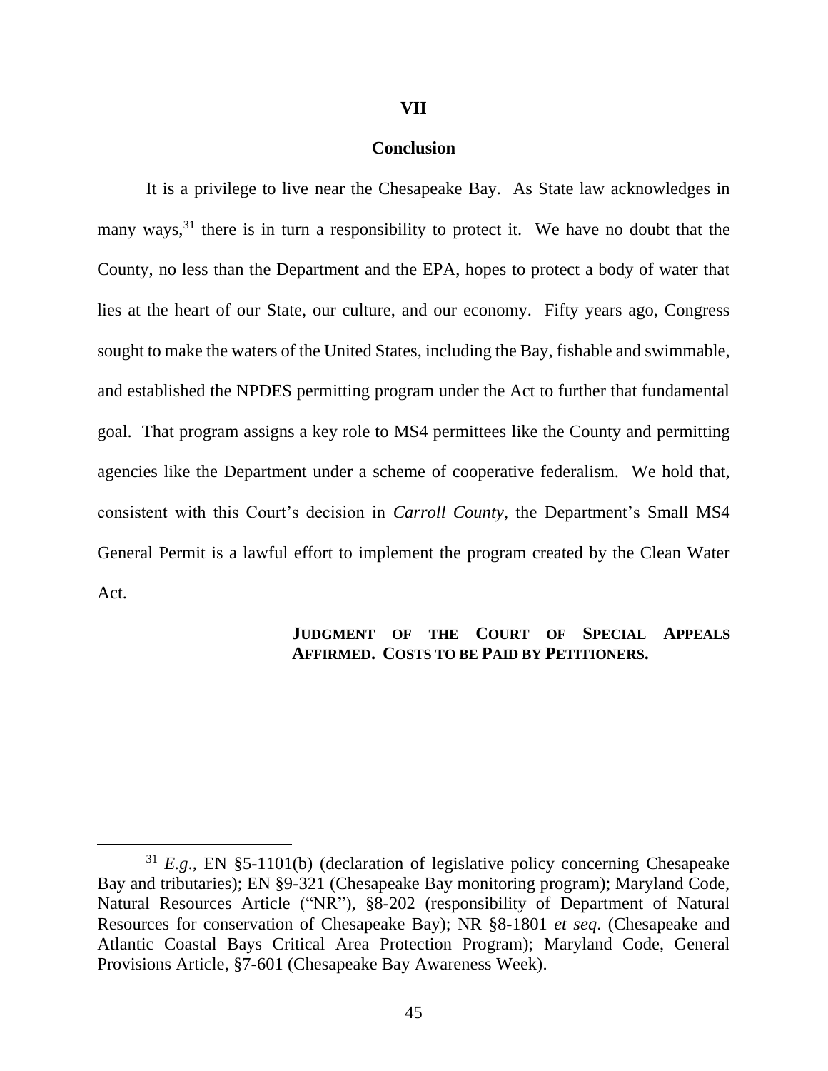## VII

## Conclusion

It is a privilege to live near the Chesapeake Bay. As State law acknowledges in many ways,[31] there is in turn a responsibility to protect it. We have no doubt that the County, no less than the Department and the EPA, hopes to protect a body of water that lies at the heart of our State, our culture, and our economy. Fifty years ago, Congress sought to make the waters of the United States, including the Bay, fishable and swimmable, and established the NPDES permitting program under the Act to further that fundamental goal. That program assigns a key role to MS4 permittees like the County and permitting agencies like the Department under a scheme of cooperative federalism. We hold that, consistent with this Court's decision in *Carroll County*, the Department's Small MS4 General Permit is a lawful effort to implement the program created by the Clean Water Act.

**JUDGMENT OF THE COURT OF SPECIAL APPEALS AFFIRMED. COSTS TO BE PAID BY PETITIONERS.**

---

[31] *E.g.*, EN §5-1101(b) (declaration of legislative policy concerning Chesapeake Bay and tributaries); EN §9-321 (Chesapeake Bay monitoring program); Maryland Code, Natural Resources Article ("NR"), §8-202 (responsibility of Department of Natural Resources for conservation of Chesapeake Bay); NR §8-1801 *et seq*. (Chesapeake and Atlantic Coastal Bays Critical Area Protection Program); Maryland Code, General Provisions Article, §7-601 (Chesapeake Bay Awareness Week).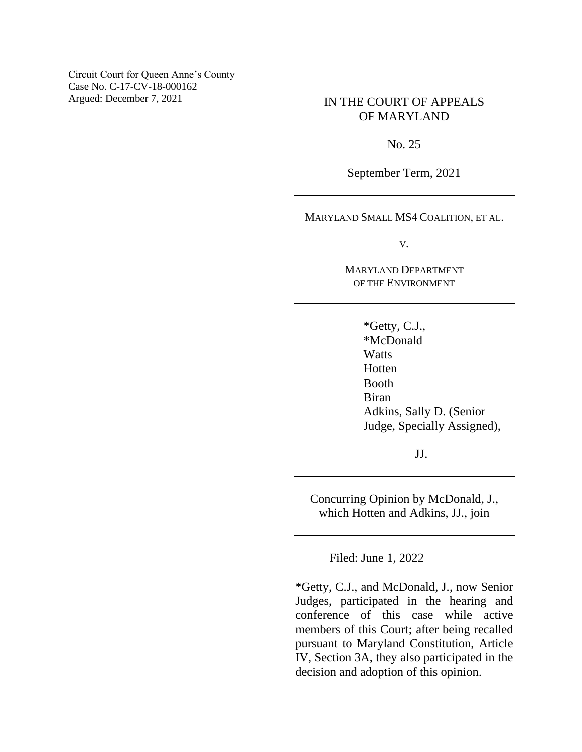Circuit Court for Queen Anne's County
Case No. C-17-CV-18-000162
Argued: December 7, 2021

IN THE COURT OF APPEALS
OF MARYLAND

No. 25

September Term, 2021

---

MARYLAND SMALL MS4 COALITION, ET AL.

v.

MARYLAND DEPARTMENT
OF THE ENVIRONMENT

---

*Getty, C.J.,
*McDonald
Watts
Hotten
Booth
Biran
Adkins, Sally D. (Senior
Judge, Specially Assigned),

JJ.

---

Concurring Opinion by McDonald, J.,
which Hotten and Adkins, JJ., join

---

Filed: June 1, 2022

*Getty, C.J., and McDonald, J., now Senior Judges, participated in the hearing and conference of this case while active members of this Court; after being recalled pursuant to Maryland Constitution, Article IV, Section 3A, they also participated in the decision and adoption of this opinion.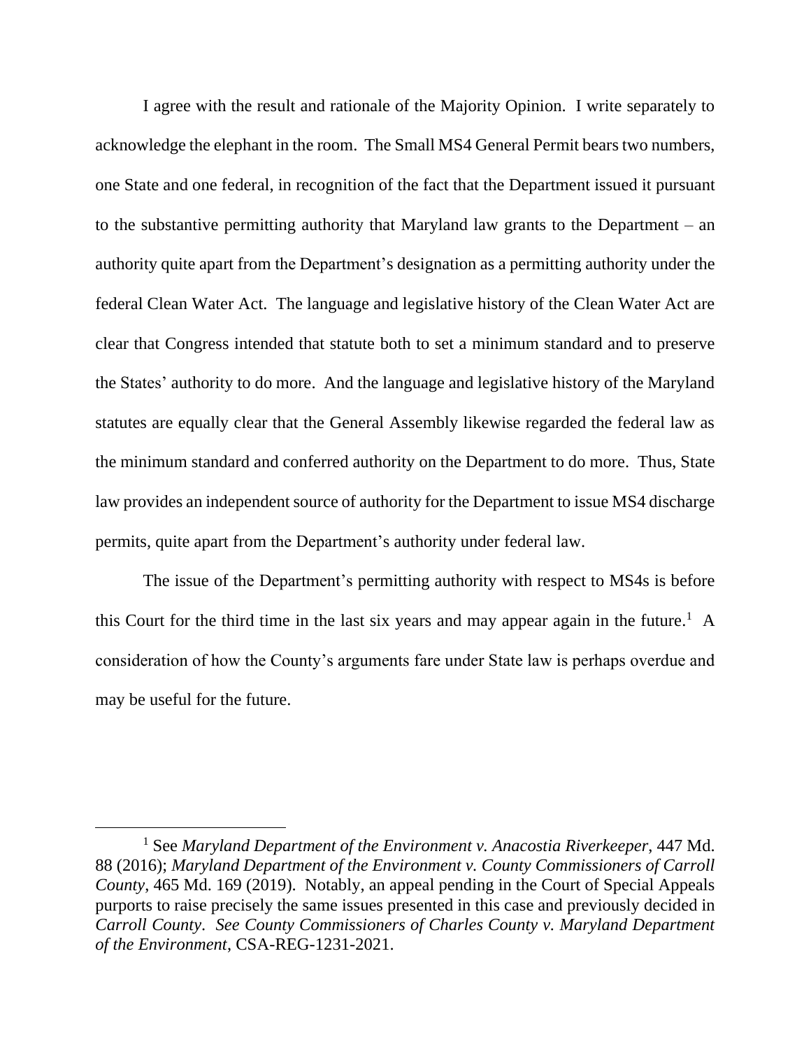I agree with the result and rationale of the Majority Opinion. I write separately to acknowledge the elephant in the room. The Small MS4 General Permit bears two numbers, one State and one federal, in recognition of the fact that the Department issued it pursuant to the substantive permitting authority that Maryland law grants to the Department – an authority quite apart from the Department's designation as a permitting authority under the federal Clean Water Act. The language and legislative history of the Clean Water Act are clear that Congress intended that statute both to set a minimum standard and to preserve the States' authority to do more. And the language and legislative history of the Maryland statutes are equally clear that the General Assembly likewise regarded the federal law as the minimum standard and conferred authority on the Department to do more. Thus, State law provides an independent source of authority for the Department to issue MS4 discharge permits, quite apart from the Department's authority under federal law.

The issue of the Department's permitting authority with respect to MS4s is before this Court for the third time in the last six years and may appear again in the future.[1] A consideration of how the County's arguments fare under State law is perhaps overdue and may be useful for the future.

---

[1] See *Maryland Department of the Environment v. Anacostia Riverkeeper*, 447 Md. 88 (2016); *Maryland Department of the Environment v. County Commissioners of Carroll County*, 465 Md. 169 (2019). Notably, an appeal pending in the Court of Special Appeals purports to raise precisely the same issues presented in this case and previously decided in *Carroll County*. *See County Commissioners of Charles County v. Maryland Department of the Environment*, CSA-REG-1231-2021.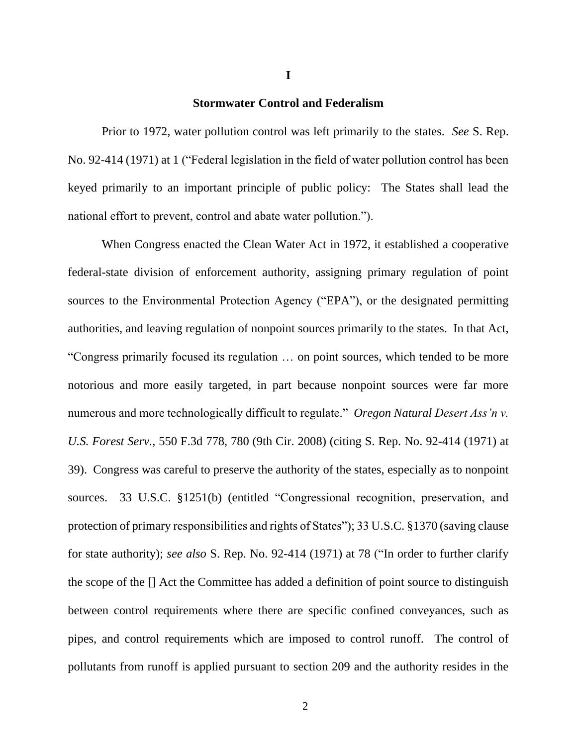## I

## Stormwater Control and Federalism

Prior to 1972, water pollution control was left primarily to the states. *See* S. Rep. No. 92-414 (1971) at 1 ("Federal legislation in the field of water pollution control has been keyed primarily to an important principle of public policy: The States shall lead the national effort to prevent, control and abate water pollution.").

When Congress enacted the Clean Water Act in 1972, it established a cooperative federal-state division of enforcement authority, assigning primary regulation of point sources to the Environmental Protection Agency ("EPA"), or the designated permitting authorities, and leaving regulation of nonpoint sources primarily to the states. In that Act, "Congress primarily focused its regulation … on point sources, which tended to be more notorious and more easily targeted, in part because nonpoint sources were far more numerous and more technologically difficult to regulate." *Oregon Natural Desert Ass'n v. U.S. Forest Serv.*, 550 F.3d 778, 780 (9th Cir. 2008) (citing S. Rep. No. 92-414 (1971) at 39). Congress was careful to preserve the authority of the states, especially as to nonpoint sources. 33 U.S.C. §1251(b) (entitled "Congressional recognition, preservation, and protection of primary responsibilities and rights of States"); 33 U.S.C. §1370 (saving clause for state authority); *see also* S. Rep. No. 92-414 (1971) at 78 ("In order to further clarify the scope of the [] Act the Committee has added a definition of point source to distinguish between control requirements where there are specific confined conveyances, such as pipes, and control requirements which are imposed to control runoff. The control of pollutants from runoff is applied pursuant to section 209 and the authority resides in the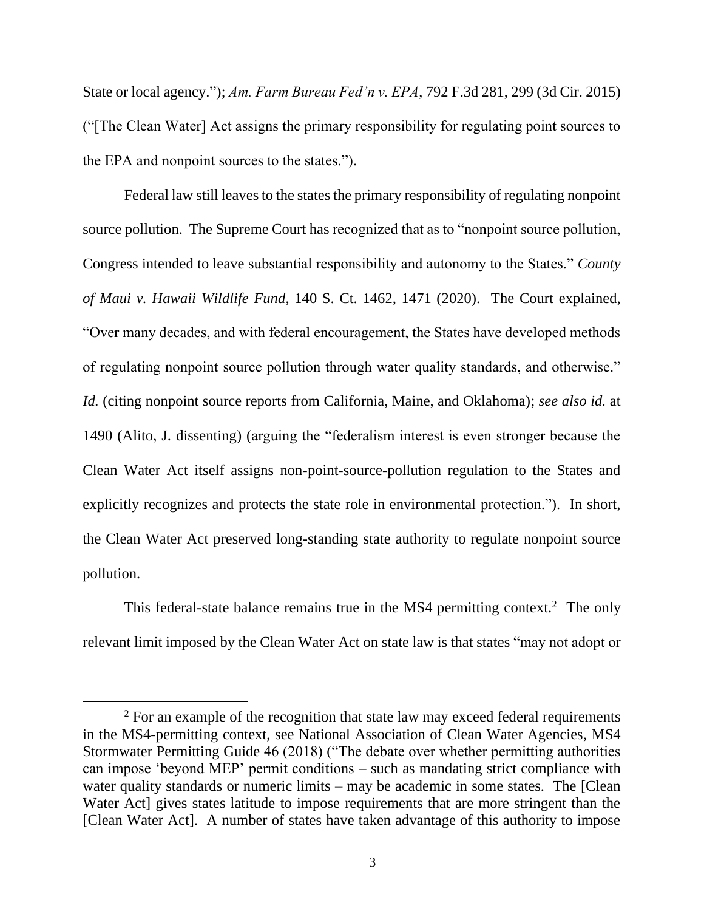State or local agency."); *Am. Farm Bureau Fed'n v. EPA*, 792 F.3d 281, 299 (3d Cir. 2015) ("[The Clean Water] Act assigns the primary responsibility for regulating point sources to the EPA and nonpoint sources to the states.").

Federal law still leaves to the states the primary responsibility of regulating nonpoint source pollution. The Supreme Court has recognized that as to "nonpoint source pollution, Congress intended to leave substantial responsibility and autonomy to the States." *County of Maui v. Hawaii Wildlife Fund*, 140 S. Ct. 1462, 1471 (2020). The Court explained, "Over many decades, and with federal encouragement, the States have developed methods of regulating nonpoint source pollution through water quality standards, and otherwise." *Id.* (citing nonpoint source reports from California, Maine, and Oklahoma); *see also id.* at 1490 (Alito, J. dissenting) (arguing the "federalism interest is even stronger because the Clean Water Act itself assigns non-point-source-pollution regulation to the States and explicitly recognizes and protects the state role in environmental protection."). In short, the Clean Water Act preserved long-standing state authority to regulate nonpoint source pollution.

This federal-state balance remains true in the MS4 permitting context.[2] The only relevant limit imposed by the Clean Water Act on state law is that states "may not adopt or

[2] For an example of the recognition that state law may exceed federal requirements in the MS4-permitting context, see National Association of Clean Water Agencies, MS4 Stormwater Permitting Guide 46 (2018) ("The debate over whether permitting authorities can impose 'beyond MEP' permit conditions – such as mandating strict compliance with water quality standards or numeric limits – may be academic in some states. The [Clean Water Act] gives states latitude to impose requirements that are more stringent than the [Clean Water Act]. A number of states have taken advantage of this authority to impose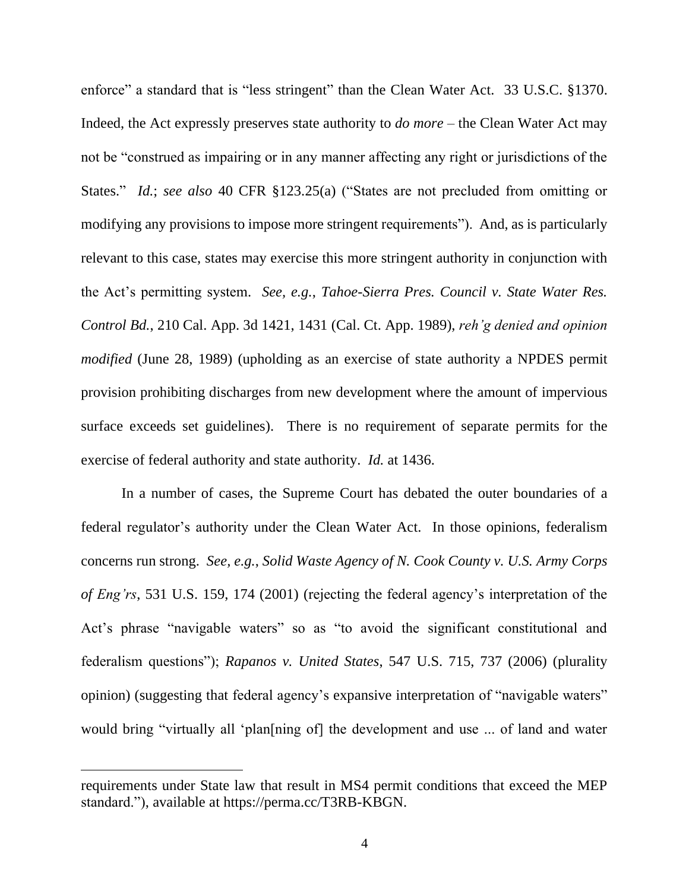enforce" a standard that is "less stringent" than the Clean Water Act. 33 U.S.C. §1370. Indeed, the Act expressly preserves state authority to *do more* – the Clean Water Act may not be "construed as impairing or in any manner affecting any right or jurisdictions of the States." *Id.*; *see also* 40 CFR §123.25(a) ("States are not precluded from omitting or modifying any provisions to impose more stringent requirements"). And, as is particularly relevant to this case, states may exercise this more stringent authority in conjunction with the Act's permitting system. *See, e.g.*, *Tahoe-Sierra Pres. Council v. State Water Res. Control Bd.*, 210 Cal. App. 3d 1421, 1431 (Cal. Ct. App. 1989), *reh'g denied and opinion modified* (June 28, 1989) (upholding as an exercise of state authority a NPDES permit provision prohibiting discharges from new development where the amount of impervious surface exceeds set guidelines). There is no requirement of separate permits for the exercise of federal authority and state authority. *Id.* at 1436.

In a number of cases, the Supreme Court has debated the outer boundaries of a federal regulator's authority under the Clean Water Act. In those opinions, federalism concerns run strong. *See, e.g.*, *Solid Waste Agency of N. Cook County v. U.S. Army Corps of Eng'rs*, 531 U.S. 159, 174 (2001) (rejecting the federal agency's interpretation of the Act's phrase "navigable waters" so as "to avoid the significant constitutional and federalism questions"); *Rapanos v. United States*, 547 U.S. 715, 737 (2006) (plurality opinion) (suggesting that federal agency's expansive interpretation of "navigable waters" would bring "virtually all 'plan[ning of] the development and use ... of land and water

---

requirements under State law that result in MS4 permit conditions that exceed the MEP standard."), available at https://perma.cc/T3RB-KBGN.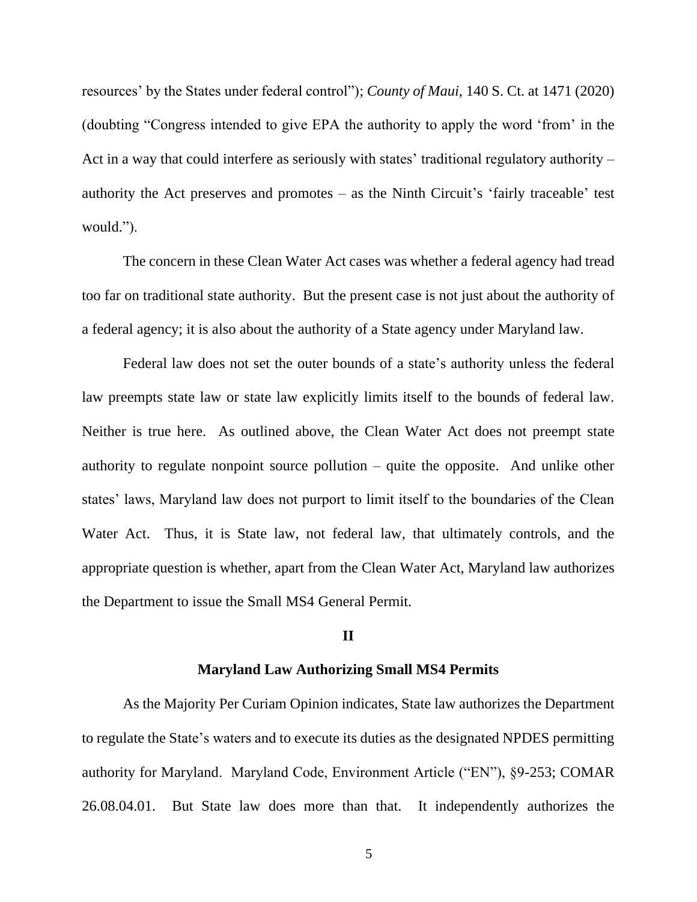resources' by the States under federal control"); *County of Maui*, 140 S. Ct. at 1471 (2020) (doubting "Congress intended to give EPA the authority to apply the word 'from' in the Act in a way that could interfere as seriously with states' traditional regulatory authority – authority the Act preserves and promotes – as the Ninth Circuit's 'fairly traceable' test would.").

The concern in these Clean Water Act cases was whether a federal agency had tread too far on traditional state authority. But the present case is not just about the authority of a federal agency; it is also about the authority of a State agency under Maryland law.

Federal law does not set the outer bounds of a state's authority unless the federal law preempts state law or state law explicitly limits itself to the bounds of federal law. Neither is true here. As outlined above, the Clean Water Act does not preempt state authority to regulate nonpoint source pollution – quite the opposite. And unlike other states' laws, Maryland law does not purport to limit itself to the boundaries of the Clean Water Act. Thus, it is State law, not federal law, that ultimately controls, and the appropriate question is whether, apart from the Clean Water Act, Maryland law authorizes the Department to issue the Small MS4 General Permit.

## II

### Maryland Law Authorizing Small MS4 Permits

As the Majority Per Curiam Opinion indicates, State law authorizes the Department to regulate the State's waters and to execute its duties as the designated NPDES permitting authority for Maryland. Maryland Code, Environment Article ("EN"), §9-253; COMAR 26.08.04.01. But State law does more than that. It independently authorizes the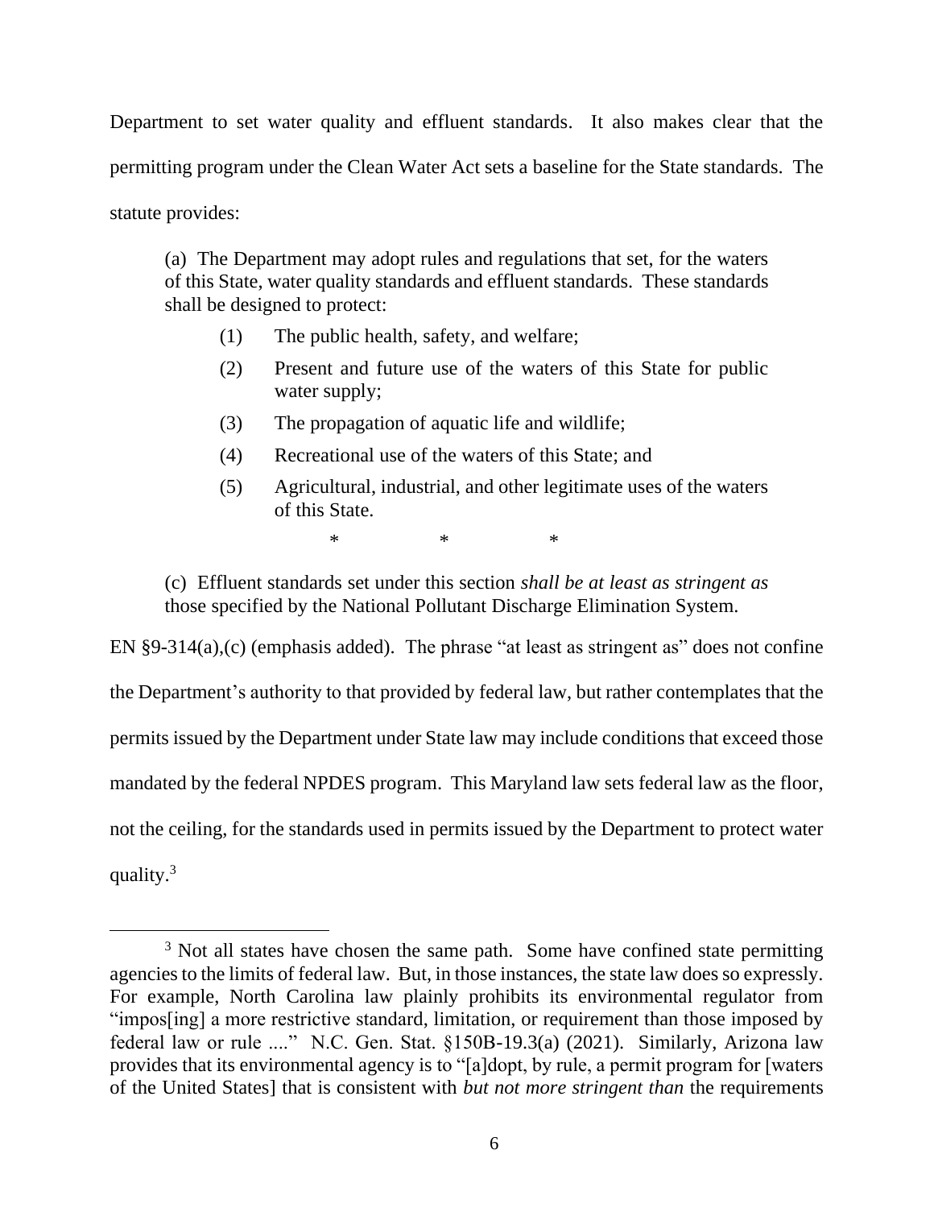Department to set water quality and effluent standards. It also makes clear that the permitting program under the Clean Water Act sets a baseline for the State standards. The statute provides:

> (a) The Department may adopt rules and regulations that set, for the waters of this State, water quality standards and effluent standards. These standards shall be designed to protect:
>
> (1) The public health, safety, and welfare;
>
> (2) Present and future use of the waters of this State for public water supply;
>
> (3) The propagation of aquatic life and wildlife;
>
> (4) Recreational use of the waters of this State; and
>
> (5) Agricultural, industrial, and other legitimate uses of the waters of this State.
>
> \* \* \*
>
> (c) Effluent standards set under this section *shall be at least as stringent as* those specified by the National Pollutant Discharge Elimination System.

EN §9-314(a),(c) (emphasis added). The phrase "at least as stringent as" does not confine the Department's authority to that provided by federal law, but rather contemplates that the permits issued by the Department under State law may include conditions that exceed those mandated by the federal NPDES program. This Maryland law sets federal law as the floor, not the ceiling, for the standards used in permits issued by the Department to protect water quality.[3]

[3] Not all states have chosen the same path. Some have confined state permitting agencies to the limits of federal law. But, in those instances, the state law does so expressly. For example, North Carolina law plainly prohibits its environmental regulator from "impos[ing] a more restrictive standard, limitation, or requirement than those imposed by federal law or rule ...." N.C. Gen. Stat. §150B-19.3(a) (2021). Similarly, Arizona law provides that its environmental agency is to "[a]dopt, by rule, a permit program for [waters of the United States] that is consistent with *but not more stringent than* the requirements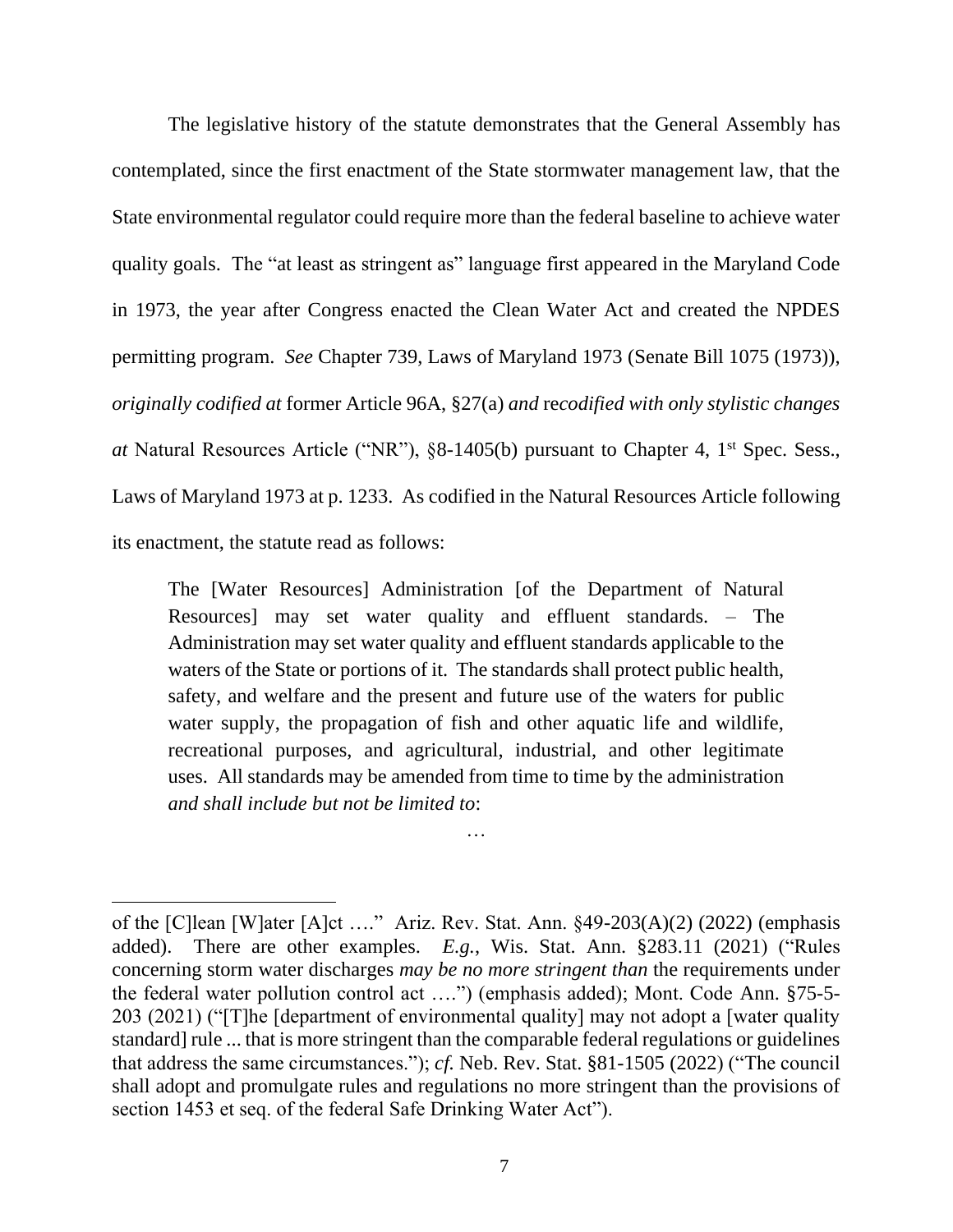The legislative history of the statute demonstrates that the General Assembly has contemplated, since the first enactment of the State stormwater management law, that the State environmental regulator could require more than the federal baseline to achieve water quality goals. The "at least as stringent as" language first appeared in the Maryland Code in 1973, the year after Congress enacted the Clean Water Act and created the NPDES permitting program. *See* Chapter 739, Laws of Maryland 1973 (Senate Bill 1075 (1973)), *originally codified at* former Article 96A, §27(a) *and* re*codified with only stylistic changes at* Natural Resources Article ("NR"), §8-1405(b) pursuant to Chapter 4, 1st Spec. Sess., Laws of Maryland 1973 at p. 1233. As codified in the Natural Resources Article following its enactment, the statute read as follows:

> The [Water Resources] Administration [of the Department of Natural Resources] may set water quality and effluent standards. – The Administration may set water quality and effluent standards applicable to the waters of the State or portions of it. The standards shall protect public health, safety, and welfare and the present and future use of the waters for public water supply, the propagation of fish and other aquatic life and wildlife, recreational purposes, and agricultural, industrial, and other legitimate uses. All standards may be amended from time to time by the administration *and shall include but not be limited to*:
>
> …

---

of the [C]lean [W]ater [A]ct …." Ariz. Rev. Stat. Ann. §49-203(A)(2) (2022) (emphasis added). There are other examples. *E.g.*, Wis. Stat. Ann. §283.11 (2021) ("Rules concerning storm water discharges *may be no more stringent than* the requirements under the federal water pollution control act ….") (emphasis added); Mont. Code Ann. §75-5-203 (2021) ("[T]he [department of environmental quality] may not adopt a [water quality standard] rule ... that is more stringent than the comparable federal regulations or guidelines that address the same circumstances."); *cf.* Neb. Rev. Stat. §81-1505 (2022) ("The council shall adopt and promulgate rules and regulations no more stringent than the provisions of section 1453 et seq. of the federal Safe Drinking Water Act").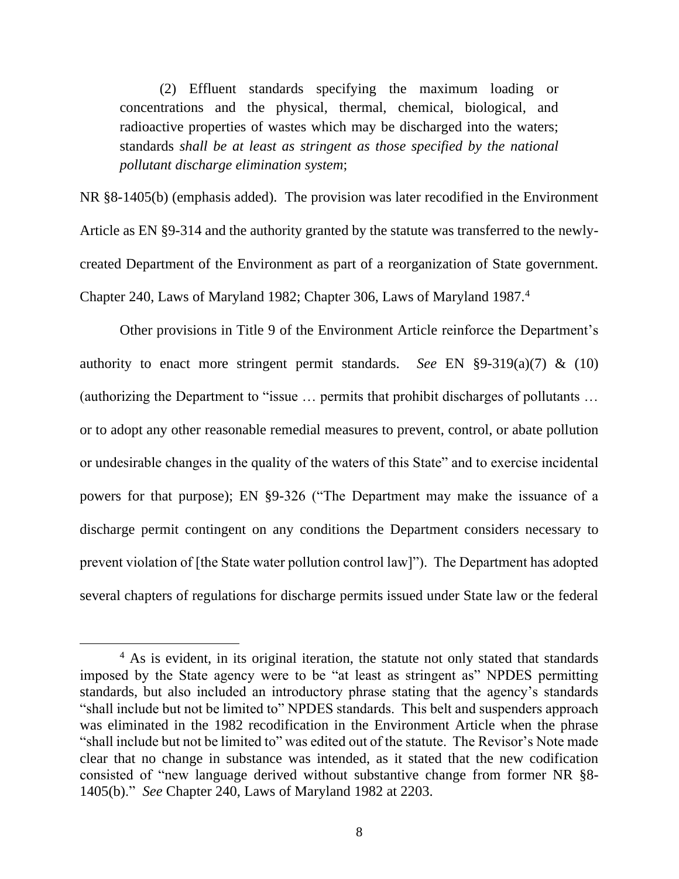(2) Effluent standards specifying the maximum loading or concentrations and the physical, thermal, chemical, biological, and radioactive properties of wastes which may be discharged into the waters; standards *shall be at least as stringent as those specified by the national pollutant discharge elimination system*;

NR §8-1405(b) (emphasis added). The provision was later recodified in the Environment Article as EN §9-314 and the authority granted by the statute was transferred to the newly-created Department of the Environment as part of a reorganization of State government. Chapter 240, Laws of Maryland 1982; Chapter 306, Laws of Maryland 1987.[4]

Other provisions in Title 9 of the Environment Article reinforce the Department's authority to enact more stringent permit standards. *See* EN §9-319(a)(7) & (10) (authorizing the Department to "issue … permits that prohibit discharges of pollutants … or to adopt any other reasonable remedial measures to prevent, control, or abate pollution or undesirable changes in the quality of the waters of this State" and to exercise incidental powers for that purpose); EN §9-326 ("The Department may make the issuance of a discharge permit contingent on any conditions the Department considers necessary to prevent violation of [the State water pollution control law]"). The Department has adopted several chapters of regulations for discharge permits issued under State law or the federal

[4] As is evident, in its original iteration, the statute not only stated that standards imposed by the State agency were to be "at least as stringent as" NPDES permitting standards, but also included an introductory phrase stating that the agency's standards "shall include but not be limited to" NPDES standards. This belt and suspenders approach was eliminated in the 1982 recodification in the Environment Article when the phrase "shall include but not be limited to" was edited out of the statute. The Revisor's Note made clear that no change in substance was intended, as it stated that the new codification consisted of "new language derived without substantive change from former NR §8-1405(b)." *See* Chapter 240, Laws of Maryland 1982 at 2203.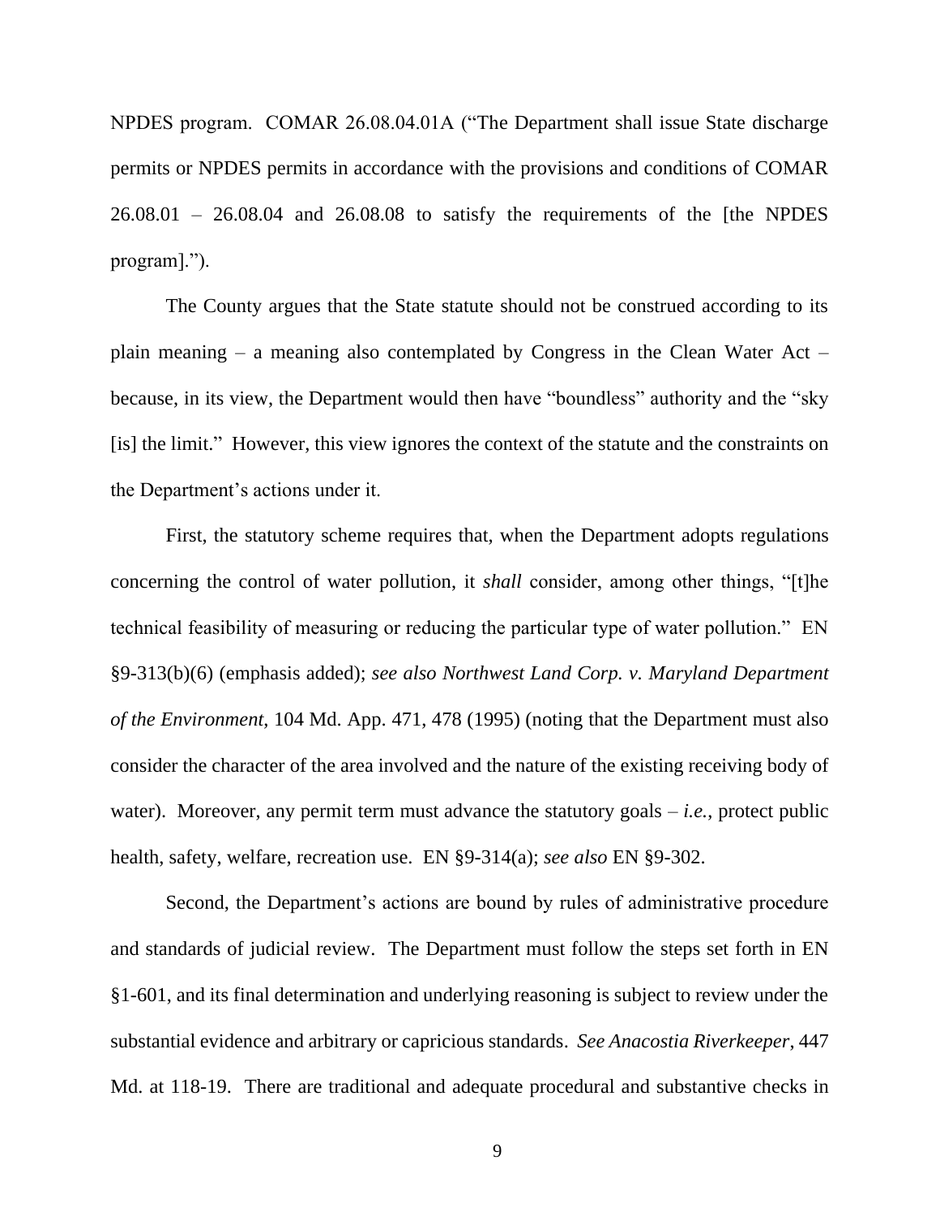NPDES program. COMAR 26.08.04.01A ("The Department shall issue State discharge permits or NPDES permits in accordance with the provisions and conditions of COMAR 26.08.01 – 26.08.04 and 26.08.08 to satisfy the requirements of the [the NPDES program].").

The County argues that the State statute should not be construed according to its plain meaning – a meaning also contemplated by Congress in the Clean Water Act – because, in its view, the Department would then have "boundless" authority and the "sky [is] the limit." However, this view ignores the context of the statute and the constraints on the Department's actions under it.

First, the statutory scheme requires that, when the Department adopts regulations concerning the control of water pollution, it *shall* consider, among other things, "[t]he technical feasibility of measuring or reducing the particular type of water pollution." EN §9-313(b)(6) (emphasis added); *see also Northwest Land Corp. v. Maryland Department of the Environment*, 104 Md. App. 471, 478 (1995) (noting that the Department must also consider the character of the area involved and the nature of the existing receiving body of water). Moreover, any permit term must advance the statutory goals – *i.e.*, protect public health, safety, welfare, recreation use. EN §9-314(a); *see also* EN §9-302.

Second, the Department's actions are bound by rules of administrative procedure and standards of judicial review. The Department must follow the steps set forth in EN §1-601, and its final determination and underlying reasoning is subject to review under the substantial evidence and arbitrary or capricious standards. *See Anacostia Riverkeeper*, 447 Md. at 118-19. There are traditional and adequate procedural and substantive checks in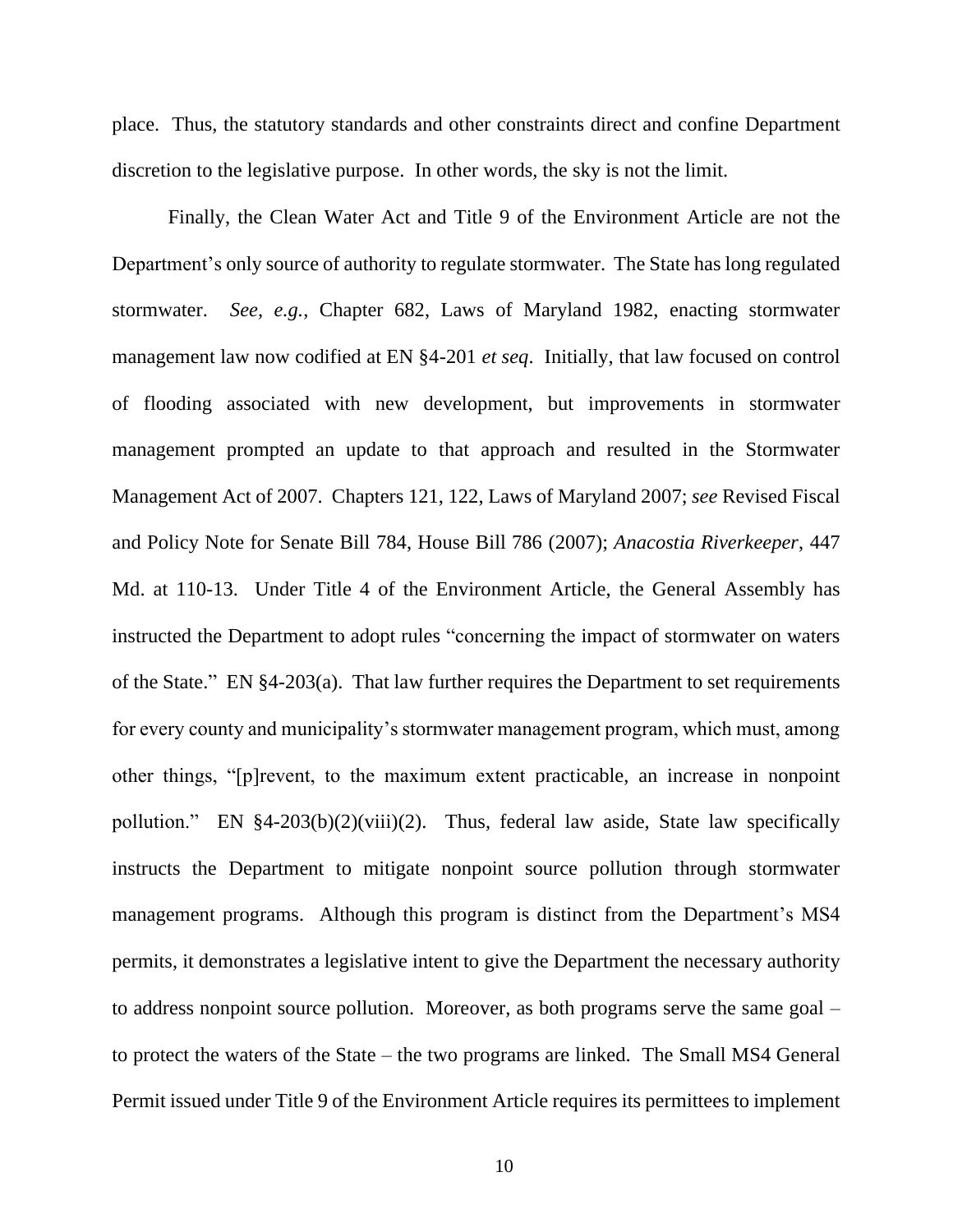place. Thus, the statutory standards and other constraints direct and confine Department discretion to the legislative purpose. In other words, the sky is not the limit.

Finally, the Clean Water Act and Title 9 of the Environment Article are not the Department's only source of authority to regulate stormwater. The State has long regulated stormwater. *See, e.g.*, Chapter 682, Laws of Maryland 1982, enacting stormwater management law now codified at EN §4-201 *et seq*. Initially, that law focused on control of flooding associated with new development, but improvements in stormwater management prompted an update to that approach and resulted in the Stormwater Management Act of 2007. Chapters 121, 122, Laws of Maryland 2007; *see* Revised Fiscal and Policy Note for Senate Bill 784, House Bill 786 (2007); *Anacostia Riverkeeper*, 447 Md. at 110-13. Under Title 4 of the Environment Article, the General Assembly has instructed the Department to adopt rules "concerning the impact of stormwater on waters of the State." EN §4-203(a). That law further requires the Department to set requirements for every county and municipality's stormwater management program, which must, among other things, "[p]revent, to the maximum extent practicable, an increase in nonpoint pollution." EN §4-203(b)(2)(viii)(2). Thus, federal law aside, State law specifically instructs the Department to mitigate nonpoint source pollution through stormwater management programs. Although this program is distinct from the Department's MS4 permits, it demonstrates a legislative intent to give the Department the necessary authority to address nonpoint source pollution. Moreover, as both programs serve the same goal – to protect the waters of the State – the two programs are linked. The Small MS4 General Permit issued under Title 9 of the Environment Article requires its permittees to implement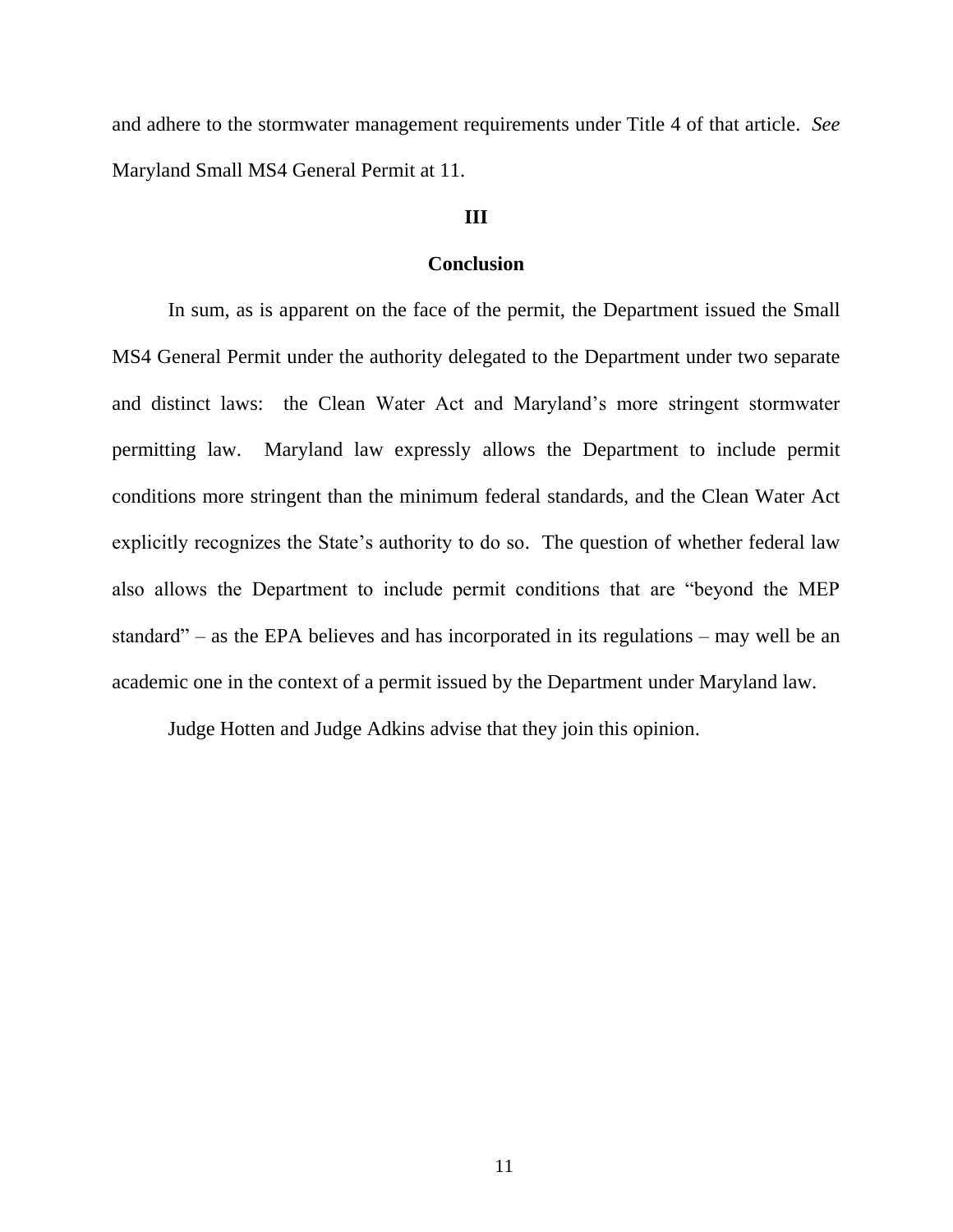and adhere to the stormwater management requirements under Title 4 of that article. *See* Maryland Small MS4 General Permit at 11.

## III

## Conclusion

In sum, as is apparent on the face of the permit, the Department issued the Small MS4 General Permit under the authority delegated to the Department under two separate and distinct laws: the Clean Water Act and Maryland's more stringent stormwater permitting law. Maryland law expressly allows the Department to include permit conditions more stringent than the minimum federal standards, and the Clean Water Act explicitly recognizes the State's authority to do so. The question of whether federal law also allows the Department to include permit conditions that are "beyond the MEP standard" – as the EPA believes and has incorporated in its regulations – may well be an academic one in the context of a permit issued by the Department under Maryland law.

Judge Hotten and Judge Adkins advise that they join this opinion.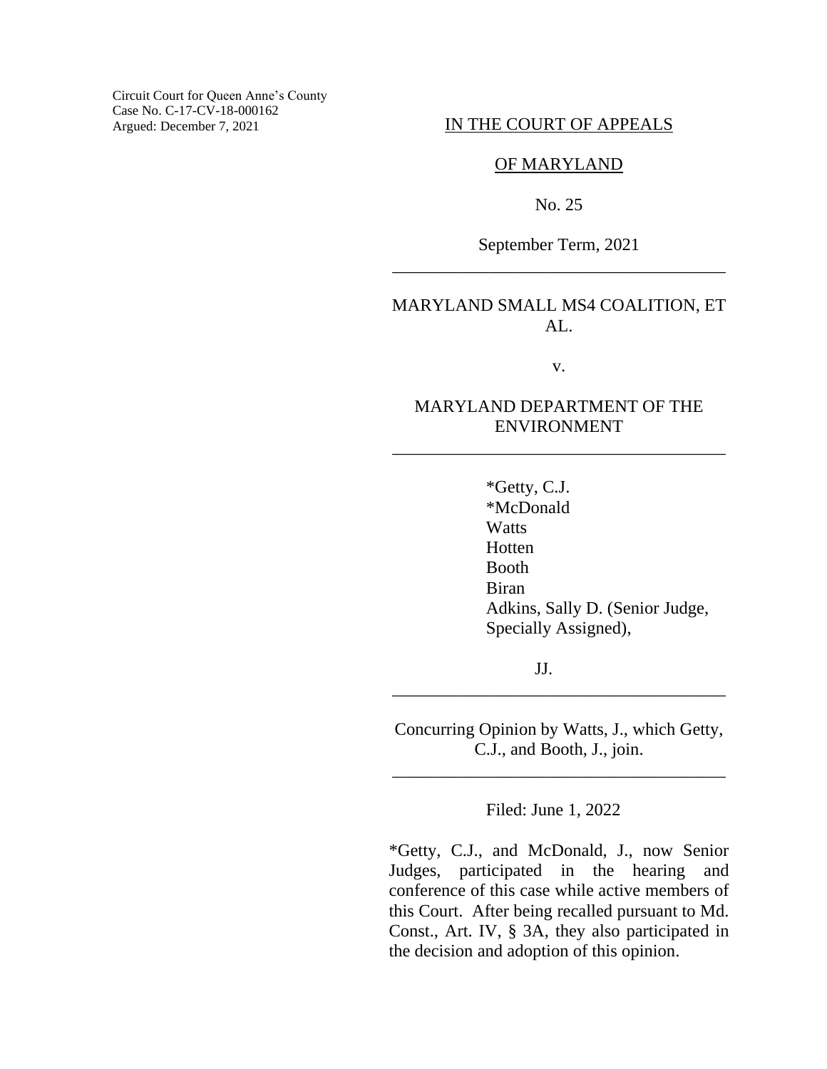Circuit Court for Queen Anne's County
Case No. C-17-CV-18-000162
Argued: December 7, 2021

IN THE COURT OF APPEALS

OF MARYLAND

No. 25

September Term, 2021

---

MARYLAND SMALL MS4 COALITION, ET AL.

v.

MARYLAND DEPARTMENT OF THE ENVIRONMENT

---

*Getty, C.J.
*McDonald
Watts
Hotten
Booth
Biran
Adkins, Sally D. (Senior Judge, Specially Assigned),

JJ.

---

Concurring Opinion by Watts, J., which Getty, C.J., and Booth, J., join.

---

Filed: June 1, 2022

*Getty, C.J., and McDonald, J., now Senior Judges, participated in the hearing and conference of this case while active members of this Court. After being recalled pursuant to Md. Const., Art. IV, § 3A, they also participated in the decision and adoption of this opinion.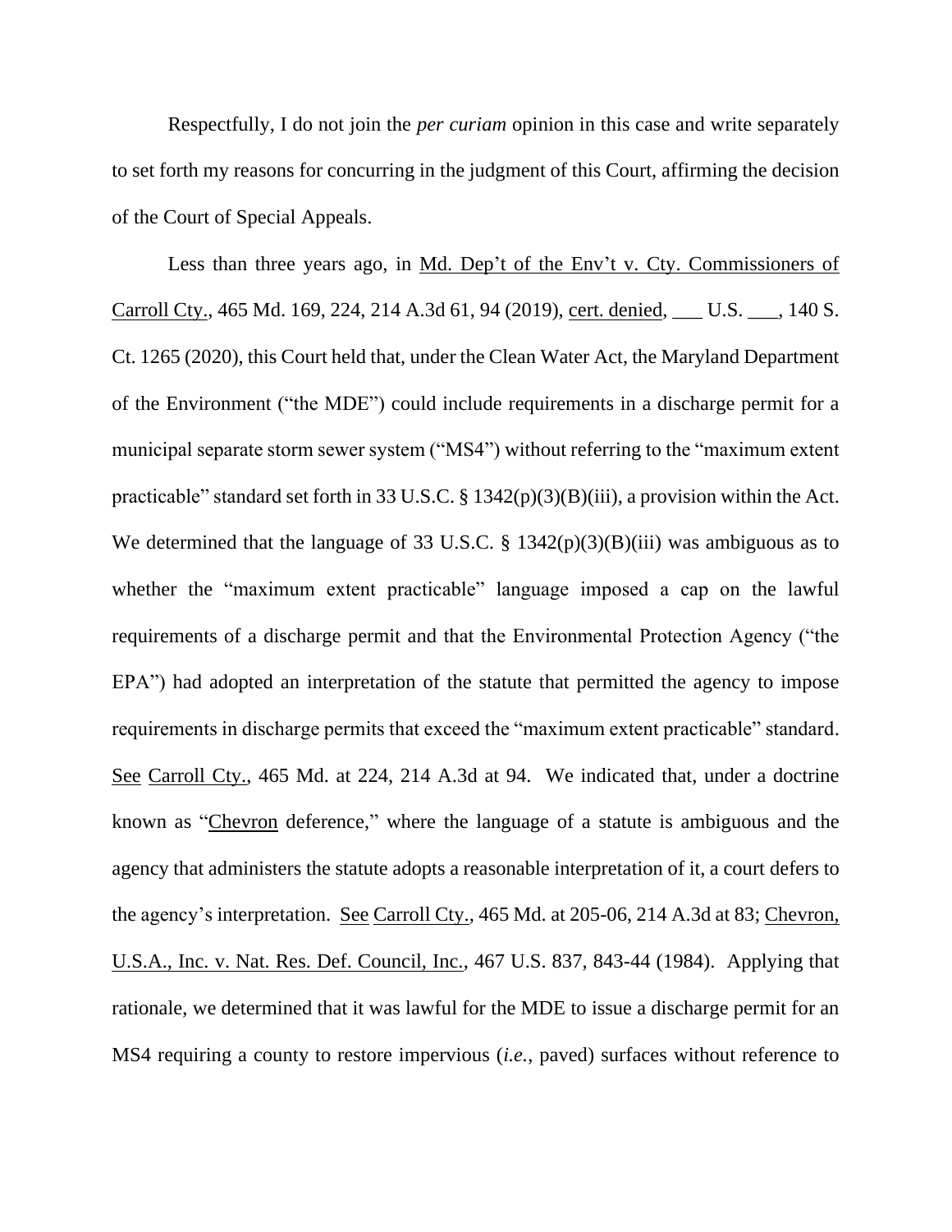Respectfully, I do not join the *per curiam* opinion in this case and write separately to set forth my reasons for concurring in the judgment of this Court, affirming the decision of the Court of Special Appeals.

Less than three years ago, in Md. Dep't of the Env't v. Cty. Commissioners of Carroll Cty., 465 Md. 169, 224, 214 A.3d 61, 94 (2019), cert. denied, ___ U.S. ___, 140 S. Ct. 1265 (2020), this Court held that, under the Clean Water Act, the Maryland Department of the Environment ("the MDE") could include requirements in a discharge permit for a municipal separate storm sewer system ("MS4") without referring to the "maximum extent practicable" standard set forth in 33 U.S.C. § 1342(p)(3)(B)(iii), a provision within the Act. We determined that the language of 33 U.S.C. § 1342(p)(3)(B)(iii) was ambiguous as to whether the "maximum extent practicable" language imposed a cap on the lawful requirements of a discharge permit and that the Environmental Protection Agency ("the EPA") had adopted an interpretation of the statute that permitted the agency to impose requirements in discharge permits that exceed the "maximum extent practicable" standard. See Carroll Cty., 465 Md. at 224, 214 A.3d at 94. We indicated that, under a doctrine known as "Chevron deference," where the language of a statute is ambiguous and the agency that administers the statute adopts a reasonable interpretation of it, a court defers to the agency's interpretation. See Carroll Cty., 465 Md. at 205-06, 214 A.3d at 83; Chevron, U.S.A., Inc. v. Nat. Res. Def. Council, Inc., 467 U.S. 837, 843-44 (1984). Applying that rationale, we determined that it was lawful for the MDE to issue a discharge permit for an MS4 requiring a county to restore impervious (*i.e.*, paved) surfaces without reference to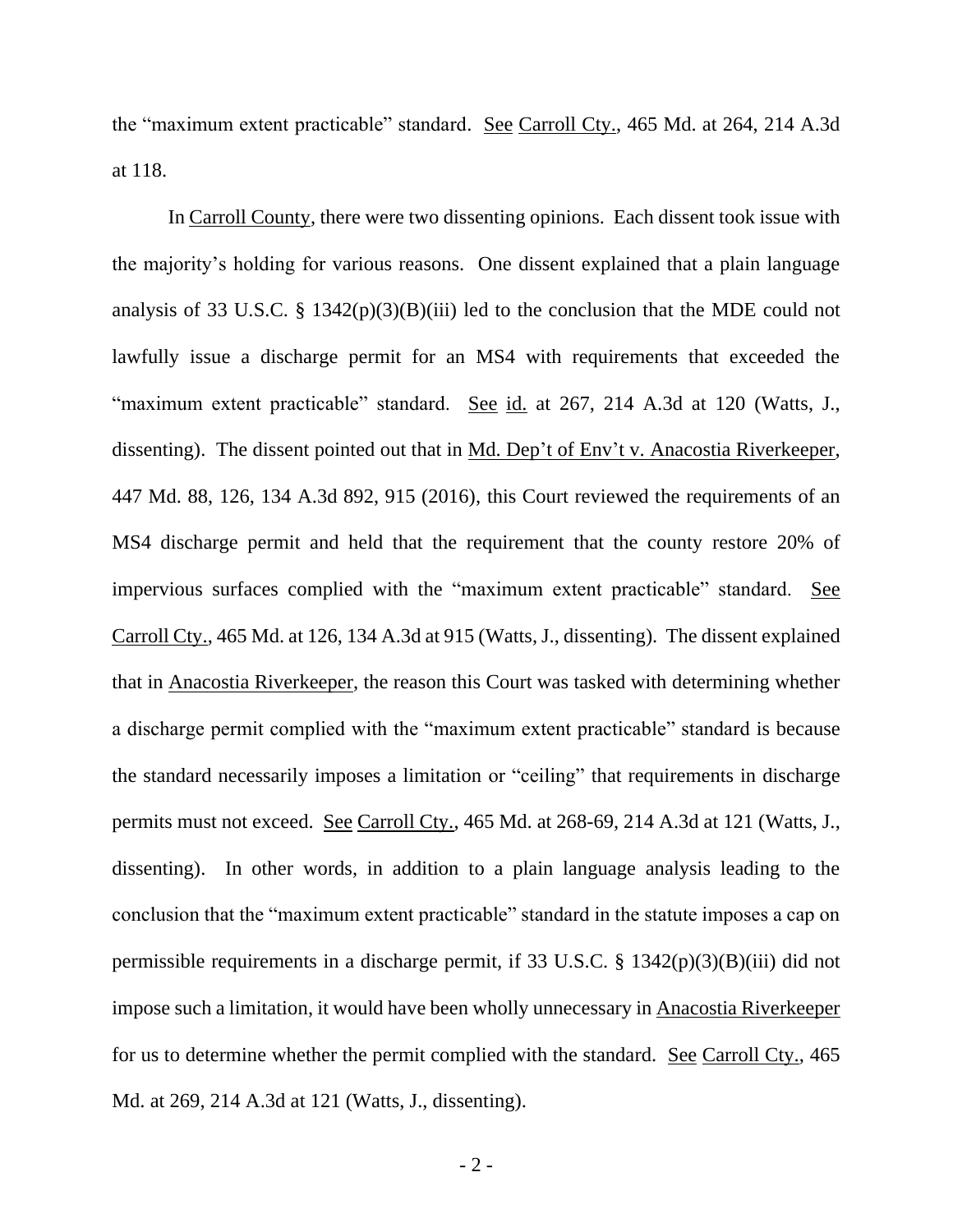the "maximum extent practicable" standard. See Carroll Cty., 465 Md. at 264, 214 A.3d at 118.

In Carroll County, there were two dissenting opinions. Each dissent took issue with the majority's holding for various reasons. One dissent explained that a plain language analysis of 33 U.S.C. § 1342(p)(3)(B)(iii) led to the conclusion that the MDE could not lawfully issue a discharge permit for an MS4 with requirements that exceeded the "maximum extent practicable" standard. See id. at 267, 214 A.3d at 120 (Watts, J., dissenting). The dissent pointed out that in Md. Dep't of Env't v. Anacostia Riverkeeper, 447 Md. 88, 126, 134 A.3d 892, 915 (2016), this Court reviewed the requirements of an MS4 discharge permit and held that the requirement that the county restore 20% of impervious surfaces complied with the "maximum extent practicable" standard. See Carroll Cty., 465 Md. at 126, 134 A.3d at 915 (Watts, J., dissenting). The dissent explained that in Anacostia Riverkeeper, the reason this Court was tasked with determining whether a discharge permit complied with the "maximum extent practicable" standard is because the standard necessarily imposes a limitation or "ceiling" that requirements in discharge permits must not exceed. See Carroll Cty., 465 Md. at 268-69, 214 A.3d at 121 (Watts, J., dissenting). In other words, in addition to a plain language analysis leading to the conclusion that the "maximum extent practicable" standard in the statute imposes a cap on permissible requirements in a discharge permit, if 33 U.S.C. § 1342(p)(3)(B)(iii) did not impose such a limitation, it would have been wholly unnecessary in Anacostia Riverkeeper for us to determine whether the permit complied with the standard. See Carroll Cty., 465 Md. at 269, 214 A.3d at 121 (Watts, J., dissenting).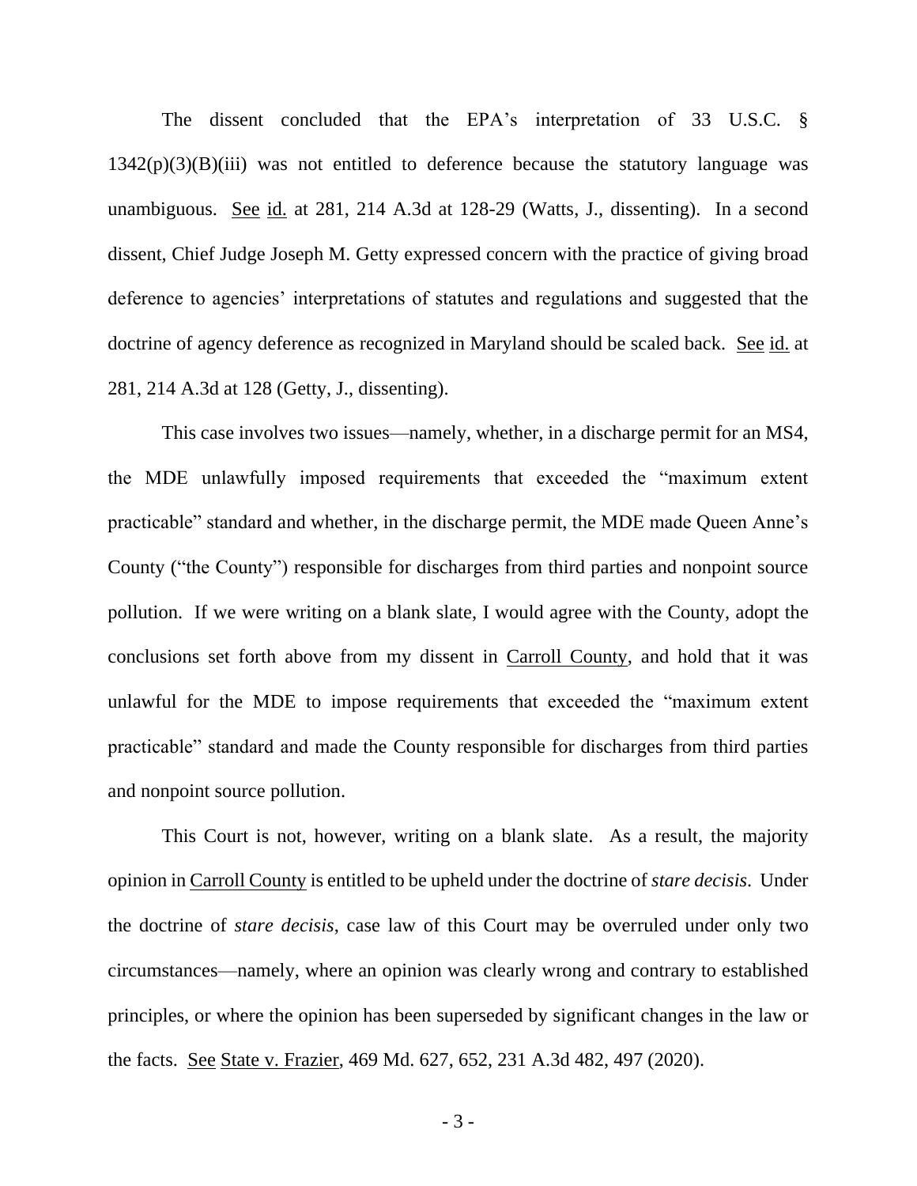The dissent concluded that the EPA's interpretation of 33 U.S.C. § 1342(p)(3)(B)(iii) was not entitled to deference because the statutory language was unambiguous. See id. at 281, 214 A.3d at 128-29 (Watts, J., dissenting). In a second dissent, Chief Judge Joseph M. Getty expressed concern with the practice of giving broad deference to agencies' interpretations of statutes and regulations and suggested that the doctrine of agency deference as recognized in Maryland should be scaled back. See id. at 281, 214 A.3d at 128 (Getty, J., dissenting).

This case involves two issues—namely, whether, in a discharge permit for an MS4, the MDE unlawfully imposed requirements that exceeded the "maximum extent practicable" standard and whether, in the discharge permit, the MDE made Queen Anne's County ("the County") responsible for discharges from third parties and nonpoint source pollution. If we were writing on a blank slate, I would agree with the County, adopt the conclusions set forth above from my dissent in Carroll County, and hold that it was unlawful for the MDE to impose requirements that exceeded the "maximum extent practicable" standard and made the County responsible for discharges from third parties and nonpoint source pollution.

This Court is not, however, writing on a blank slate. As a result, the majority opinion in Carroll County is entitled to be upheld under the doctrine of *stare decisis*. Under the doctrine of *stare decisis*, case law of this Court may be overruled under only two circumstances—namely, where an opinion was clearly wrong and contrary to established principles, or where the opinion has been superseded by significant changes in the law or the facts. See State v. Frazier, 469 Md. 627, 652, 231 A.3d 482, 497 (2020).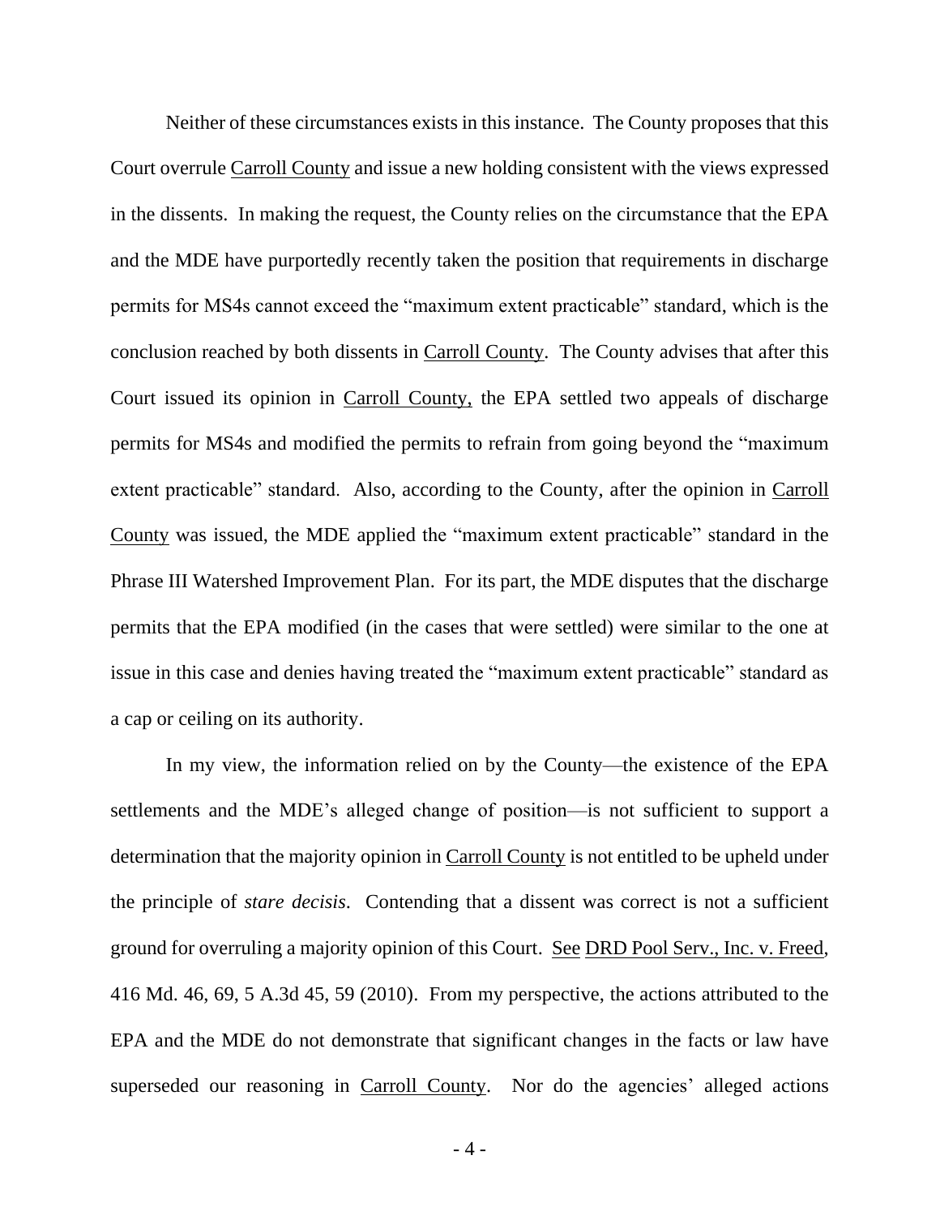Neither of these circumstances exists in this instance. The County proposes that this Court overrule Carroll County and issue a new holding consistent with the views expressed in the dissents. In making the request, the County relies on the circumstance that the EPA and the MDE have purportedly recently taken the position that requirements in discharge permits for MS4s cannot exceed the "maximum extent practicable" standard, which is the conclusion reached by both dissents in Carroll County. The County advises that after this Court issued its opinion in Carroll County, the EPA settled two appeals of discharge permits for MS4s and modified the permits to refrain from going beyond the "maximum extent practicable" standard. Also, according to the County, after the opinion in Carroll County was issued, the MDE applied the "maximum extent practicable" standard in the Phrase III Watershed Improvement Plan. For its part, the MDE disputes that the discharge permits that the EPA modified (in the cases that were settled) were similar to the one at issue in this case and denies having treated the "maximum extent practicable" standard as a cap or ceiling on its authority.

In my view, the information relied on by the County—the existence of the EPA settlements and the MDE's alleged change of position—is not sufficient to support a determination that the majority opinion in Carroll County is not entitled to be upheld under the principle of *stare decisis*. Contending that a dissent was correct is not a sufficient ground for overruling a majority opinion of this Court. See DRD Pool Serv., Inc. v. Freed, 416 Md. 46, 69, 5 A.3d 45, 59 (2010). From my perspective, the actions attributed to the EPA and the MDE do not demonstrate that significant changes in the facts or law have superseded our reasoning in Carroll County. Nor do the agencies' alleged actions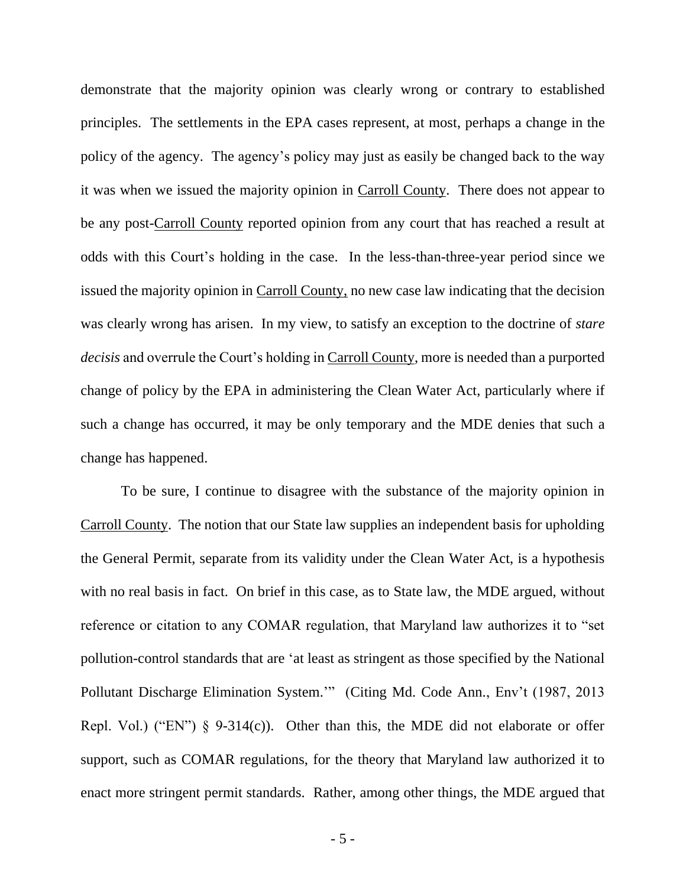demonstrate that the majority opinion was clearly wrong or contrary to established principles. The settlements in the EPA cases represent, at most, perhaps a change in the policy of the agency. The agency's policy may just as easily be changed back to the way it was when we issued the majority opinion in Carroll County. There does not appear to be any post-Carroll County reported opinion from any court that has reached a result at odds with this Court's holding in the case. In the less-than-three-year period since we issued the majority opinion in Carroll County, no new case law indicating that the decision was clearly wrong has arisen. In my view, to satisfy an exception to the doctrine of *stare decisis* and overrule the Court's holding in Carroll County, more is needed than a purported change of policy by the EPA in administering the Clean Water Act, particularly where if such a change has occurred, it may be only temporary and the MDE denies that such a change has happened.

To be sure, I continue to disagree with the substance of the majority opinion in Carroll County. The notion that our State law supplies an independent basis for upholding the General Permit, separate from its validity under the Clean Water Act, is a hypothesis with no real basis in fact. On brief in this case, as to State law, the MDE argued, without reference or citation to any COMAR regulation, that Maryland law authorizes it to "set pollution-control standards that are 'at least as stringent as those specified by the National Pollutant Discharge Elimination System.'" (Citing Md. Code Ann., Env't (1987, 2013 Repl. Vol.) ("EN") § 9-314(c)). Other than this, the MDE did not elaborate or offer support, such as COMAR regulations, for the theory that Maryland law authorized it to enact more stringent permit standards. Rather, among other things, the MDE argued that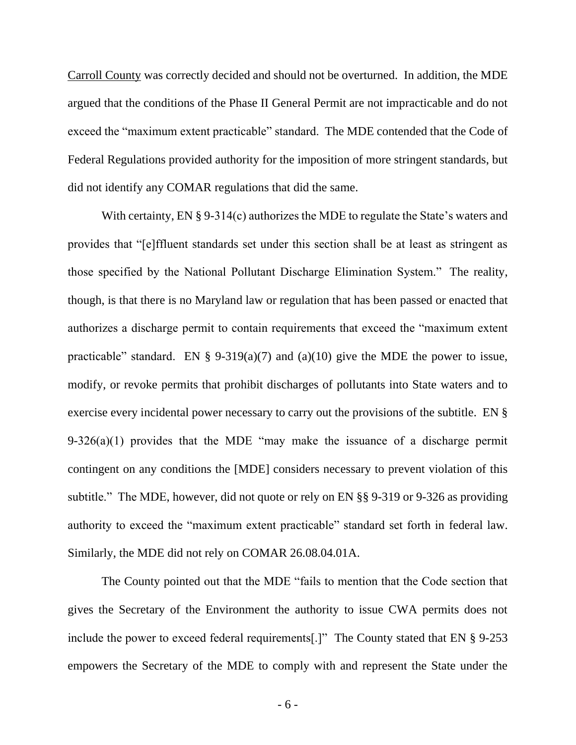Carroll County was correctly decided and should not be overturned. In addition, the MDE argued that the conditions of the Phase II General Permit are not impracticable and do not exceed the "maximum extent practicable" standard. The MDE contended that the Code of Federal Regulations provided authority for the imposition of more stringent standards, but did not identify any COMAR regulations that did the same.

With certainty, EN § 9-314(c) authorizes the MDE to regulate the State's waters and provides that "[e]ffluent standards set under this section shall be at least as stringent as those specified by the National Pollutant Discharge Elimination System." The reality, though, is that there is no Maryland law or regulation that has been passed or enacted that authorizes a discharge permit to contain requirements that exceed the "maximum extent practicable" standard. EN § 9-319(a)(7) and (a)(10) give the MDE the power to issue, modify, or revoke permits that prohibit discharges of pollutants into State waters and to exercise every incidental power necessary to carry out the provisions of the subtitle. EN § 9-326(a)(1) provides that the MDE "may make the issuance of a discharge permit contingent on any conditions the [MDE] considers necessary to prevent violation of this subtitle." The MDE, however, did not quote or rely on EN §§ 9-319 or 9-326 as providing authority to exceed the "maximum extent practicable" standard set forth in federal law. Similarly, the MDE did not rely on COMAR 26.08.04.01A.

The County pointed out that the MDE "fails to mention that the Code section that gives the Secretary of the Environment the authority to issue CWA permits does not include the power to exceed federal requirements[.]" The County stated that EN § 9-253 empowers the Secretary of the MDE to comply with and represent the State under the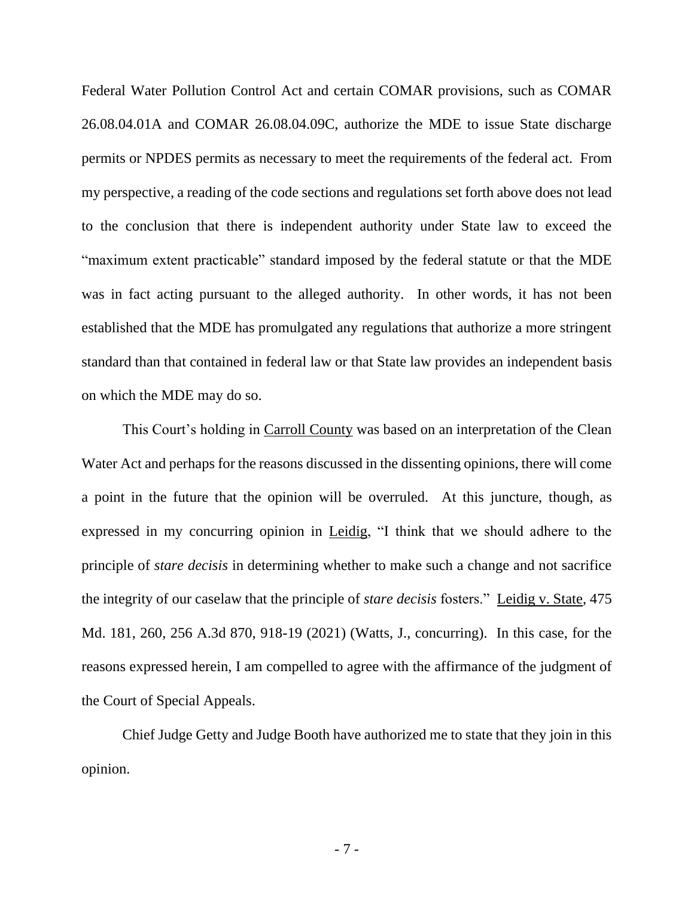Federal Water Pollution Control Act and certain COMAR provisions, such as COMAR 26.08.04.01A and COMAR 26.08.04.09C, authorize the MDE to issue State discharge permits or NPDES permits as necessary to meet the requirements of the federal act. From my perspective, a reading of the code sections and regulations set forth above does not lead to the conclusion that there is independent authority under State law to exceed the "maximum extent practicable" standard imposed by the federal statute or that the MDE was in fact acting pursuant to the alleged authority. In other words, it has not been established that the MDE has promulgated any regulations that authorize a more stringent standard than that contained in federal law or that State law provides an independent basis on which the MDE may do so.

This Court's holding in Carroll County was based on an interpretation of the Clean Water Act and perhaps for the reasons discussed in the dissenting opinions, there will come a point in the future that the opinion will be overruled. At this juncture, though, as expressed in my concurring opinion in Leidig, "I think that we should adhere to the principle of *stare decisis* in determining whether to make such a change and not sacrifice the integrity of our caselaw that the principle of *stare decisis* fosters." Leidig v. State, 475 Md. 181, 260, 256 A.3d 870, 918-19 (2021) (Watts, J., concurring). In this case, for the reasons expressed herein, I am compelled to agree with the affirmance of the judgment of the Court of Special Appeals.

Chief Judge Getty and Judge Booth have authorized me to state that they join in this opinion.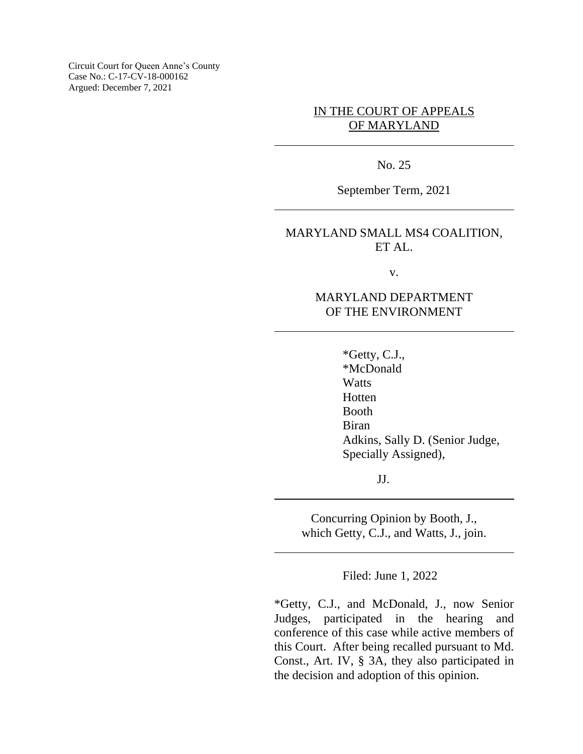Circuit Court for Queen Anne's County
Case No.: C-17-CV-18-000162
Argued: December 7, 2021

IN THE COURT OF APPEALS
OF MARYLAND

---

No. 25

September Term, 2021

---

MARYLAND SMALL MS4 COALITION,
ET AL.

v.

MARYLAND DEPARTMENT
OF THE ENVIRONMENT

---

*Getty, C.J.,
*McDonald
Watts
Hotten
Booth
Biran
Adkins, Sally D. (Senior Judge,
Specially Assigned),

JJ.

---

Concurring Opinion by Booth, J.,
which Getty, C.J., and Watts, J., join.

---

Filed: June 1, 2022

*Getty, C.J., and McDonald, J., now Senior Judges, participated in the hearing and conference of this case while active members of this Court. After being recalled pursuant to Md. Const., Art. IV, § 3A, they also participated in the decision and adoption of this opinion.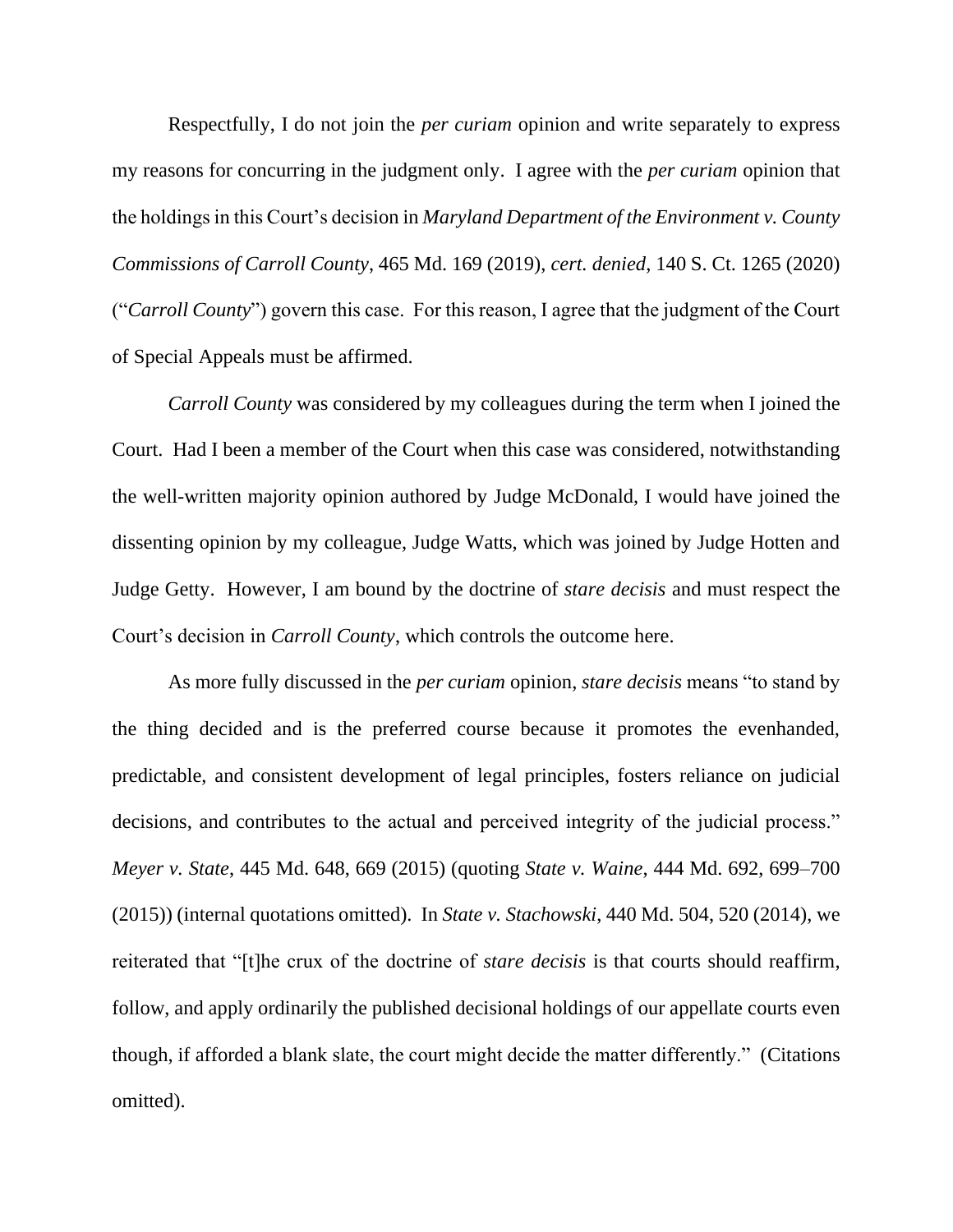Respectfully, I do not join the *per curiam* opinion and write separately to express my reasons for concurring in the judgment only. I agree with the *per curiam* opinion that the holdings in this Court's decision in *Maryland Department of the Environment v. County Commissions of Carroll County*, 465 Md. 169 (2019), *cert. denied*, 140 S. Ct. 1265 (2020) ("*Carroll County*") govern this case. For this reason, I agree that the judgment of the Court of Special Appeals must be affirmed.

*Carroll County* was considered by my colleagues during the term when I joined the Court. Had I been a member of the Court when this case was considered, notwithstanding the well-written majority opinion authored by Judge McDonald, I would have joined the dissenting opinion by my colleague, Judge Watts, which was joined by Judge Hotten and Judge Getty. However, I am bound by the doctrine of *stare decisis* and must respect the Court's decision in *Carroll County*, which controls the outcome here.

As more fully discussed in the *per curiam* opinion, *stare decisis* means "to stand by the thing decided and is the preferred course because it promotes the evenhanded, predictable, and consistent development of legal principles, fosters reliance on judicial decisions, and contributes to the actual and perceived integrity of the judicial process." *Meyer v. State*, 445 Md. 648, 669 (2015) (quoting *State v. Waine*, 444 Md. 692, 699–700 (2015)) (internal quotations omitted). In *State v. Stachowski*, 440 Md. 504, 520 (2014), we reiterated that "[t]he crux of the doctrine of *stare decisis* is that courts should reaffirm, follow, and apply ordinarily the published decisional holdings of our appellate courts even though, if afforded a blank slate, the court might decide the matter differently." (Citations omitted).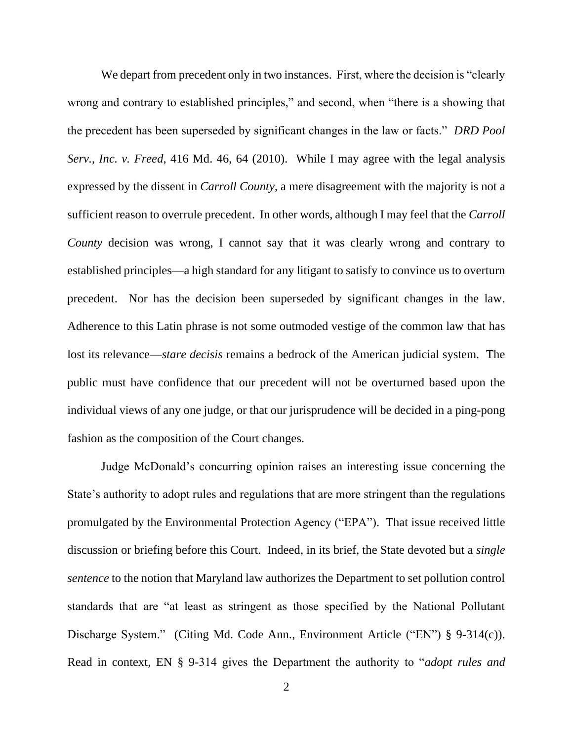We depart from precedent only in two instances. First, where the decision is "clearly wrong and contrary to established principles," and second, when "there is a showing that the precedent has been superseded by significant changes in the law or facts." *DRD Pool Serv., Inc. v. Freed*, 416 Md. 46, 64 (2010). While I may agree with the legal analysis expressed by the dissent in *Carroll County*, a mere disagreement with the majority is not a sufficient reason to overrule precedent. In other words, although I may feel that the *Carroll County* decision was wrong, I cannot say that it was clearly wrong and contrary to established principles—a high standard for any litigant to satisfy to convince us to overturn precedent. Nor has the decision been superseded by significant changes in the law. Adherence to this Latin phrase is not some outmoded vestige of the common law that has lost its relevance—*stare decisis* remains a bedrock of the American judicial system. The public must have confidence that our precedent will not be overturned based upon the individual views of any one judge, or that our jurisprudence will be decided in a ping-pong fashion as the composition of the Court changes.

Judge McDonald's concurring opinion raises an interesting issue concerning the State's authority to adopt rules and regulations that are more stringent than the regulations promulgated by the Environmental Protection Agency ("EPA"). That issue received little discussion or briefing before this Court. Indeed, in its brief, the State devoted but a *single sentence* to the notion that Maryland law authorizes the Department to set pollution control standards that are "at least as stringent as those specified by the National Pollutant Discharge System." (Citing Md. Code Ann., Environment Article ("EN") § 9-314(c)). Read in context, EN § 9-314 gives the Department the authority to "*adopt rules and*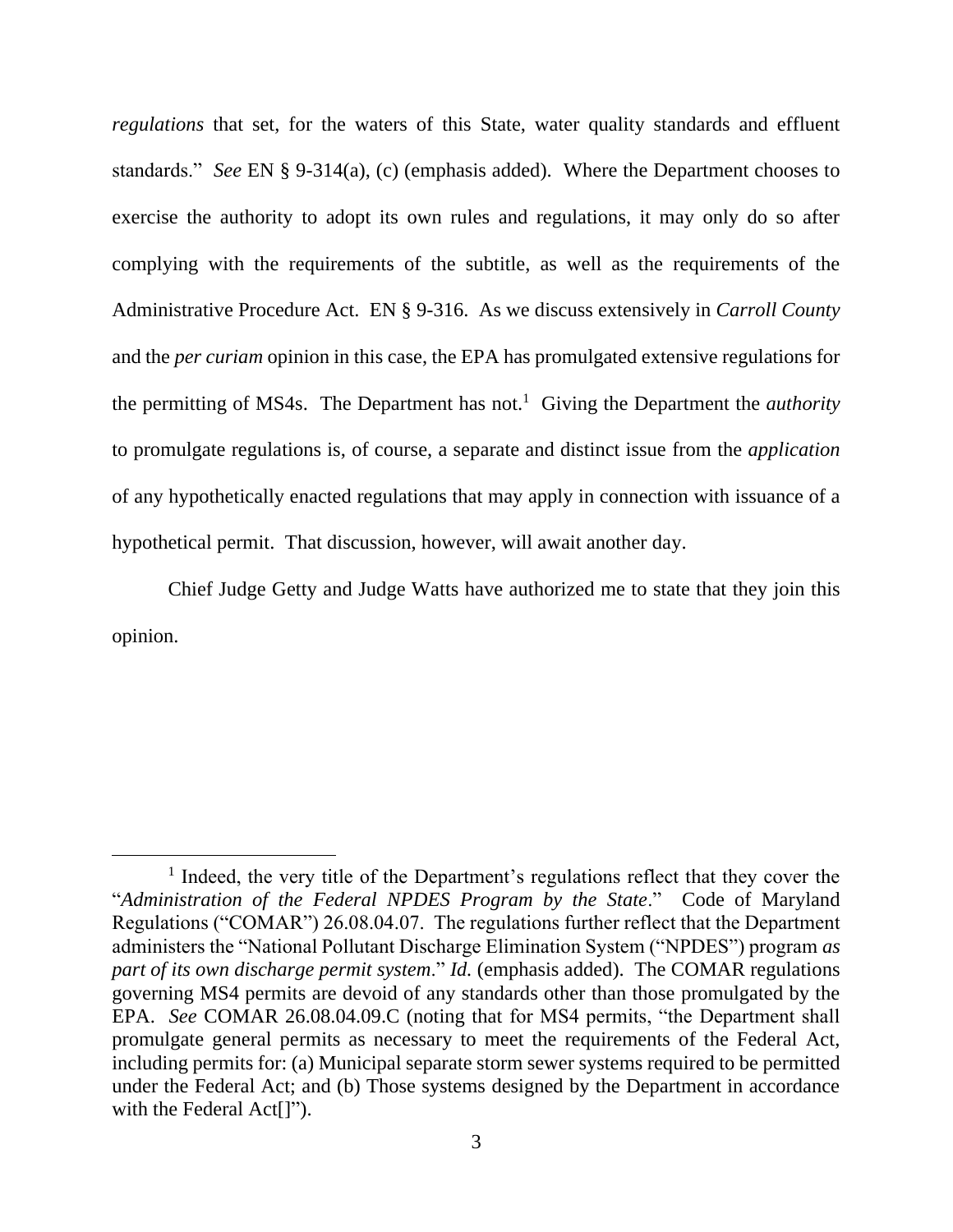*regulations* that set, for the waters of this State, water quality standards and effluent standards." *See* EN § 9-314(a), (c) (emphasis added). Where the Department chooses to exercise the authority to adopt its own rules and regulations, it may only do so after complying with the requirements of the subtitle, as well as the requirements of the Administrative Procedure Act. EN § 9-316. As we discuss extensively in *Carroll County* and the *per curiam* opinion in this case, the EPA has promulgated extensive regulations for the permitting of MS4s. The Department has not.[1] Giving the Department the *authority* to promulgate regulations is, of course, a separate and distinct issue from the *application* of any hypothetically enacted regulations that may apply in connection with issuance of a hypothetical permit. That discussion, however, will await another day.

Chief Judge Getty and Judge Watts have authorized me to state that they join this opinion.

---

[1] Indeed, the very title of the Department's regulations reflect that they cover the "*Administration of the Federal NPDES Program by the State*." Code of Maryland Regulations ("COMAR") 26.08.04.07. The regulations further reflect that the Department administers the "National Pollutant Discharge Elimination System ("NPDES") program *as part of its own discharge permit system*." *Id.* (emphasis added). The COMAR regulations governing MS4 permits are devoid of any standards other than those promulgated by the EPA. *See* COMAR 26.08.04.09.C (noting that for MS4 permits, "the Department shall promulgate general permits as necessary to meet the requirements of the Federal Act, including permits for: (a) Municipal separate storm sewer systems required to be permitted under the Federal Act; and (b) Those systems designed by the Department in accordance with the Federal Act[]").